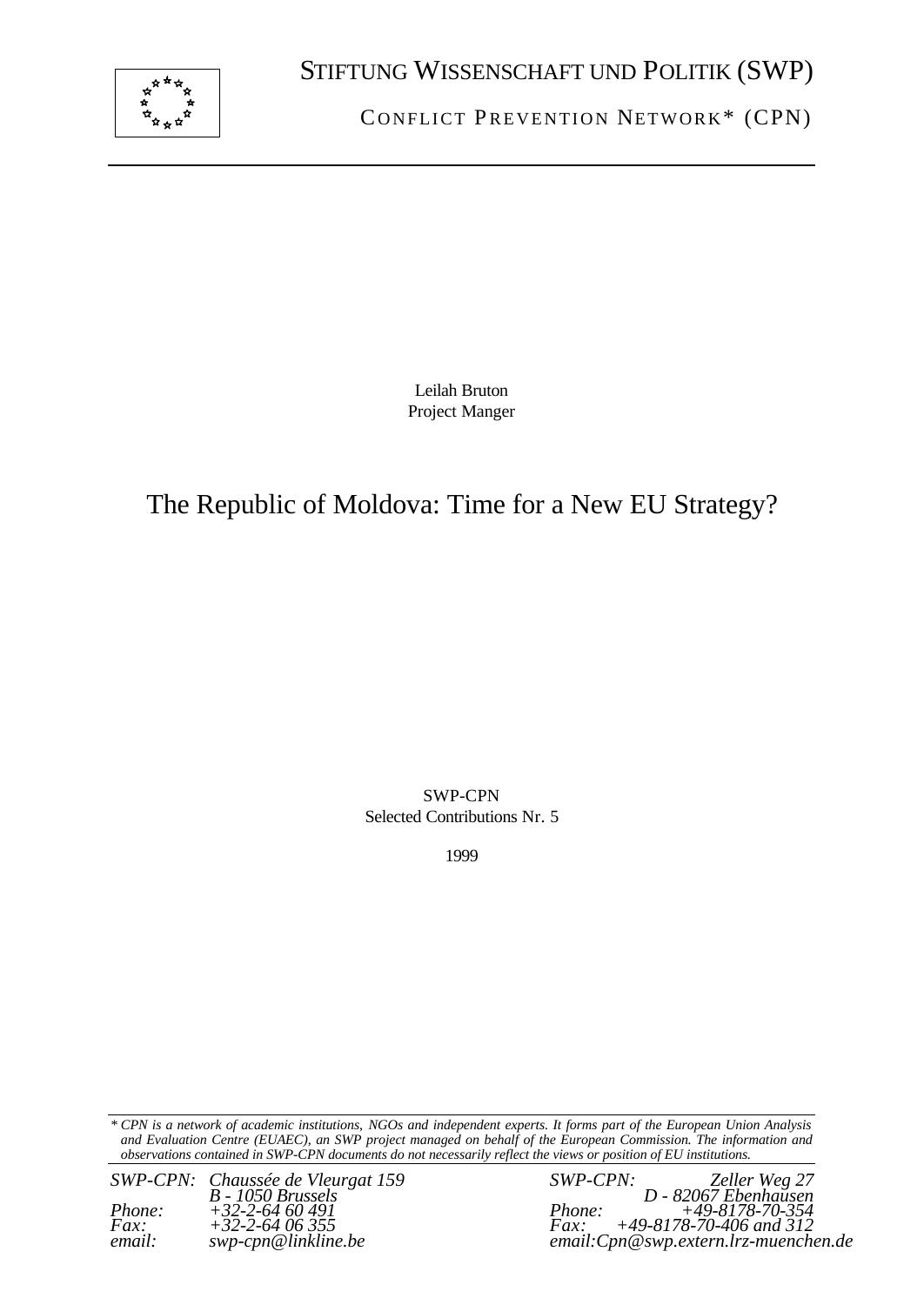STIFTUNG WISSENSCHAFT UND POLITIK (SWP)

CONFLICT PREVENTION NETWORK* (CPN)

Leilah Bruton
Project Manger

# The Republic of Moldova: Time for a New EU Strategy?

SWP-CPN
Selected Contributions Nr. 5

1999

*\* CPN is a network of academic institutions, NGOs and independent experts. It forms part of the European Union Analysis and Evaluation Centre (EUAEC), an SWP project managed on behalf of the European Commission. The information and observations contained in SWP-CPN documents do not necessarily reflect the views or position of EU institutions.*

*SWP-CPN: Chaussée de Vleurgat 159*
*B - 1050 Brussels*
*Phone: +32-2-64 60 491*
*Fax: +32-2-64 06 355*
*email: swp-cpn@linkline.be*

*SWP-CPN: Zeller Weg 27*
*D - 82067 Ebenhausen*
*Phone: +49-8178-70-354*
*Fax: +49-8178-70-406 and 312*
*email:Cpn@swp.extern.lrz-muenchen.de*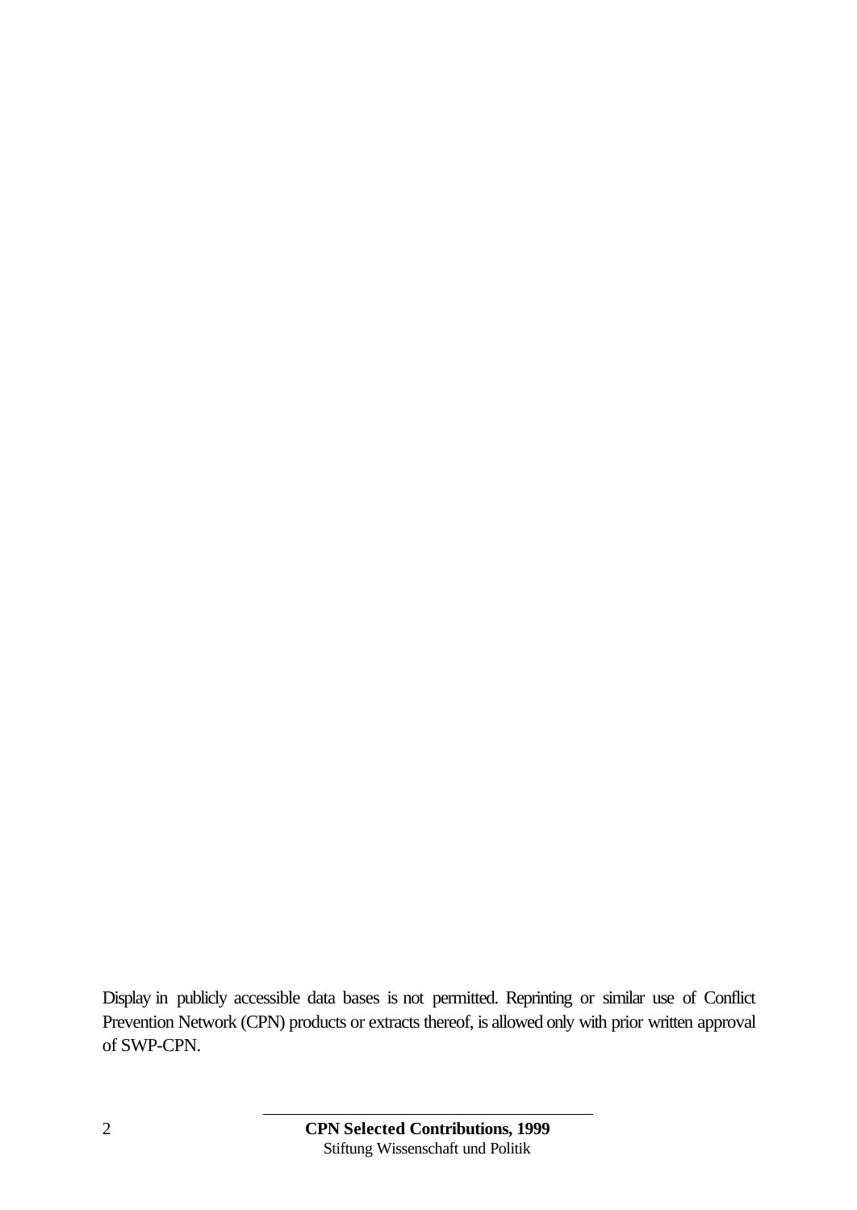Display in publicly accessible data bases is not permitted. Reprinting or similar use of Conflict Prevention Network (CPN) products or extracts thereof, is allowed only with prior written approval of SWP-CPN.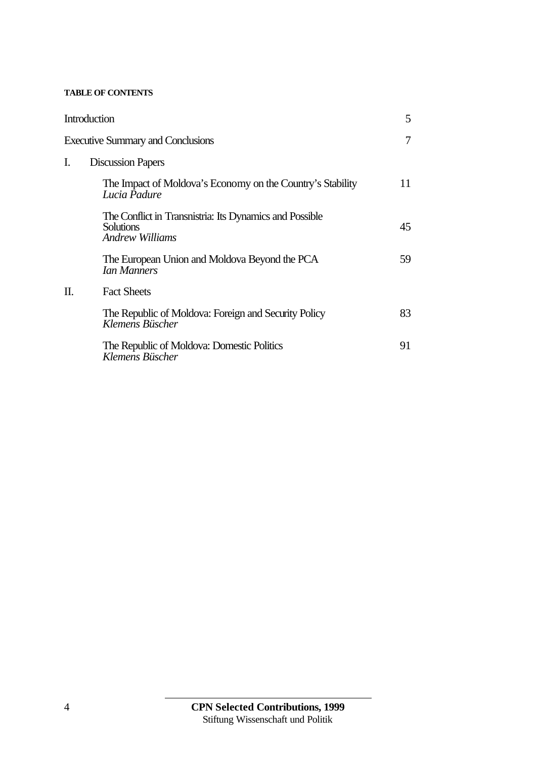**TABLE OF CONTENTS**

| | |
|---|---|
| Introduction | 5 |
| Executive Summary and Conclusions | 7 |
| I. Discussion Papers | |
| The Impact of Moldova's Economy on the Country's Stability<br>*Lucia Padure* | 11 |
| The Conflict in Transnistria: Its Dynamics and Possible Solutions<br>*Andrew Williams* | 45 |
| The European Union and Moldova Beyond the PCA<br>*Ian Manners* | 59 |
| II. Fact Sheets | |
| The Republic of Moldova: Foreign and Security Policy<br>*Klemens Büscher* | 83 |
| The Republic of Moldova: Domestic Politics<br>*Klemens Büscher* | 91 |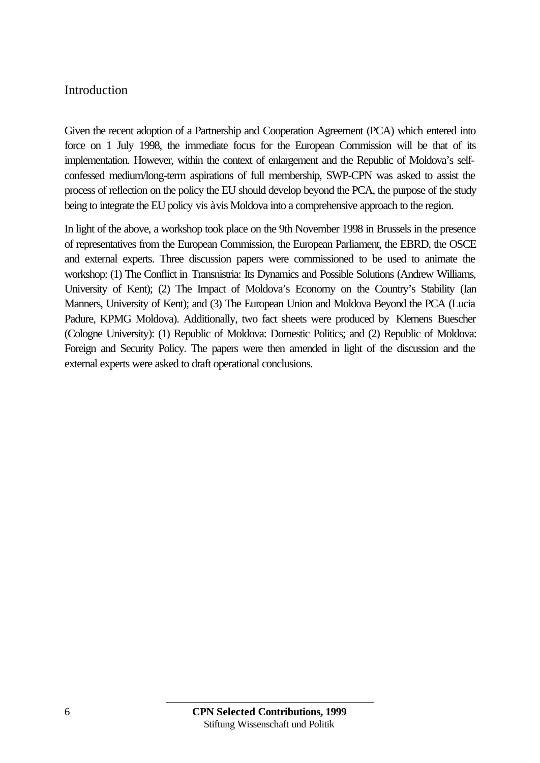## Introduction

Given the recent adoption of a Partnership and Cooperation Agreement (PCA) which entered into force on 1 July 1998, the immediate focus for the European Commission will be that of its implementation. However, within the context of enlargement and the Republic of Moldova's self-confessed medium/long-term aspirations of full membership, SWP-CPN was asked to assist the process of reflection on the policy the EU should develop beyond the PCA, the purpose of the study being to integrate the EU policy vis à vis Moldova into a comprehensive approach to the region.

In light of the above, a workshop took place on the 9th November 1998 in Brussels in the presence of representatives from the European Commission, the European Parliament, the EBRD, the OSCE and external experts. Three discussion papers were commissioned to be used to animate the workshop: (1) The Conflict in Transnistria: Its Dynamics and Possible Solutions (Andrew Williams, University of Kent); (2) The Impact of Moldova's Economy on the Country's Stability (Ian Manners, University of Kent); and (3) The European Union and Moldova Beyond the PCA (Lucia Padure, KPMG Moldova). Additionally, two fact sheets were produced by Klemens Buescher (Cologne University): (1) Republic of Moldova: Domestic Politics; and (2) Republic of Moldova: Foreign and Security Policy. The papers were then amended in light of the discussion and the external experts were asked to draft operational conclusions.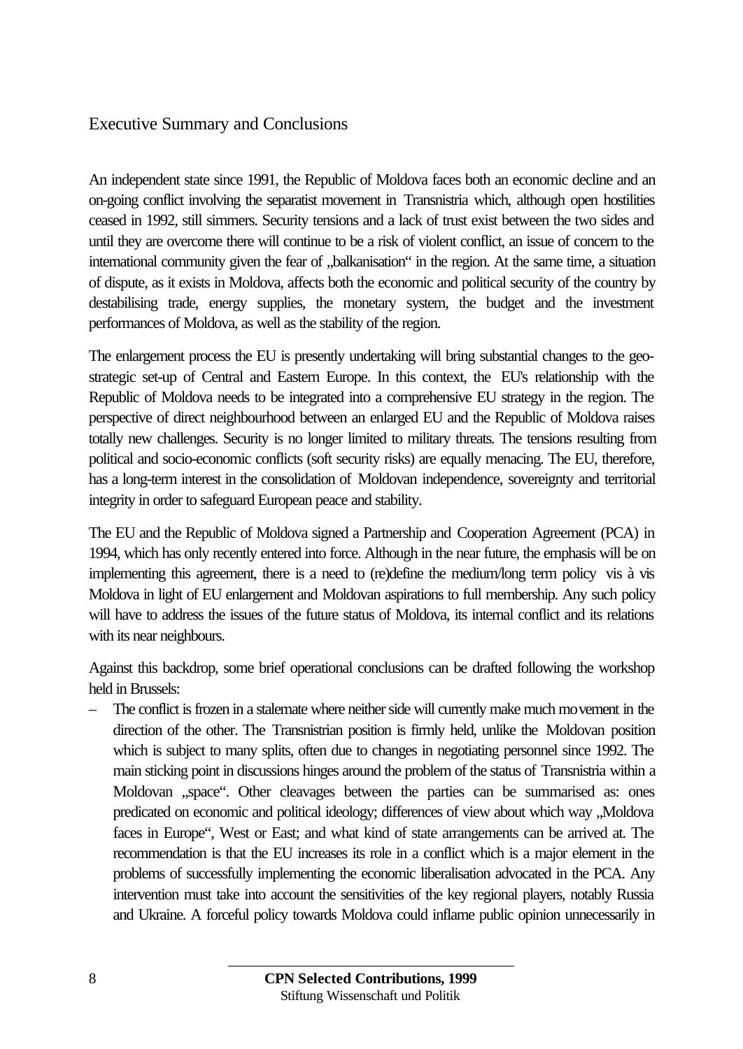## Executive Summary and Conclusions

An independent state since 1991, the Republic of Moldova faces both an economic decline and an on-going conflict involving the separatist movement in Transnistria which, although open hostilities ceased in 1992, still simmers. Security tensions and a lack of trust exist between the two sides and until they are overcome there will continue to be a risk of violent conflict, an issue of concern to the international community given the fear of „balkanisation" in the region. At the same time, a situation of dispute, as it exists in Moldova, affects both the economic and political security of the country by destabilising trade, energy supplies, the monetary system, the budget and the investment performances of Moldova, as well as the stability of the region.

The enlargement process the EU is presently undertaking will bring substantial changes to the geo-strategic set-up of Central and Eastern Europe. In this context, the EU's relationship with the Republic of Moldova needs to be integrated into a comprehensive EU strategy in the region. The perspective of direct neighbourhood between an enlarged EU and the Republic of Moldova raises totally new challenges. Security is no longer limited to military threats. The tensions resulting from political and socio-economic conflicts (soft security risks) are equally menacing. The EU, therefore, has a long-term interest in the consolidation of Moldovan independence, sovereignty and territorial integrity in order to safeguard European peace and stability.

The EU and the Republic of Moldova signed a Partnership and Cooperation Agreement (PCA) in 1994, which has only recently entered into force. Although in the near future, the emphasis will be on implementing this agreement, there is a need to (re)define the medium/long term policy vis à vis Moldova in light of EU enlargement and Moldovan aspirations to full membership. Any such policy will have to address the issues of the future status of Moldova, its internal conflict and its relations with its near neighbours.

Against this backdrop, some brief operational conclusions can be drafted following the workshop held in Brussels:

– The conflict is frozen in a stalemate where neither side will currently make much movement in the direction of the other. The Transnistrian position is firmly held, unlike the Moldovan position which is subject to many splits, often due to changes in negotiating personnel since 1992. The main sticking point in discussions hinges around the problem of the status of Transnistria within a Moldovan „space". Other cleavages between the parties can be summarised as: ones predicated on economic and political ideology; differences of view about which way „Moldova faces in Europe", West or East; and what kind of state arrangements can be arrived at. The recommendation is that the EU increases its role in a conflict which is a major element in the problems of successfully implementing the economic liberalisation advocated in the PCA. Any intervention must take into account the sensitivities of the key regional players, notably Russia and Ukraine. A forceful policy towards Moldova could inflame public opinion unnecessarily in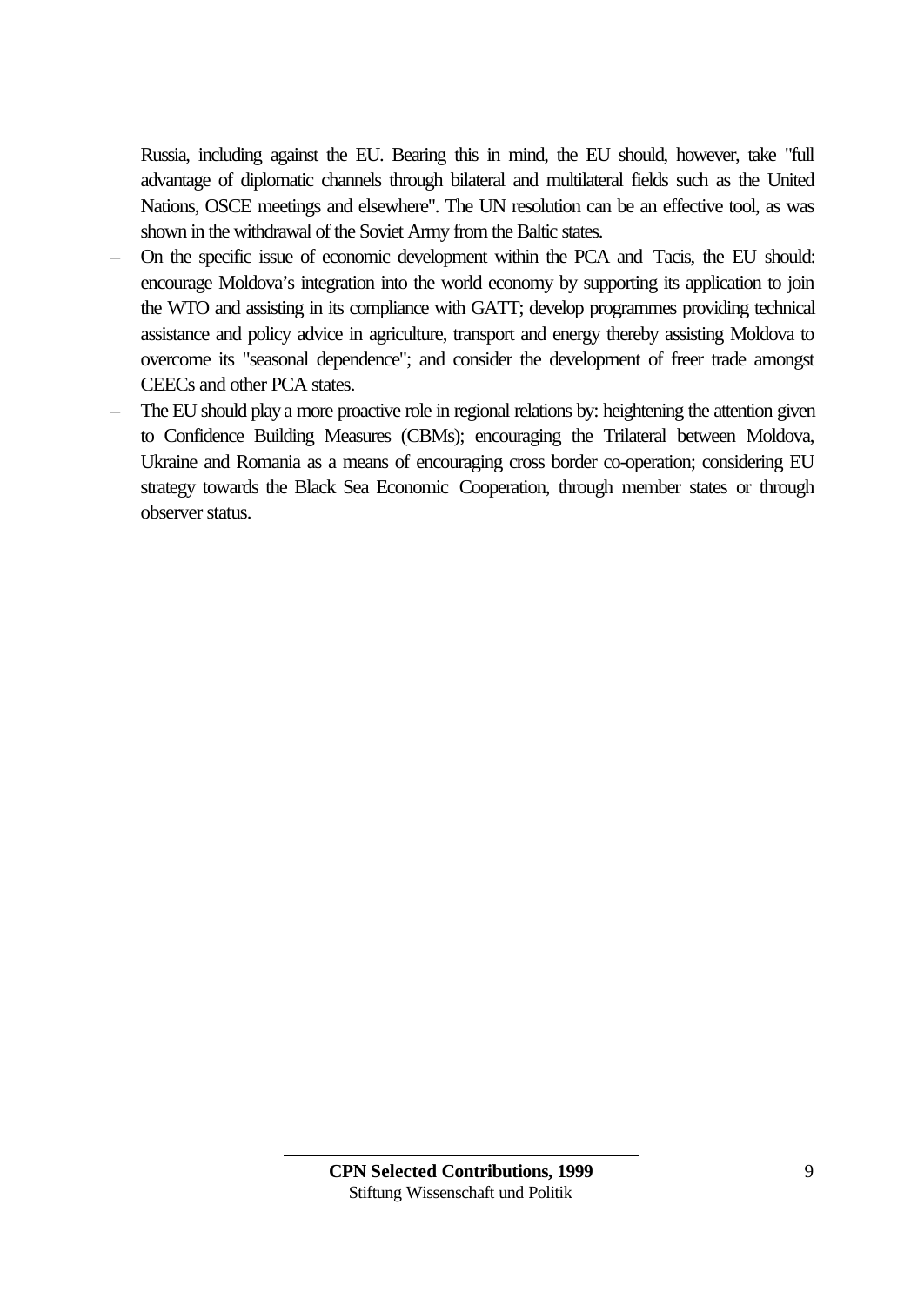Russia, including against the EU. Bearing this in mind, the EU should, however, take "full advantage of diplomatic channels through bilateral and multilateral fields such as the United Nations, OSCE meetings and elsewhere". The UN resolution can be an effective tool, as was shown in the withdrawal of the Soviet Army from the Baltic states.

- On the specific issue of economic development within the PCA and Tacis, the EU should: encourage Moldova's integration into the world economy by supporting its application to join the WTO and assisting in its compliance with GATT; develop programmes providing technical assistance and policy advice in agriculture, transport and energy thereby assisting Moldova to overcome its "seasonal dependence"; and consider the development of freer trade amongst CEECs and other PCA states.
- The EU should play a more proactive role in regional relations by: heightening the attention given to Confidence Building Measures (CBMs); encouraging the Trilateral between Moldova, Ukraine and Romania as a means of encouraging cross border co-operation; considering EU strategy towards the Black Sea Economic Cooperation, through member states or through observer status.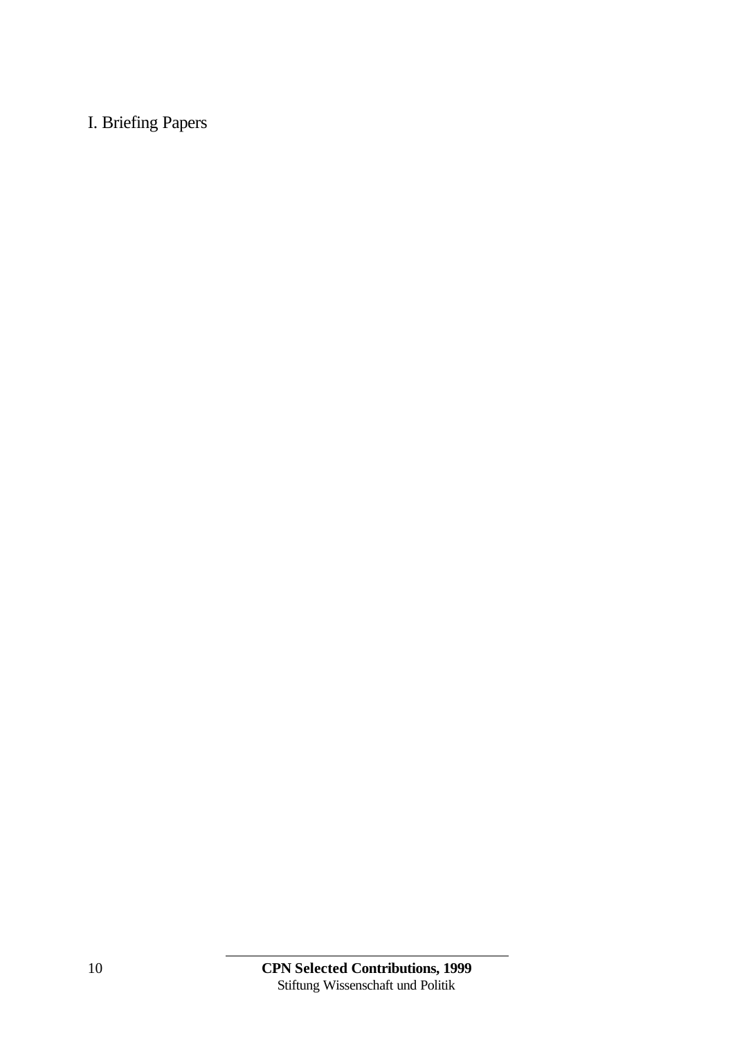# I. Briefing Papers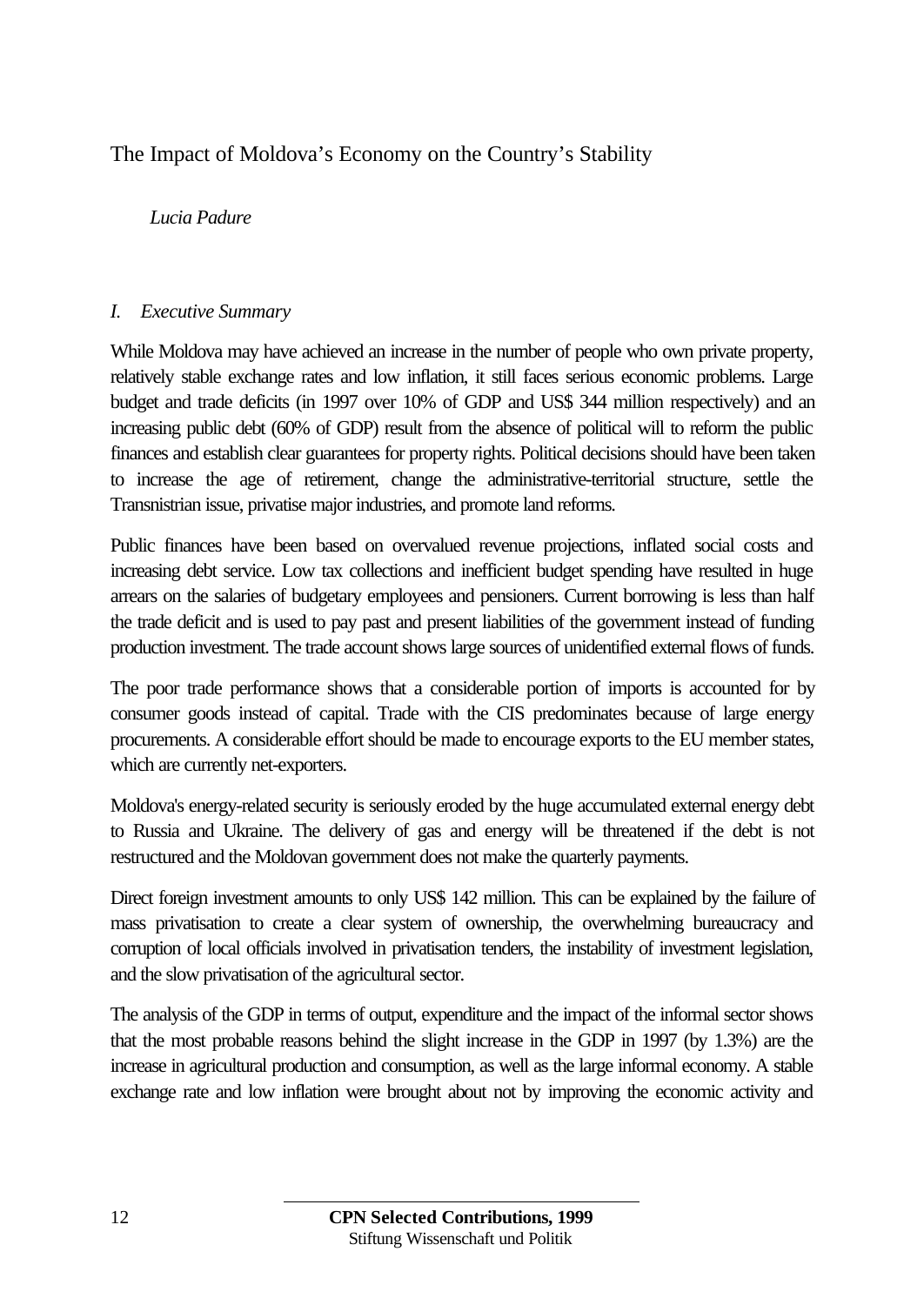# The Impact of Moldova's Economy on the Country's Stability

*Lucia Padure*

## *I. Executive Summary*

While Moldova may have achieved an increase in the number of people who own private property, relatively stable exchange rates and low inflation, it still faces serious economic problems. Large budget and trade deficits (in 1997 over 10% of GDP and US$ 344 million respectively) and an increasing public debt (60% of GDP) result from the absence of political will to reform the public finances and establish clear guarantees for property rights. Political decisions should have been taken to increase the age of retirement, change the administrative-territorial structure, settle the Transnistrian issue, privatise major industries, and promote land reforms.

Public finances have been based on overvalued revenue projections, inflated social costs and increasing debt service. Low tax collections and inefficient budget spending have resulted in huge arrears on the salaries of budgetary employees and pensioners. Current borrowing is less than half the trade deficit and is used to pay past and present liabilities of the government instead of funding production investment. The trade account shows large sources of unidentified external flows of funds.

The poor trade performance shows that a considerable portion of imports is accounted for by consumer goods instead of capital. Trade with the CIS predominates because of large energy procurements. A considerable effort should be made to encourage exports to the EU member states, which are currently net-exporters.

Moldova's energy-related security is seriously eroded by the huge accumulated external energy debt to Russia and Ukraine. The delivery of gas and energy will be threatened if the debt is not restructured and the Moldovan government does not make the quarterly payments.

Direct foreign investment amounts to only US$ 142 million. This can be explained by the failure of mass privatisation to create a clear system of ownership, the overwhelming bureaucracy and corruption of local officials involved in privatisation tenders, the instability of investment legislation, and the slow privatisation of the agricultural sector.

The analysis of the GDP in terms of output, expenditure and the impact of the informal sector shows that the most probable reasons behind the slight increase in the GDP in 1997 (by 1.3%) are the increase in agricultural production and consumption, as well as the large informal economy. A stable exchange rate and low inflation were brought about not by improving the economic activity and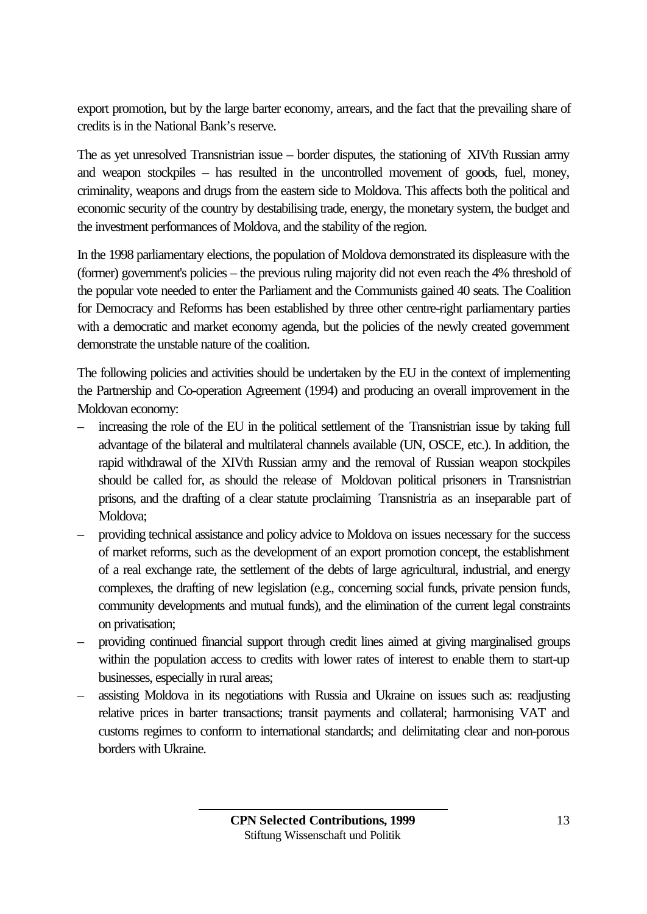export promotion, but by the large barter economy, arrears, and the fact that the prevailing share of credits is in the National Bank's reserve.

The as yet unresolved Transnistrian issue – border disputes, the stationing of XIVth Russian army and weapon stockpiles – has resulted in the uncontrolled movement of goods, fuel, money, criminality, weapons and drugs from the eastern side to Moldova. This affects both the political and economic security of the country by destabilising trade, energy, the monetary system, the budget and the investment performances of Moldova, and the stability of the region.

In the 1998 parliamentary elections, the population of Moldova demonstrated its displeasure with the (former) government's policies – the previous ruling majority did not even reach the 4% threshold of the popular vote needed to enter the Parliament and the Communists gained 40 seats. The Coalition for Democracy and Reforms has been established by three other centre-right parliamentary parties with a democratic and market economy agenda, but the policies of the newly created government demonstrate the unstable nature of the coalition.

The following policies and activities should be undertaken by the EU in the context of implementing the Partnership and Co-operation Agreement (1994) and producing an overall improvement in the Moldovan economy:

– increasing the role of the EU in the political settlement of the Transnistrian issue by taking full advantage of the bilateral and multilateral channels available (UN, OSCE, etc.). In addition, the rapid withdrawal of the XIVth Russian army and the removal of Russian weapon stockpiles should be called for, as should the release of Moldovan political prisoners in Transnistrian prisons, and the drafting of a clear statute proclaiming Transnistria as an inseparable part of Moldova;
– providing technical assistance and policy advice to Moldova on issues necessary for the success of market reforms, such as the development of an export promotion concept, the establishment of a real exchange rate, the settlement of the debts of large agricultural, industrial, and energy complexes, the drafting of new legislation (e.g., concerning social funds, private pension funds, community developments and mutual funds), and the elimination of the current legal constraints on privatisation;
– providing continued financial support through credit lines aimed at giving marginalised groups within the population access to credits with lower rates of interest to enable them to start-up businesses, especially in rural areas;
– assisting Moldova in its negotiations with Russia and Ukraine on issues such as: readjusting relative prices in barter transactions; transit payments and collateral; harmonising VAT and customs regimes to conform to international standards; and delimitating clear and non-porous borders with Ukraine.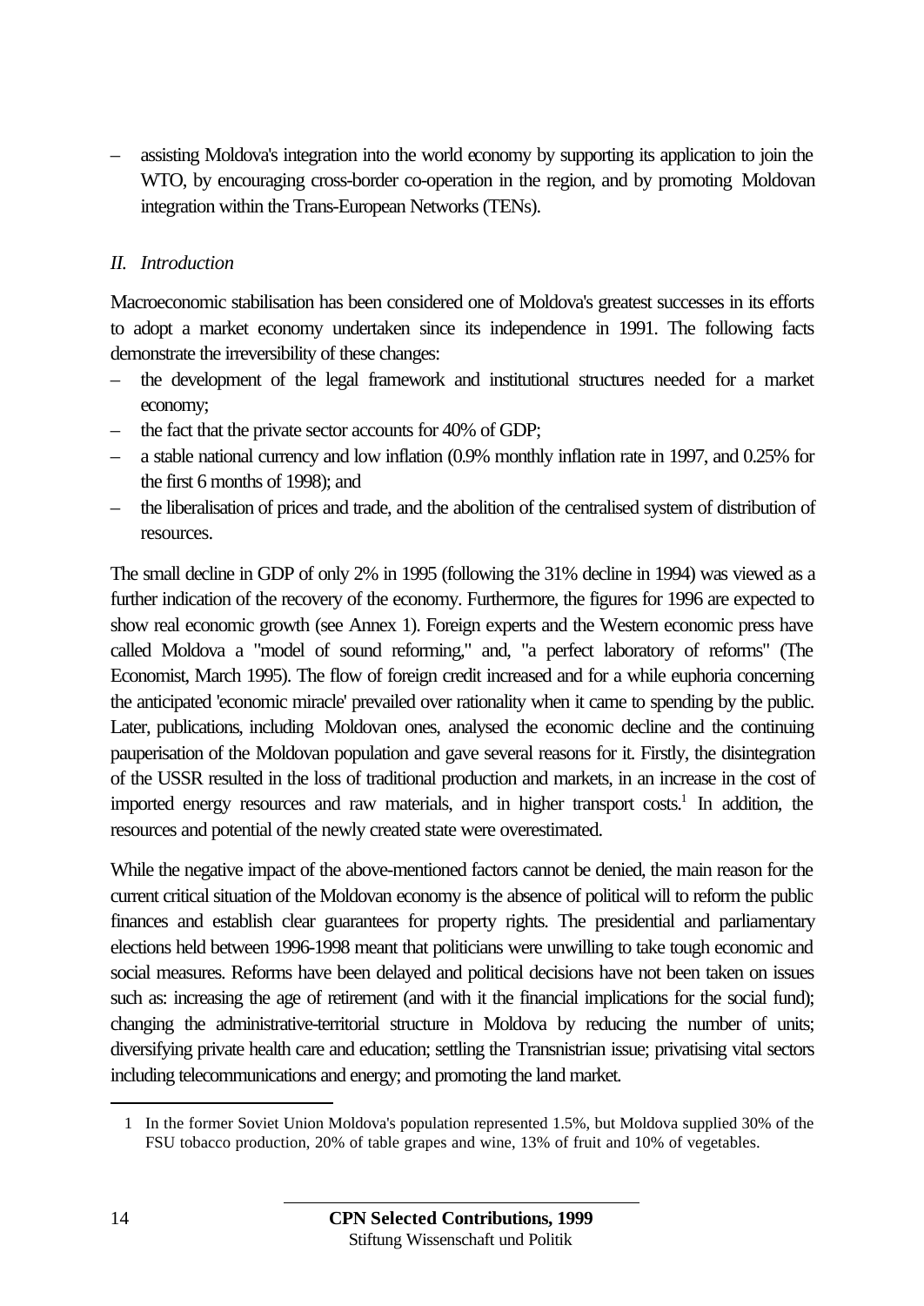– assisting Moldova's integration into the world economy by supporting its application to join the WTO, by encouraging cross-border co-operation in the region, and by promoting Moldovan integration within the Trans-European Networks (TENs).

*II. Introduction*

Macroeconomic stabilisation has been considered one of Moldova's greatest successes in its efforts to adopt a market economy undertaken since its independence in 1991. The following facts demonstrate the irreversibility of these changes:

– the development of the legal framework and institutional structures needed for a market economy;
– the fact that the private sector accounts for 40% of GDP;
– a stable national currency and low inflation (0.9% monthly inflation rate in 1997, and 0.25% for the first 6 months of 1998); and
– the liberalisation of prices and trade, and the abolition of the centralised system of distribution of resources.

The small decline in GDP of only 2% in 1995 (following the 31% decline in 1994) was viewed as a further indication of the recovery of the economy. Furthermore, the figures for 1996 are expected to show real economic growth (see Annex 1). Foreign experts and the Western economic press have called Moldova a "model of sound reforming," and, "a perfect laboratory of reforms" (The Economist, March 1995). The flow of foreign credit increased and for a while euphoria concerning the anticipated 'economic miracle' prevailed over rationality when it came to spending by the public. Later, publications, including Moldovan ones, analysed the economic decline and the continuing pauperisation of the Moldovan population and gave several reasons for it. Firstly, the disintegration of the USSR resulted in the loss of traditional production and markets, in an increase in the cost of imported energy resources and raw materials, and in higher transport costs.[1] In addition, the resources and potential of the newly created state were overestimated.

While the negative impact of the above-mentioned factors cannot be denied, the main reason for the current critical situation of the Moldovan economy is the absence of political will to reform the public finances and establish clear guarantees for property rights. The presidential and parliamentary elections held between 1996-1998 meant that politicians were unwilling to take tough economic and social measures. Reforms have been delayed and political decisions have not been taken on issues such as: increasing the age of retirement (and with it the financial implications for the social fund); changing the administrative-territorial structure in Moldova by reducing the number of units; diversifying private health care and education; settling the Transnistrian issue; privatising vital sectors including telecommunications and energy; and promoting the land market.

---

1 In the former Soviet Union Moldova's population represented 1.5%, but Moldova supplied 30% of the FSU tobacco production, 20% of table grapes and wine, 13% of fruit and 10% of vegetables.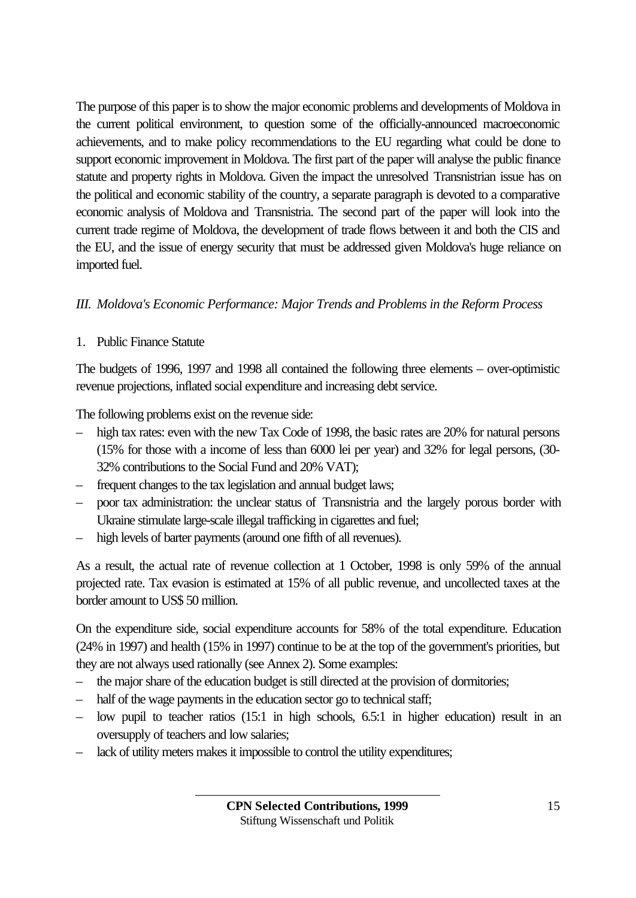The purpose of this paper is to show the major economic problems and developments of Moldova in the current political environment, to question some of the officially-announced macroeconomic achievements, and to make policy recommendations to the EU regarding what could be done to support economic improvement in Moldova. The first part of the paper will analyse the public finance statute and property rights in Moldova. Given the impact the unresolved Transnistrian issue has on the political and economic stability of the country, a separate paragraph is devoted to a comparative economic analysis of Moldova and Transnistria. The second part of the paper will look into the current trade regime of Moldova, the development of trade flows between it and both the CIS and the EU, and the issue of energy security that must be addressed given Moldova's huge reliance on imported fuel.

## *III. Moldova's Economic Performance: Major Trends and Problems in the Reform Process*

### 1. Public Finance Statute

The budgets of 1996, 1997 and 1998 all contained the following three elements – over-optimistic revenue projections, inflated social expenditure and increasing debt service.

The following problems exist on the revenue side:

- high tax rates: even with the new Tax Code of 1998, the basic rates are 20% for natural persons (15% for those with a income of less than 6000 lei per year) and 32% for legal persons, (30-32% contributions to the Social Fund and 20% VAT);
- frequent changes to the tax legislation and annual budget laws;
- poor tax administration: the unclear status of Transnistria and the largely porous border with Ukraine stimulate large-scale illegal trafficking in cigarettes and fuel;
- high levels of barter payments (around one fifth of all revenues).

As a result, the actual rate of revenue collection at 1 October, 1998 is only 59% of the annual projected rate. Tax evasion is estimated at 15% of all public revenue, and uncollected taxes at the border amount to US$ 50 million.

On the expenditure side, social expenditure accounts for 58% of the total expenditure. Education (24% in 1997) and health (15% in 1997) continue to be at the top of the government's priorities, but they are not always used rationally (see Annex 2). Some examples:

- the major share of the education budget is still directed at the provision of dormitories;
- half of the wage payments in the education sector go to technical staff;
- low pupil to teacher ratios (15:1 in high schools, 6.5:1 in higher education) result in an oversupply of teachers and low salaries;
- lack of utility meters makes it impossible to control the utility expenditures;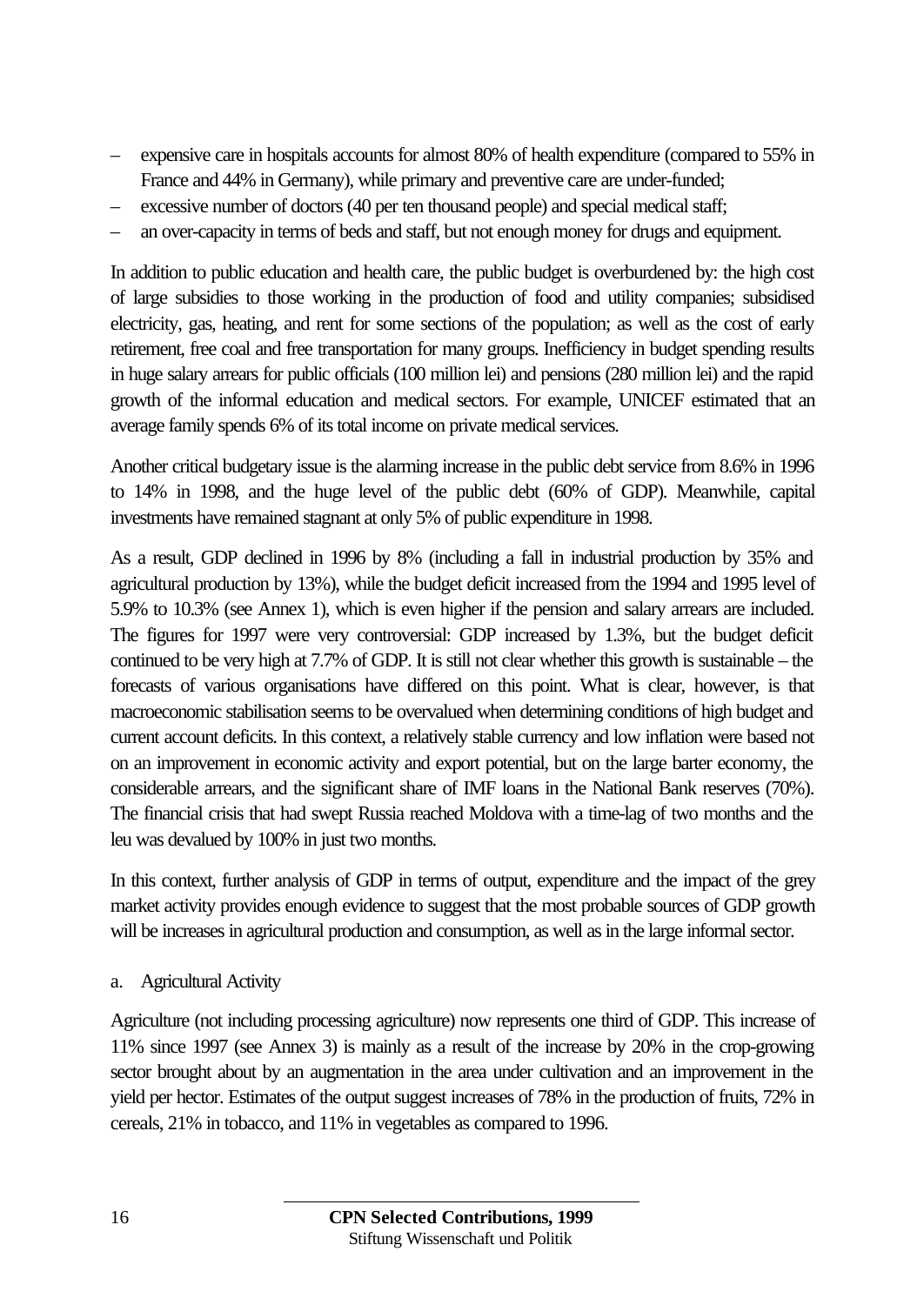- expensive care in hospitals accounts for almost 80% of health expenditure (compared to 55% in France and 44% in Germany), while primary and preventive care are under-funded;
- excessive number of doctors (40 per ten thousand people) and special medical staff;
- an over-capacity in terms of beds and staff, but not enough money for drugs and equipment.

In addition to public education and health care, the public budget is overburdened by: the high cost of large subsidies to those working in the production of food and utility companies; subsidised electricity, gas, heating, and rent for some sections of the population; as well as the cost of early retirement, free coal and free transportation for many groups. Inefficiency in budget spending results in huge salary arrears for public officials (100 million lei) and pensions (280 million lei) and the rapid growth of the informal education and medical sectors. For example, UNICEF estimated that an average family spends 6% of its total income on private medical services.

Another critical budgetary issue is the alarming increase in the public debt service from 8.6% in 1996 to 14% in 1998, and the huge level of the public debt (60% of GDP). Meanwhile, capital investments have remained stagnant at only 5% of public expenditure in 1998.

As a result, GDP declined in 1996 by 8% (including a fall in industrial production by 35% and agricultural production by 13%), while the budget deficit increased from the 1994 and 1995 level of 5.9% to 10.3% (see Annex 1), which is even higher if the pension and salary arrears are included. The figures for 1997 were very controversial: GDP increased by 1.3%, but the budget deficit continued to be very high at 7.7% of GDP. It is still not clear whether this growth is sustainable – the forecasts of various organisations have differed on this point. What is clear, however, is that macroeconomic stabilisation seems to be overvalued when determining conditions of high budget and current account deficits. In this context, a relatively stable currency and low inflation were based not on an improvement in economic activity and export potential, but on the large barter economy, the considerable arrears, and the significant share of IMF loans in the National Bank reserves (70%). The financial crisis that had swept Russia reached Moldova with a time-lag of two months and the leu was devalued by 100% in just two months.

In this context, further analysis of GDP in terms of output, expenditure and the impact of the grey market activity provides enough evidence to suggest that the most probable sources of GDP growth will be increases in agricultural production and consumption, as well as in the large informal sector.

a. Agricultural Activity

Agriculture (not including processing agriculture) now represents one third of GDP. This increase of 11% since 1997 (see Annex 3) is mainly as a result of the increase by 20% in the crop-growing sector brought about by an augmentation in the area under cultivation and an improvement in the yield per hector. Estimates of the output suggest increases of 78% in the production of fruits, 72% in cereals, 21% in tobacco, and 11% in vegetables as compared to 1996.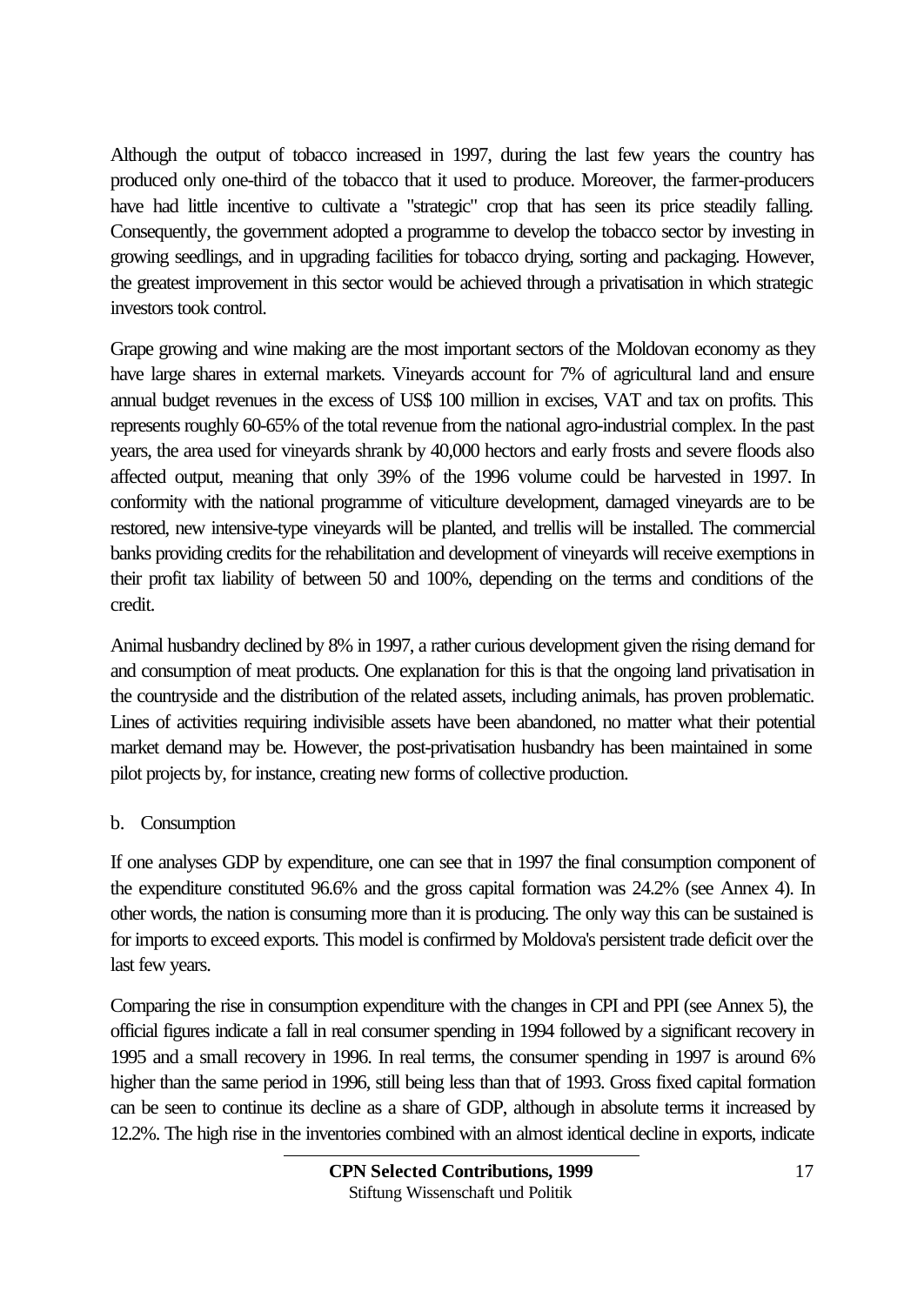Although the output of tobacco increased in 1997, during the last few years the country has produced only one-third of the tobacco that it used to produce. Moreover, the farmer-producers have had little incentive to cultivate a "strategic" crop that has seen its price steadily falling. Consequently, the government adopted a programme to develop the tobacco sector by investing in growing seedlings, and in upgrading facilities for tobacco drying, sorting and packaging. However, the greatest improvement in this sector would be achieved through a privatisation in which strategic investors took control.

Grape growing and wine making are the most important sectors of the Moldovan economy as they have large shares in external markets. Vineyards account for 7% of agricultural land and ensure annual budget revenues in the excess of US$ 100 million in excises, VAT and tax on profits. This represents roughly 60-65% of the total revenue from the national agro-industrial complex. In the past years, the area used for vineyards shrank by 40,000 hectors and early frosts and severe floods also affected output, meaning that only 39% of the 1996 volume could be harvested in 1997. In conformity with the national programme of viticulture development, damaged vineyards are to be restored, new intensive-type vineyards will be planted, and trellis will be installed. The commercial banks providing credits for the rehabilitation and development of vineyards will receive exemptions in their profit tax liability of between 50 and 100%, depending on the terms and conditions of the credit.

Animal husbandry declined by 8% in 1997, a rather curious development given the rising demand for and consumption of meat products. One explanation for this is that the ongoing land privatisation in the countryside and the distribution of the related assets, including animals, has proven problematic. Lines of activities requiring indivisible assets have been abandoned, no matter what their potential market demand may be. However, the post-privatisation husbandry has been maintained in some pilot projects by, for instance, creating new forms of collective production.

b. Consumption

If one analyses GDP by expenditure, one can see that in 1997 the final consumption component of the expenditure constituted 96.6% and the gross capital formation was 24.2% (see Annex 4). In other words, the nation is consuming more than it is producing. The only way this can be sustained is for imports to exceed exports. This model is confirmed by Moldova's persistent trade deficit over the last few years.

Comparing the rise in consumption expenditure with the changes in CPI and PPI (see Annex 5), the official figures indicate a fall in real consumer spending in 1994 followed by a significant recovery in 1995 and a small recovery in 1996. In real terms, the consumer spending in 1997 is around 6% higher than the same period in 1996, still being less than that of 1993. Gross fixed capital formation can be seen to continue its decline as a share of GDP, although in absolute terms it increased by 12.2%. The high rise in the inventories combined with an almost identical decline in exports, indicate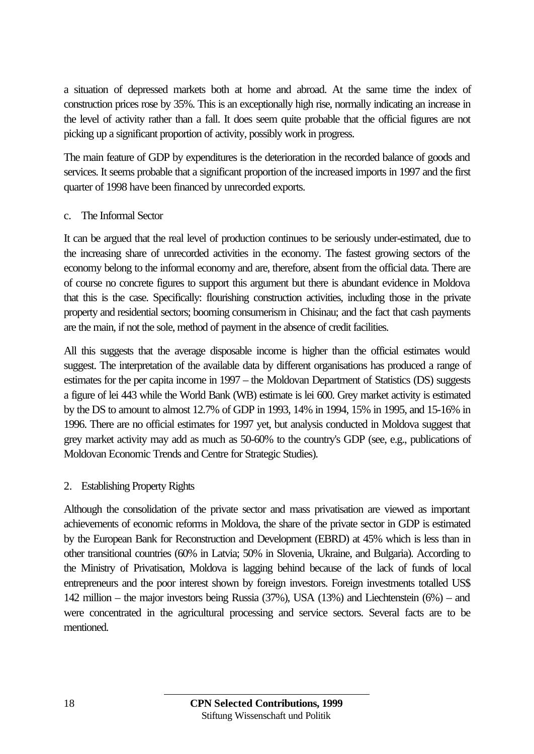a situation of depressed markets both at home and abroad. At the same time the index of construction prices rose by 35%. This is an exceptionally high rise, normally indicating an increase in the level of activity rather than a fall. It does seem quite probable that the official figures are not picking up a significant proportion of activity, possibly work in progress.

The main feature of GDP by expenditures is the deterioration in the recorded balance of goods and services. It seems probable that a significant proportion of the increased imports in 1997 and the first quarter of 1998 have been financed by unrecorded exports.

c. The Informal Sector

It can be argued that the real level of production continues to be seriously under-estimated, due to the increasing share of unrecorded activities in the economy. The fastest growing sectors of the economy belong to the informal economy and are, therefore, absent from the official data. There are of course no concrete figures to support this argument but there is abundant evidence in Moldova that this is the case. Specifically: flourishing construction activities, including those in the private property and residential sectors; booming consumerism in Chisinau; and the fact that cash payments are the main, if not the sole, method of payment in the absence of credit facilities.

All this suggests that the average disposable income is higher than the official estimates would suggest. The interpretation of the available data by different organisations has produced a range of estimates for the per capita income in 1997 – the Moldovan Department of Statistics (DS) suggests a figure of lei 443 while the World Bank (WB) estimate is lei 600. Grey market activity is estimated by the DS to amount to almost 12.7% of GDP in 1993, 14% in 1994, 15% in 1995, and 15-16% in 1996. There are no official estimates for 1997 yet, but analysis conducted in Moldova suggest that grey market activity may add as much as 50-60% to the country's GDP (see, e.g., publications of Moldovan Economic Trends and Centre for Strategic Studies).

2. Establishing Property Rights

Although the consolidation of the private sector and mass privatisation are viewed as important achievements of economic reforms in Moldova, the share of the private sector in GDP is estimated by the European Bank for Reconstruction and Development (EBRD) at 45% which is less than in other transitional countries (60% in Latvia; 50% in Slovenia, Ukraine, and Bulgaria). According to the Ministry of Privatisation, Moldova is lagging behind because of the lack of funds of local entrepreneurs and the poor interest shown by foreign investors. Foreign investments totalled US$ 142 million – the major investors being Russia (37%), USA (13%) and Liechtenstein (6%) – and were concentrated in the agricultural processing and service sectors. Several facts are to be mentioned.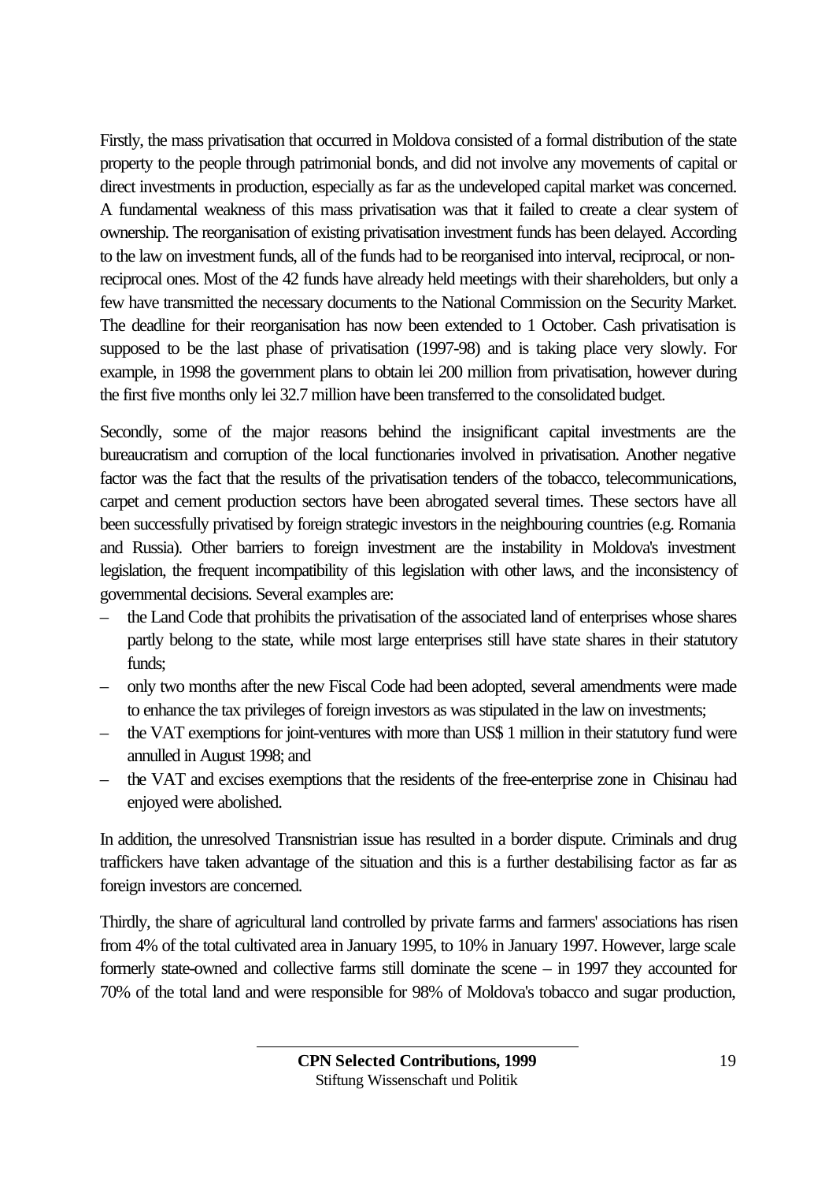Firstly, the mass privatisation that occurred in Moldova consisted of a formal distribution of the state property to the people through patrimonial bonds, and did not involve any movements of capital or direct investments in production, especially as far as the undeveloped capital market was concerned. A fundamental weakness of this mass privatisation was that it failed to create a clear system of ownership. The reorganisation of existing privatisation investment funds has been delayed. According to the law on investment funds, all of the funds had to be reorganised into interval, reciprocal, or non-reciprocal ones. Most of the 42 funds have already held meetings with their shareholders, but only a few have transmitted the necessary documents to the National Commission on the Security Market. The deadline for their reorganisation has now been extended to 1 October. Cash privatisation is supposed to be the last phase of privatisation (1997-98) and is taking place very slowly. For example, in 1998 the government plans to obtain lei 200 million from privatisation, however during the first five months only lei 32.7 million have been transferred to the consolidated budget.

Secondly, some of the major reasons behind the insignificant capital investments are the bureaucratism and corruption of the local functionaries involved in privatisation. Another negative factor was the fact that the results of the privatisation tenders of the tobacco, telecommunications, carpet and cement production sectors have been abrogated several times. These sectors have all been successfully privatised by foreign strategic investors in the neighbouring countries (e.g. Romania and Russia). Other barriers to foreign investment are the instability in Moldova's investment legislation, the frequent incompatibility of this legislation with other laws, and the inconsistency of governmental decisions. Several examples are:

– the Land Code that prohibits the privatisation of the associated land of enterprises whose shares partly belong to the state, while most large enterprises still have state shares in their statutory funds;
– only two months after the new Fiscal Code had been adopted, several amendments were made to enhance the tax privileges of foreign investors as was stipulated in the law on investments;
– the VAT exemptions for joint-ventures with more than US$ 1 million in their statutory fund were annulled in August 1998; and
– the VAT and excises exemptions that the residents of the free-enterprise zone in Chisinau had enjoyed were abolished.

In addition, the unresolved Transnistrian issue has resulted in a border dispute. Criminals and drug traffickers have taken advantage of the situation and this is a further destabilising factor as far as foreign investors are concerned.

Thirdly, the share of agricultural land controlled by private farms and farmers' associations has risen from 4% of the total cultivated area in January 1995, to 10% in January 1997. However, large scale formerly state-owned and collective farms still dominate the scene – in 1997 they accounted for 70% of the total land and were responsible for 98% of Moldova's tobacco and sugar production,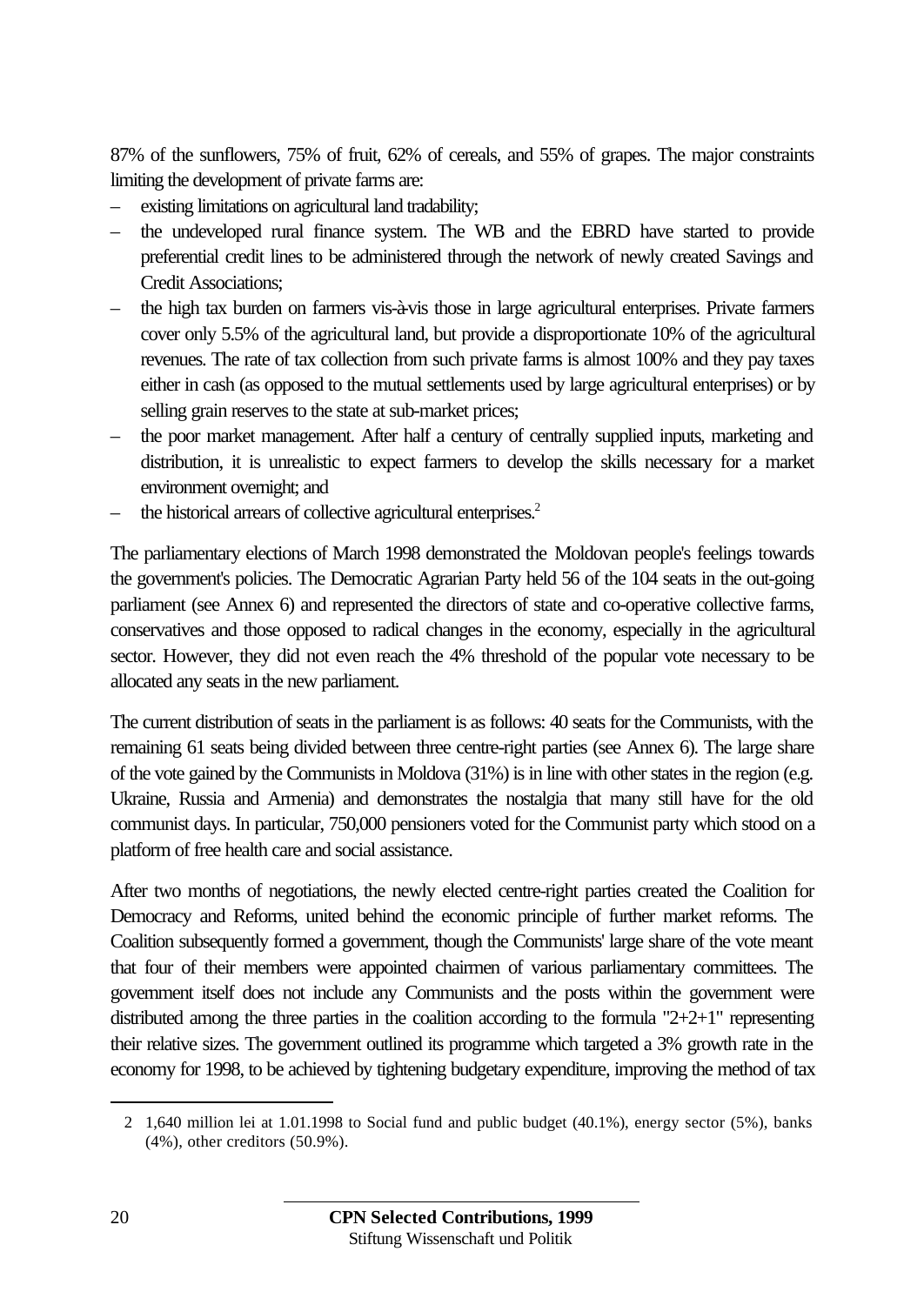87% of the sunflowers, 75% of fruit, 62% of cereals, and 55% of grapes. The major constraints limiting the development of private farms are:

- existing limitations on agricultural land tradability;
- the undeveloped rural finance system. The WB and the EBRD have started to provide preferential credit lines to be administered through the network of newly created Savings and Credit Associations;
- the high tax burden on farmers vis-à-vis those in large agricultural enterprises. Private farmers cover only 5.5% of the agricultural land, but provide a disproportionate 10% of the agricultural revenues. The rate of tax collection from such private farms is almost 100% and they pay taxes either in cash (as opposed to the mutual settlements used by large agricultural enterprises) or by selling grain reserves to the state at sub-market prices;
- the poor market management. After half a century of centrally supplied inputs, marketing and distribution, it is unrealistic to expect farmers to develop the skills necessary for a market environment overnight; and
- the historical arrears of collective agricultural enterprises.[2]

The parliamentary elections of March 1998 demonstrated the Moldovan people's feelings towards the government's policies. The Democratic Agrarian Party held 56 of the 104 seats in the out-going parliament (see Annex 6) and represented the directors of state and co-operative collective farms, conservatives and those opposed to radical changes in the economy, especially in the agricultural sector. However, they did not even reach the 4% threshold of the popular vote necessary to be allocated any seats in the new parliament.

The current distribution of seats in the parliament is as follows: 40 seats for the Communists, with the remaining 61 seats being divided between three centre-right parties (see Annex 6). The large share of the vote gained by the Communists in Moldova (31%) is in line with other states in the region (e.g. Ukraine, Russia and Armenia) and demonstrates the nostalgia that many still have for the old communist days. In particular, 750,000 pensioners voted for the Communist party which stood on a platform of free health care and social assistance.

After two months of negotiations, the newly elected centre-right parties created the Coalition for Democracy and Reforms, united behind the economic principle of further market reforms. The Coalition subsequently formed a government, though the Communists' large share of the vote meant that four of their members were appointed chairmen of various parliamentary committees. The government itself does not include any Communists and the posts within the government were distributed among the three parties in the coalition according to the formula "2+2+1" representing their relative sizes. The government outlined its programme which targeted a 3% growth rate in the economy for 1998, to be achieved by tightening budgetary expenditure, improving the method of tax

---

2 1,640 million lei at 1.01.1998 to Social fund and public budget (40.1%), energy sector (5%), banks (4%), other creditors (50.9%).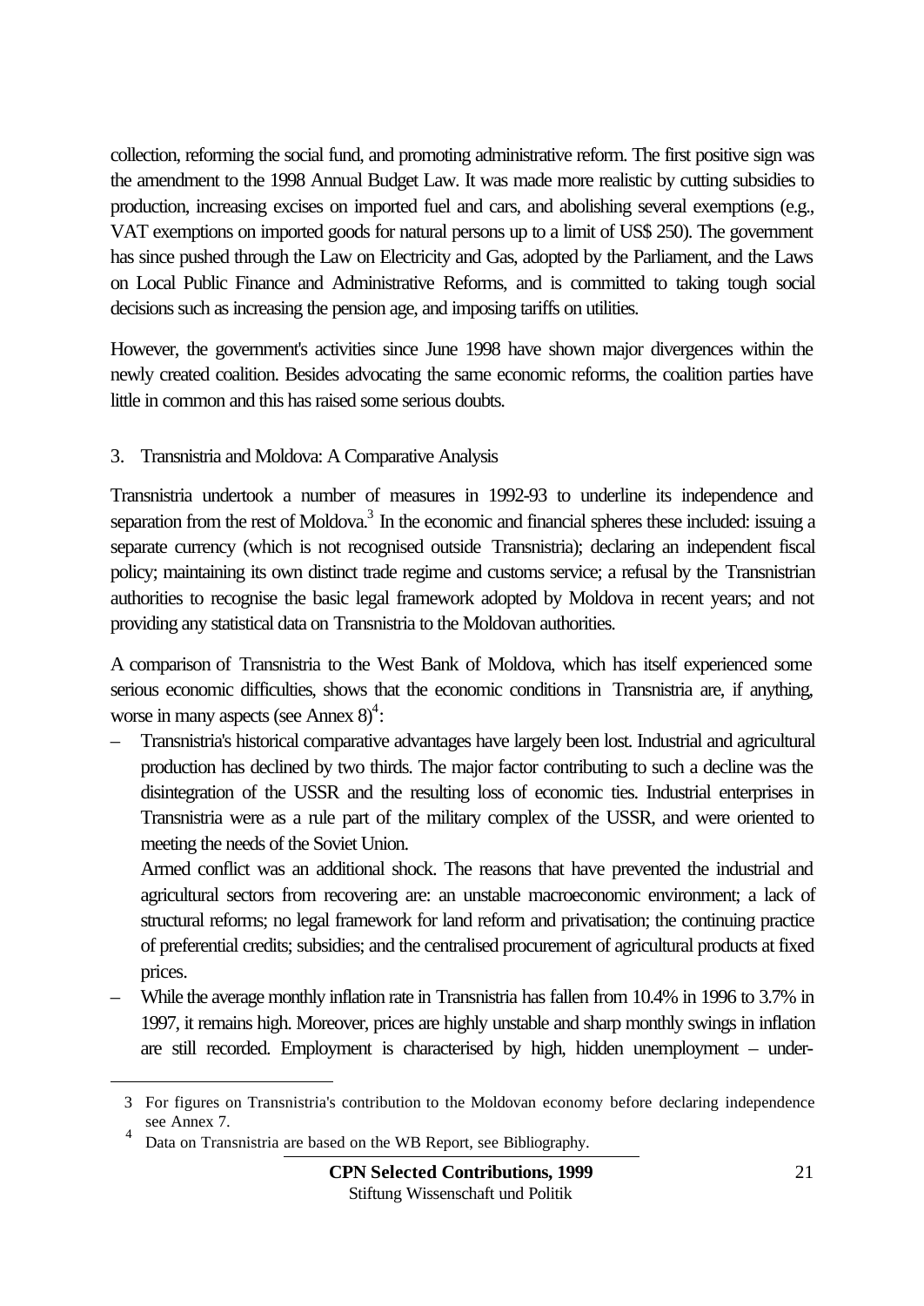collection, reforming the social fund, and promoting administrative reform. The first positive sign was the amendment to the 1998 Annual Budget Law. It was made more realistic by cutting subsidies to production, increasing excises on imported fuel and cars, and abolishing several exemptions (e.g., VAT exemptions on imported goods for natural persons up to a limit of US$ 250). The government has since pushed through the Law on Electricity and Gas, adopted by the Parliament, and the Laws on Local Public Finance and Administrative Reforms, and is committed to taking tough social decisions such as increasing the pension age, and imposing tariffs on utilities.

However, the government's activities since June 1998 have shown major divergences within the newly created coalition. Besides advocating the same economic reforms, the coalition parties have little in common and this has raised some serious doubts.

## 3. Transnistria and Moldova: A Comparative Analysis

Transnistria undertook a number of measures in 1992-93 to underline its independence and separation from the rest of Moldova.[3] In the economic and financial spheres these included: issuing a separate currency (which is not recognised outside Transnistria); declaring an independent fiscal policy; maintaining its own distinct trade regime and customs service; a refusal by the Transnistrian authorities to recognise the basic legal framework adopted by Moldova in recent years; and not providing any statistical data on Transnistria to the Moldovan authorities.

A comparison of Transnistria to the West Bank of Moldova, which has itself experienced some serious economic difficulties, shows that the economic conditions in Transnistria are, if anything, worse in many aspects (see Annex 8)[4]:

– Transnistria's historical comparative advantages have largely been lost. Industrial and agricultural production has declined by two thirds. The major factor contributing to such a decline was the disintegration of the USSR and the resulting loss of economic ties. Industrial enterprises in Transnistria were as a rule part of the military complex of the USSR, and were oriented to meeting the needs of the Soviet Union.

  Armed conflict was an additional shock. The reasons that have prevented the industrial and agricultural sectors from recovering are: an unstable macroeconomic environment; a lack of structural reforms; no legal framework for land reform and privatisation; the continuing practice of preferential credits; subsidies; and the centralised procurement of agricultural products at fixed prices.

– While the average monthly inflation rate in Transnistria has fallen from 10.4% in 1996 to 3.7% in 1997, it remains high. Moreover, prices are highly unstable and sharp monthly swings in inflation are still recorded. Employment is characterised by high, hidden unemployment – under-

---

3 For figures on Transnistria's contribution to the Moldovan economy before declaring independence see Annex 7.

4 Data on Transnistria are based on the WB Report, see Bibliography.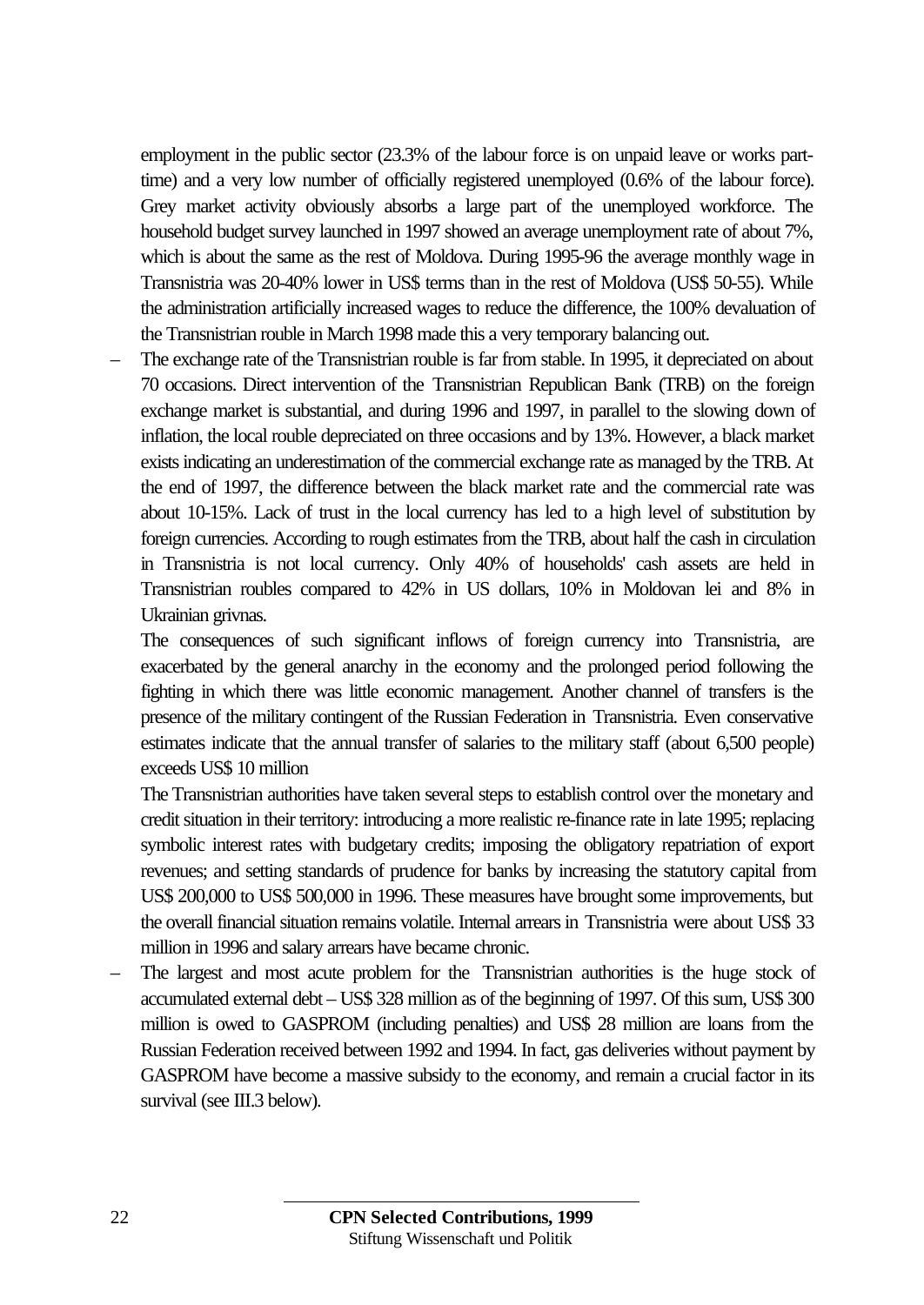employment in the public sector (23.3% of the labour force is on unpaid leave or works part-time) and a very low number of officially registered unemployed (0.6% of the labour force). Grey market activity obviously absorbs a large part of the unemployed workforce. The household budget survey launched in 1997 showed an average unemployment rate of about 7%, which is about the same as the rest of Moldova. During 1995-96 the average monthly wage in Transnistria was 20-40% lower in US$ terms than in the rest of Moldova (US$ 50-55). While the administration artificially increased wages to reduce the difference, the 100% devaluation of the Transnistrian rouble in March 1998 made this a very temporary balancing out.

– The exchange rate of the Transnistrian rouble is far from stable. In 1995, it depreciated on about 70 occasions. Direct intervention of the Transnistrian Republican Bank (TRB) on the foreign exchange market is substantial, and during 1996 and 1997, in parallel to the slowing down of inflation, the local rouble depreciated on three occasions and by 13%. However, a black market exists indicating an underestimation of the commercial exchange rate as managed by the TRB. At the end of 1997, the difference between the black market rate and the commercial rate was about 10-15%. Lack of trust in the local currency has led to a high level of substitution by foreign currencies. According to rough estimates from the TRB, about half the cash in circulation in Transnistria is not local currency. Only 40% of households' cash assets are held in Transnistrian roubles compared to 42% in US dollars, 10% in Moldovan lei and 8% in Ukrainian grivnas.

  The consequences of such significant inflows of foreign currency into Transnistria, are exacerbated by the general anarchy in the economy and the prolonged period following the fighting in which there was little economic management. Another channel of transfers is the presence of the military contingent of the Russian Federation in Transnistria. Even conservative estimates indicate that the annual transfer of salaries to the military staff (about 6,500 people) exceeds US$ 10 million

  The Transnistrian authorities have taken several steps to establish control over the monetary and credit situation in their territory: introducing a more realistic re-finance rate in late 1995; replacing symbolic interest rates with budgetary credits; imposing the obligatory repatriation of export revenues; and setting standards of prudence for banks by increasing the statutory capital from US$ 200,000 to US$ 500,000 in 1996. These measures have brought some improvements, but the overall financial situation remains volatile. Internal arrears in Transnistria were about US$ 33 million in 1996 and salary arrears have became chronic.

– The largest and most acute problem for the Transnistrian authorities is the huge stock of accumulated external debt – US$ 328 million as of the beginning of 1997. Of this sum, US$ 300 million is owed to GASPROM (including penalties) and US$ 28 million are loans from the Russian Federation received between 1992 and 1994. In fact, gas deliveries without payment by GASPROM have become a massive subsidy to the economy, and remain a crucial factor in its survival (see III.3 below).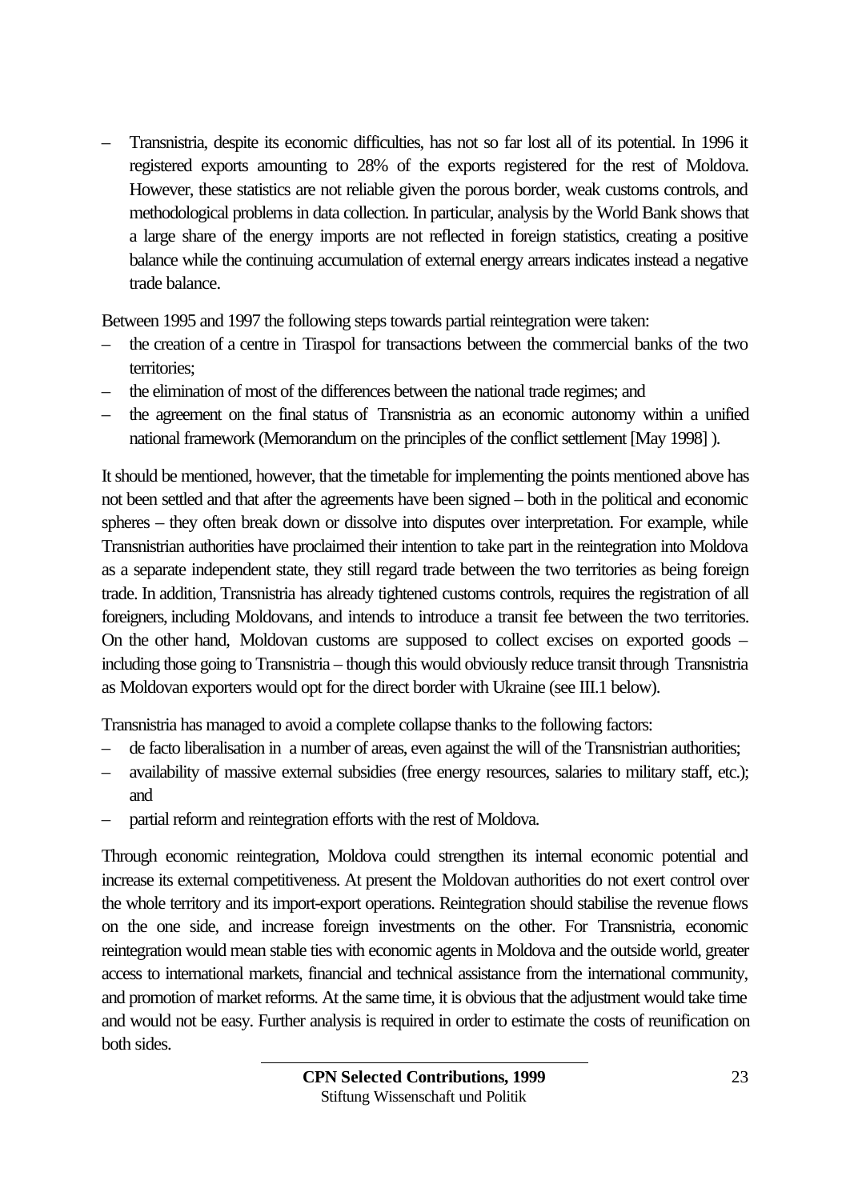– Transnistria, despite its economic difficulties, has not so far lost all of its potential. In 1996 it registered exports amounting to 28% of the exports registered for the rest of Moldova. However, these statistics are not reliable given the porous border, weak customs controls, and methodological problems in data collection. In particular, analysis by the World Bank shows that a large share of the energy imports are not reflected in foreign statistics, creating a positive balance while the continuing accumulation of external energy arrears indicates instead a negative trade balance.

Between 1995 and 1997 the following steps towards partial reintegration were taken:

– the creation of a centre in Tiraspol for transactions between the commercial banks of the two territories;
– the elimination of most of the differences between the national trade regimes; and
– the agreement on the final status of Transnistria as an economic autonomy within a unified national framework (Memorandum on the principles of the conflict settlement [May 1998] ).

It should be mentioned, however, that the timetable for implementing the points mentioned above has not been settled and that after the agreements have been signed – both in the political and economic spheres – they often break down or dissolve into disputes over interpretation. For example, while Transnistrian authorities have proclaimed their intention to take part in the reintegration into Moldova as a separate independent state, they still regard trade between the two territories as being foreign trade. In addition, Transnistria has already tightened customs controls, requires the registration of all foreigners, including Moldovans, and intends to introduce a transit fee between the two territories. On the other hand, Moldovan customs are supposed to collect excises on exported goods – including those going to Transnistria – though this would obviously reduce transit through Transnistria as Moldovan exporters would opt for the direct border with Ukraine (see III.1 below).

Transnistria has managed to avoid a complete collapse thanks to the following factors:

– de facto liberalisation in a number of areas, even against the will of the Transnistrian authorities;
– availability of massive external subsidies (free energy resources, salaries to military staff, etc.); and
– partial reform and reintegration efforts with the rest of Moldova.

Through economic reintegration, Moldova could strengthen its internal economic potential and increase its external competitiveness. At present the Moldovan authorities do not exert control over the whole territory and its import-export operations. Reintegration should stabilise the revenue flows on the one side, and increase foreign investments on the other. For Transnistria, economic reintegration would mean stable ties with economic agents in Moldova and the outside world, greater access to international markets, financial and technical assistance from the international community, and promotion of market reforms. At the same time, it is obvious that the adjustment would take time and would not be easy. Further analysis is required in order to estimate the costs of reunification on both sides.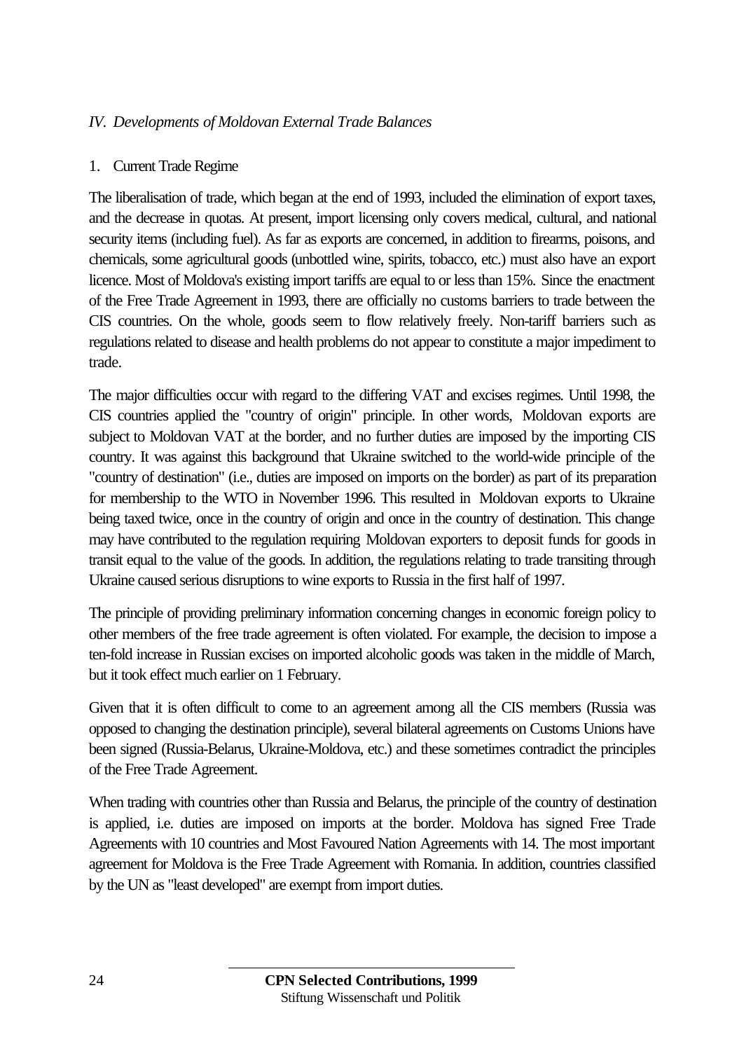## *IV. Developments of Moldovan External Trade Balances*

### 1. Current Trade Regime

The liberalisation of trade, which began at the end of 1993, included the elimination of export taxes, and the decrease in quotas. At present, import licensing only covers medical, cultural, and national security items (including fuel). As far as exports are concerned, in addition to firearms, poisons, and chemicals, some agricultural goods (unbottled wine, spirits, tobacco, etc.) must also have an export licence. Most of Moldova's existing import tariffs are equal to or less than 15%. Since the enactment of the Free Trade Agreement in 1993, there are officially no customs barriers to trade between the CIS countries. On the whole, goods seem to flow relatively freely. Non-tariff barriers such as regulations related to disease and health problems do not appear to constitute a major impediment to trade.

The major difficulties occur with regard to the differing VAT and excises regimes. Until 1998, the CIS countries applied the "country of origin" principle. In other words, Moldovan exports are subject to Moldovan VAT at the border, and no further duties are imposed by the importing CIS country. It was against this background that Ukraine switched to the world-wide principle of the "country of destination" (i.e., duties are imposed on imports on the border) as part of its preparation for membership to the WTO in November 1996. This resulted in Moldovan exports to Ukraine being taxed twice, once in the country of origin and once in the country of destination. This change may have contributed to the regulation requiring Moldovan exporters to deposit funds for goods in transit equal to the value of the goods. In addition, the regulations relating to trade transiting through Ukraine caused serious disruptions to wine exports to Russia in the first half of 1997.

The principle of providing preliminary information concerning changes in economic foreign policy to other members of the free trade agreement is often violated. For example, the decision to impose a ten-fold increase in Russian excises on imported alcoholic goods was taken in the middle of March, but it took effect much earlier on 1 February.

Given that it is often difficult to come to an agreement among all the CIS members (Russia was opposed to changing the destination principle), several bilateral agreements on Customs Unions have been signed (Russia-Belarus, Ukraine-Moldova, etc.) and these sometimes contradict the principles of the Free Trade Agreement.

When trading with countries other than Russia and Belarus, the principle of the country of destination is applied, i.e. duties are imposed on imports at the border. Moldova has signed Free Trade Agreements with 10 countries and Most Favoured Nation Agreements with 14. The most important agreement for Moldova is the Free Trade Agreement with Romania. In addition, countries classified by the UN as "least developed" are exempt from import duties.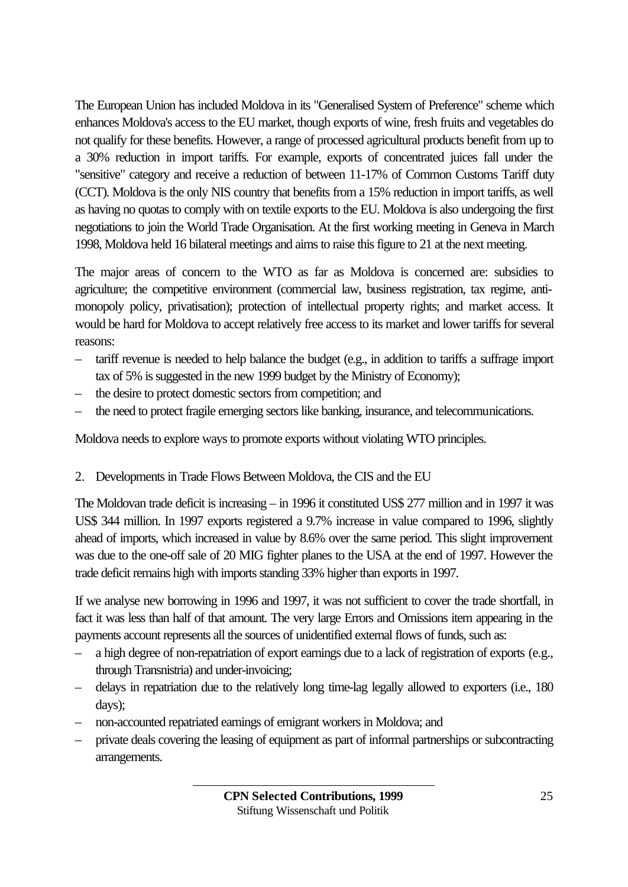The European Union has included Moldova in its "Generalised System of Preference" scheme which enhances Moldova's access to the EU market, though exports of wine, fresh fruits and vegetables do not qualify for these benefits. However, a range of processed agricultural products benefit from up to a 30% reduction in import tariffs. For example, exports of concentrated juices fall under the "sensitive" category and receive a reduction of between 11-17% of Common Customs Tariff duty (CCT). Moldova is the only NIS country that benefits from a 15% reduction in import tariffs, as well as having no quotas to comply with on textile exports to the EU. Moldova is also undergoing the first negotiations to join the World Trade Organisation. At the first working meeting in Geneva in March 1998, Moldova held 16 bilateral meetings and aims to raise this figure to 21 at the next meeting.

The major areas of concern to the WTO as far as Moldova is concerned are: subsidies to agriculture; the competitive environment (commercial law, business registration, tax regime, anti-monopoly policy, privatisation); protection of intellectual property rights; and market access. It would be hard for Moldova to accept relatively free access to its market and lower tariffs for several reasons:

- tariff revenue is needed to help balance the budget (e.g., in addition to tariffs a suffrage import tax of 5% is suggested in the new 1999 budget by the Ministry of Economy);
- the desire to protect domestic sectors from competition; and
- the need to protect fragile emerging sectors like banking, insurance, and telecommunications.

Moldova needs to explore ways to promote exports without violating WTO principles.

## 2. Developments in Trade Flows Between Moldova, the CIS and the EU

The Moldovan trade deficit is increasing – in 1996 it constituted US$ 277 million and in 1997 it was US$ 344 million. In 1997 exports registered a 9.7% increase in value compared to 1996, slightly ahead of imports, which increased in value by 8.6% over the same period. This slight improvement was due to the one-off sale of 20 MIG fighter planes to the USA at the end of 1997. However the trade deficit remains high with imports standing 33% higher than exports in 1997.

If we analyse new borrowing in 1996 and 1997, it was not sufficient to cover the trade shortfall, in fact it was less than half of that amount. The very large Errors and Omissions item appearing in the payments account represents all the sources of unidentified external flows of funds, such as:

- a high degree of non-repatriation of export earnings due to a lack of registration of exports (e.g., through Transnistria) and under-invoicing;
- delays in repatriation due to the relatively long time-lag legally allowed to exporters (i.e., 180 days);
- non-accounted repatriated earnings of emigrant workers in Moldova; and
- private deals covering the leasing of equipment as part of informal partnerships or subcontracting arrangements.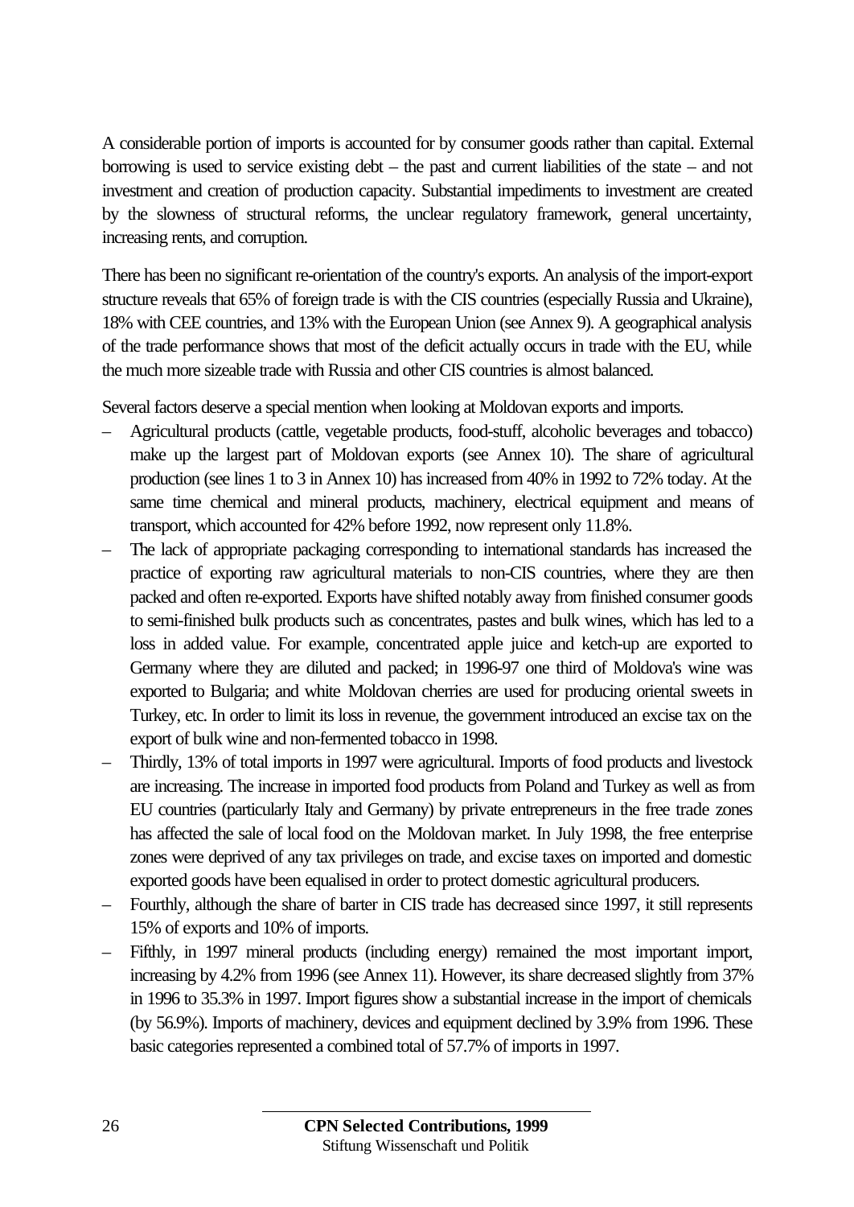A considerable portion of imports is accounted for by consumer goods rather than capital. External borrowing is used to service existing debt – the past and current liabilities of the state – and not investment and creation of production capacity. Substantial impediments to investment are created by the slowness of structural reforms, the unclear regulatory framework, general uncertainty, increasing rents, and corruption.

There has been no significant re-orientation of the country's exports. An analysis of the import-export structure reveals that 65% of foreign trade is with the CIS countries (especially Russia and Ukraine), 18% with CEE countries, and 13% with the European Union (see Annex 9). A geographical analysis of the trade performance shows that most of the deficit actually occurs in trade with the EU, while the much more sizeable trade with Russia and other CIS countries is almost balanced.

Several factors deserve a special mention when looking at Moldovan exports and imports.

- Agricultural products (cattle, vegetable products, food-stuff, alcoholic beverages and tobacco) make up the largest part of Moldovan exports (see Annex 10). The share of agricultural production (see lines 1 to 3 in Annex 10) has increased from 40% in 1992 to 72% today. At the same time chemical and mineral products, machinery, electrical equipment and means of transport, which accounted for 42% before 1992, now represent only 11.8%.
- The lack of appropriate packaging corresponding to international standards has increased the practice of exporting raw agricultural materials to non-CIS countries, where they are then packed and often re-exported. Exports have shifted notably away from finished consumer goods to semi-finished bulk products such as concentrates, pastes and bulk wines, which has led to a loss in added value. For example, concentrated apple juice and ketch-up are exported to Germany where they are diluted and packed; in 1996-97 one third of Moldova's wine was exported to Bulgaria; and white Moldovan cherries are used for producing oriental sweets in Turkey, etc. In order to limit its loss in revenue, the government introduced an excise tax on the export of bulk wine and non-fermented tobacco in 1998.
- Thirdly, 13% of total imports in 1997 were agricultural. Imports of food products and livestock are increasing. The increase in imported food products from Poland and Turkey as well as from EU countries (particularly Italy and Germany) by private entrepreneurs in the free trade zones has affected the sale of local food on the Moldovan market. In July 1998, the free enterprise zones were deprived of any tax privileges on trade, and excise taxes on imported and domestic exported goods have been equalised in order to protect domestic agricultural producers.
- Fourthly, although the share of barter in CIS trade has decreased since 1997, it still represents 15% of exports and 10% of imports.
- Fifthly, in 1997 mineral products (including energy) remained the most important import, increasing by 4.2% from 1996 (see Annex 11). However, its share decreased slightly from 37% in 1996 to 35.3% in 1997. Import figures show a substantial increase in the import of chemicals (by 56.9%). Imports of machinery, devices and equipment declined by 3.9% from 1996. These basic categories represented a combined total of 57.7% of imports in 1997.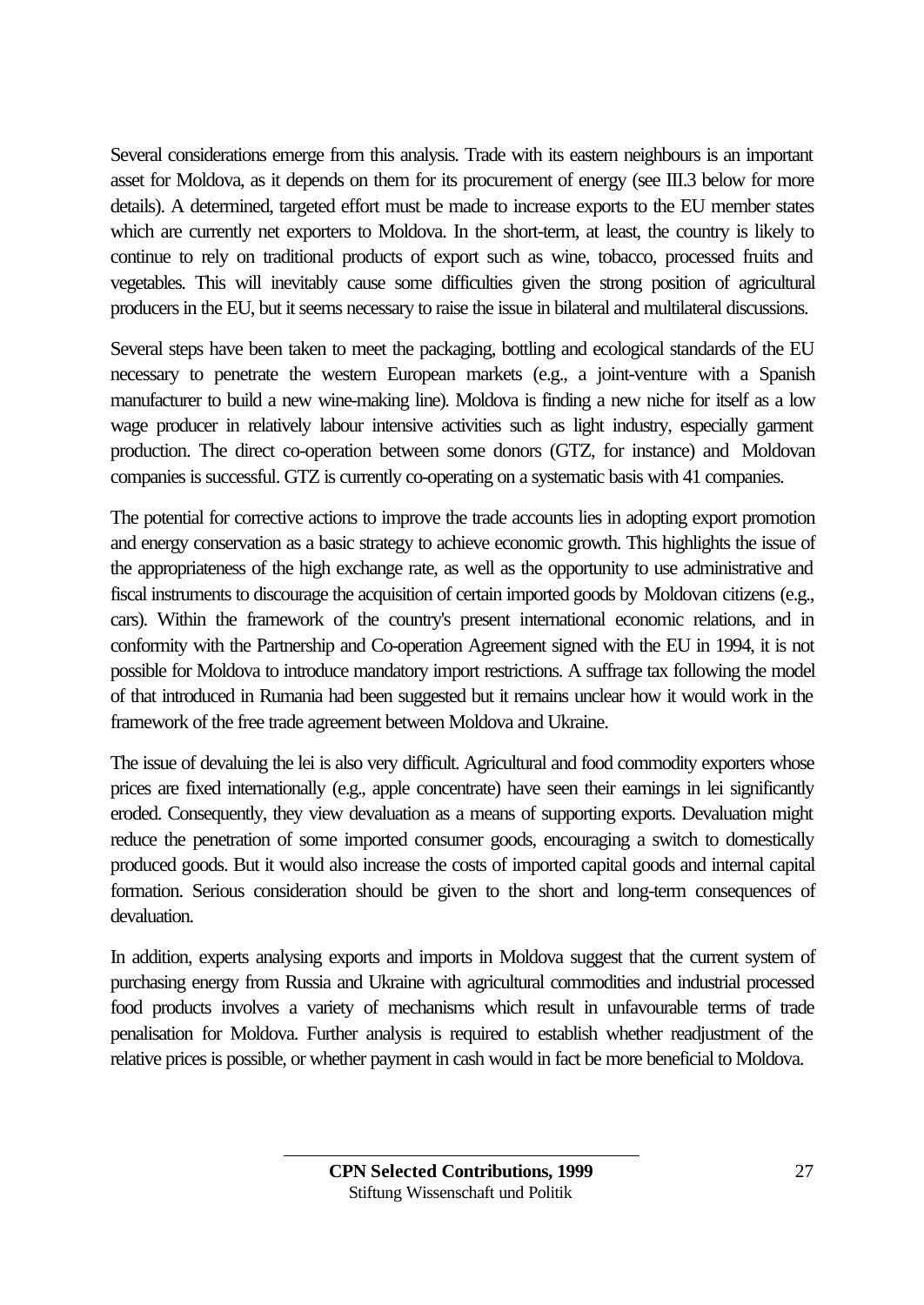Several considerations emerge from this analysis. Trade with its eastern neighbours is an important asset for Moldova, as it depends on them for its procurement of energy (see III.3 below for more details). A determined, targeted effort must be made to increase exports to the EU member states which are currently net exporters to Moldova. In the short-term, at least, the country is likely to continue to rely on traditional products of export such as wine, tobacco, processed fruits and vegetables. This will inevitably cause some difficulties given the strong position of agricultural producers in the EU, but it seems necessary to raise the issue in bilateral and multilateral discussions.

Several steps have been taken to meet the packaging, bottling and ecological standards of the EU necessary to penetrate the western European markets (e.g., a joint-venture with a Spanish manufacturer to build a new wine-making line). Moldova is finding a new niche for itself as a low wage producer in relatively labour intensive activities such as light industry, especially garment production. The direct co-operation between some donors (GTZ, for instance) and Moldovan companies is successful. GTZ is currently co-operating on a systematic basis with 41 companies.

The potential for corrective actions to improve the trade accounts lies in adopting export promotion and energy conservation as a basic strategy to achieve economic growth. This highlights the issue of the appropriateness of the high exchange rate, as well as the opportunity to use administrative and fiscal instruments to discourage the acquisition of certain imported goods by Moldovan citizens (e.g., cars). Within the framework of the country's present international economic relations, and in conformity with the Partnership and Co-operation Agreement signed with the EU in 1994, it is not possible for Moldova to introduce mandatory import restrictions. A suffrage tax following the model of that introduced in Rumania had been suggested but it remains unclear how it would work in the framework of the free trade agreement between Moldova and Ukraine.

The issue of devaluing the lei is also very difficult. Agricultural and food commodity exporters whose prices are fixed internationally (e.g., apple concentrate) have seen their earnings in lei significantly eroded. Consequently, they view devaluation as a means of supporting exports. Devaluation might reduce the penetration of some imported consumer goods, encouraging a switch to domestically produced goods. But it would also increase the costs of imported capital goods and internal capital formation. Serious consideration should be given to the short and long-term consequences of devaluation.

In addition, experts analysing exports and imports in Moldova suggest that the current system of purchasing energy from Russia and Ukraine with agricultural commodities and industrial processed food products involves a variety of mechanisms which result in unfavourable terms of trade penalisation for Moldova. Further analysis is required to establish whether readjustment of the relative prices is possible, or whether payment in cash would in fact be more beneficial to Moldova.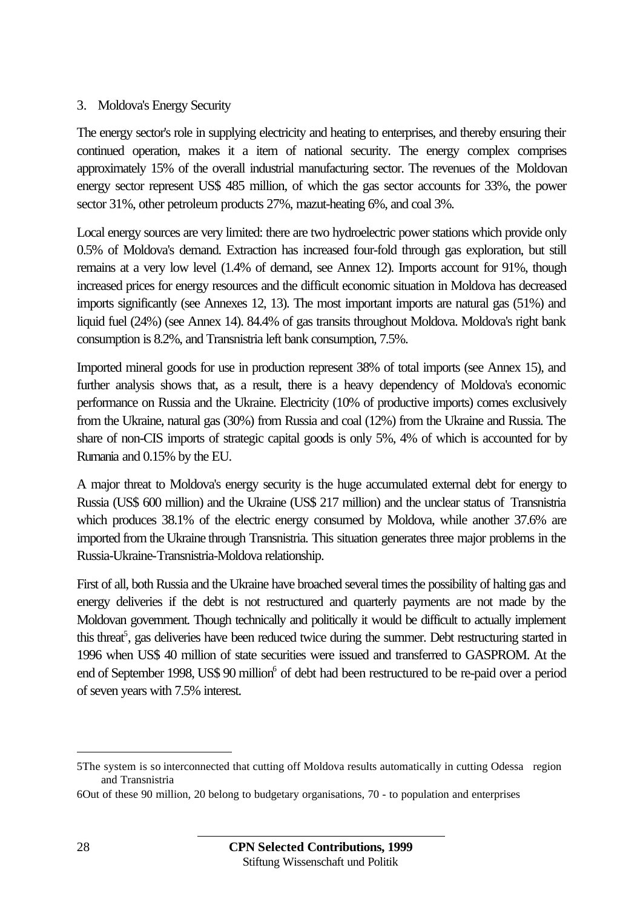### 3. Moldova's Energy Security

The energy sector's role in supplying electricity and heating to enterprises, and thereby ensuring their continued operation, makes it a item of national security. The energy complex comprises approximately 15% of the overall industrial manufacturing sector. The revenues of the Moldovan energy sector represent US$ 485 million, of which the gas sector accounts for 33%, the power sector 31%, other petroleum products 27%, mazut-heating 6%, and coal 3%.

Local energy sources are very limited: there are two hydroelectric power stations which provide only 0.5% of Moldova's demand. Extraction has increased four-fold through gas exploration, but still remains at a very low level (1.4% of demand, see Annex 12). Imports account for 91%, though increased prices for energy resources and the difficult economic situation in Moldova has decreased imports significantly (see Annexes 12, 13). The most important imports are natural gas (51%) and liquid fuel (24%) (see Annex 14). 84.4% of gas transits throughout Moldova. Moldova's right bank consumption is 8.2%, and Transnistria left bank consumption, 7.5%.

Imported mineral goods for use in production represent 38% of total imports (see Annex 15), and further analysis shows that, as a result, there is a heavy dependency of Moldova's economic performance on Russia and the Ukraine. Electricity (10% of productive imports) comes exclusively from the Ukraine, natural gas (30%) from Russia and coal (12%) from the Ukraine and Russia. The share of non-CIS imports of strategic capital goods is only 5%, 4% of which is accounted for by Rumania and 0.15% by the EU.

A major threat to Moldova's energy security is the huge accumulated external debt for energy to Russia (US$ 600 million) and the Ukraine (US$ 217 million) and the unclear status of Transnistria which produces 38.1% of the electric energy consumed by Moldova, while another 37.6% are imported from the Ukraine through Transnistria. This situation generates three major problems in the Russia-Ukraine-Transnistria-Moldova relationship.

First of all, both Russia and the Ukraine have broached several times the possibility of halting gas and energy deliveries if the debt is not restructured and quarterly payments are not made by the Moldovan government. Though technically and politically it would be difficult to actually implement this threat[5], gas deliveries have been reduced twice during the summer. Debt restructuring started in 1996 when US$ 40 million of state securities were issued and transferred to GASPROM. At the end of September 1998, US$ 90 million[6] of debt had been restructured to be re-paid over a period of seven years with 7.5% interest.

---

5The system is so interconnected that cutting off Moldova results automatically in cutting Odessa region and Transnistria

6Out of these 90 million, 20 belong to budgetary organisations, 70 - to population and enterprises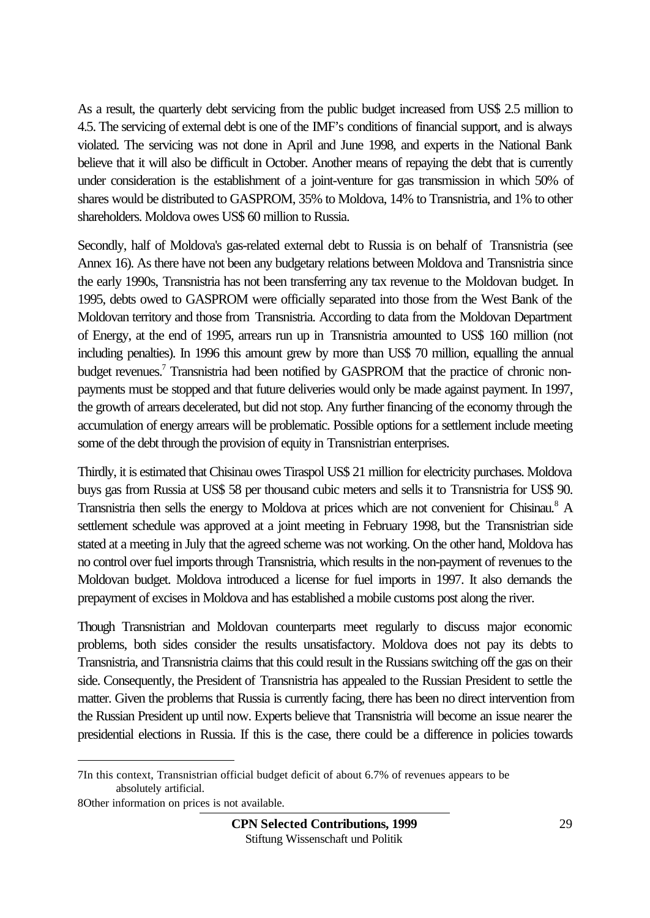As a result, the quarterly debt servicing from the public budget increased from US$ 2.5 million to 4.5. The servicing of external debt is one of the IMF's conditions of financial support, and is always violated. The servicing was not done in April and June 1998, and experts in the National Bank believe that it will also be difficult in October. Another means of repaying the debt that is currently under consideration is the establishment of a joint-venture for gas transmission in which 50% of shares would be distributed to GASPROM, 35% to Moldova, 14% to Transnistria, and 1% to other shareholders. Moldova owes US$ 60 million to Russia.

Secondly, half of Moldova's gas-related external debt to Russia is on behalf of Transnistria (see Annex 16). As there have not been any budgetary relations between Moldova and Transnistria since the early 1990s, Transnistria has not been transferring any tax revenue to the Moldovan budget. In 1995, debts owed to GASPROM were officially separated into those from the West Bank of the Moldovan territory and those from Transnistria. According to data from the Moldovan Department of Energy, at the end of 1995, arrears run up in Transnistria amounted to US$ 160 million (not including penalties). In 1996 this amount grew by more than US$ 70 million, equalling the annual budget revenues.[7] Transnistria had been notified by GASPROM that the practice of chronic non-payments must be stopped and that future deliveries would only be made against payment. In 1997, the growth of arrears decelerated, but did not stop. Any further financing of the economy through the accumulation of energy arrears will be problematic. Possible options for a settlement include meeting some of the debt through the provision of equity in Transnistrian enterprises.

Thirdly, it is estimated that Chisinau owes Tiraspol US$ 21 million for electricity purchases. Moldova buys gas from Russia at US$ 58 per thousand cubic meters and sells it to Transnistria for US$ 90. Transnistria then sells the energy to Moldova at prices which are not convenient for Chisinau.[8] A settlement schedule was approved at a joint meeting in February 1998, but the Transnistrian side stated at a meeting in July that the agreed scheme was not working. On the other hand, Moldova has no control over fuel imports through Transnistria, which results in the non-payment of revenues to the Moldovan budget. Moldova introduced a license for fuel imports in 1997. It also demands the prepayment of excises in Moldova and has established a mobile customs post along the river.

Though Transnistrian and Moldovan counterparts meet regularly to discuss major economic problems, both sides consider the results unsatisfactory. Moldova does not pay its debts to Transnistria, and Transnistria claims that this could result in the Russians switching off the gas on their side. Consequently, the President of Transnistria has appealed to the Russian President to settle the matter. Given the problems that Russia is currently facing, there has been no direct intervention from the Russian President up until now. Experts believe that Transnistria will become an issue nearer the presidential elections in Russia. If this is the case, there could be a difference in policies towards

---

7 In this context, Transnistrian official budget deficit of about 6.7% of revenues appears to be absolutely artificial.

8 Other information on prices is not available.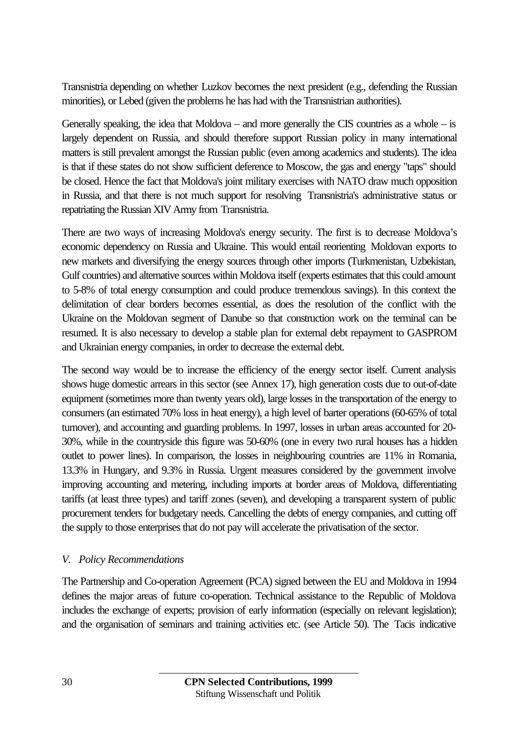Transnistria depending on whether Luzkov becomes the next president (e.g., defending the Russian minorities), or Lebed (given the problems he has had with the Transnistrian authorities).

Generally speaking, the idea that Moldova – and more generally the CIS countries as a whole – is largely dependent on Russia, and should therefore support Russian policy in many international matters is still prevalent amongst the Russian public (even among academics and students). The idea is that if these states do not show sufficient deference to Moscow, the gas and energy "taps" should be closed. Hence the fact that Moldova's joint military exercises with NATO draw much opposition in Russia, and that there is not much support for resolving Transnistria's administrative status or repatriating the Russian XIV Army from Transnistria.

There are two ways of increasing Moldova's energy security. The first is to decrease Moldova's economic dependency on Russia and Ukraine. This would entail reorienting Moldovan exports to new markets and diversifying the energy sources through other imports (Turkmenistan, Uzbekistan, Gulf countries) and alternative sources within Moldova itself (experts estimates that this could amount to 5-8% of total energy consumption and could produce tremendous savings). In this context the delimitation of clear borders becomes essential, as does the resolution of the conflict with the Ukraine on the Moldovan segment of Danube so that construction work on the terminal can be resumed. It is also necessary to develop a stable plan for external debt repayment to GASPROM and Ukrainian energy companies, in order to decrease the external debt.

The second way would be to increase the efficiency of the energy sector itself. Current analysis shows huge domestic arrears in this sector (see Annex 17), high generation costs due to out-of-date equipment (sometimes more than twenty years old), large losses in the transportation of the energy to consumers (an estimated 70% loss in heat energy), a high level of barter operations (60-65% of total turnover), and accounting and guarding problems. In 1997, losses in urban areas accounted for 20-30%, while in the countryside this figure was 50-60% (one in every two rural houses has a hidden outlet to power lines). In comparison, the losses in neighbouring countries are 11% in Romania, 13.3% in Hungary, and 9.3% in Russia. Urgent measures considered by the government involve improving accounting and metering, including imports at border areas of Moldova, differentiating tariffs (at least three types) and tariff zones (seven), and developing a transparent system of public procurement tenders for budgetary needs. Cancelling the debts of energy companies, and cutting off the supply to those enterprises that do not pay will accelerate the privatisation of the sector.

## *V. Policy Recommendations*

The Partnership and Co-operation Agreement (PCA) signed between the EU and Moldova in 1994 defines the major areas of future co-operation. Technical assistance to the Republic of Moldova includes the exchange of experts; provision of early information (especially on relevant legislation); and the organisation of seminars and training activities etc. (see Article 50). The Tacis indicative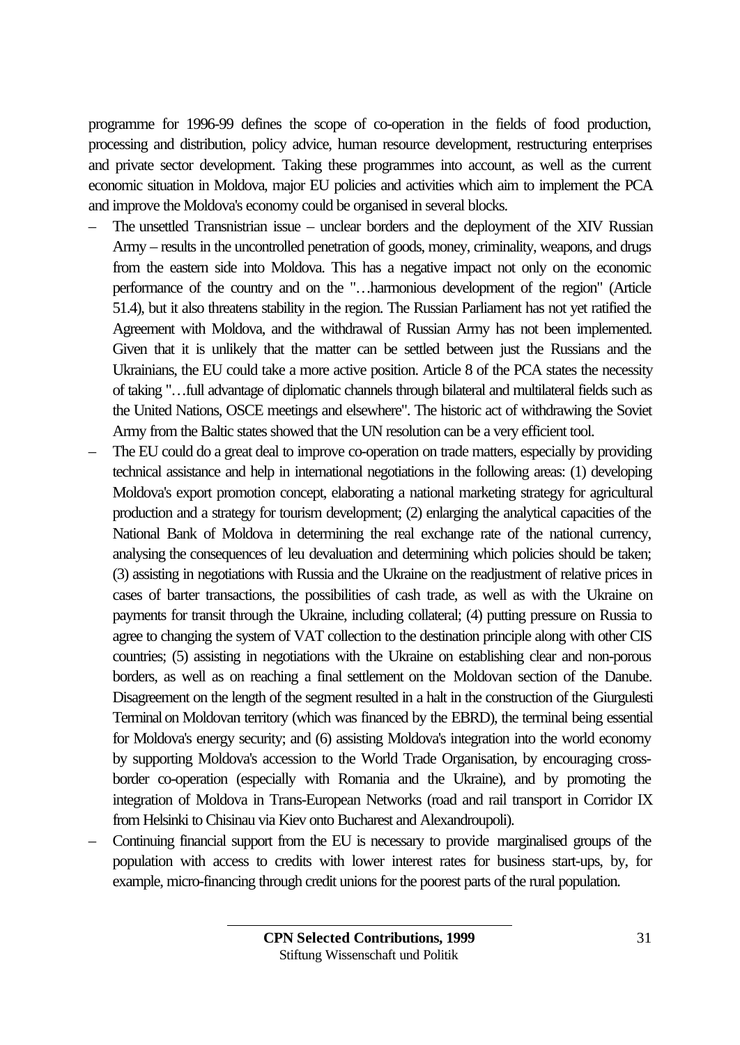programme for 1996-99 defines the scope of co-operation in the fields of food production, processing and distribution, policy advice, human resource development, restructuring enterprises and private sector development. Taking these programmes into account, as well as the current economic situation in Moldova, major EU policies and activities which aim to implement the PCA and improve the Moldova's economy could be organised in several blocks.

– The unsettled Transnistrian issue – unclear borders and the deployment of the XIV Russian Army – results in the uncontrolled penetration of goods, money, criminality, weapons, and drugs from the eastern side into Moldova. This has a negative impact not only on the economic performance of the country and on the "…harmonious development of the region" (Article 51.4), but it also threatens stability in the region. The Russian Parliament has not yet ratified the Agreement with Moldova, and the withdrawal of Russian Army has not been implemented. Given that it is unlikely that the matter can be settled between just the Russians and the Ukrainians, the EU could take a more active position. Article 8 of the PCA states the necessity of taking "…full advantage of diplomatic channels through bilateral and multilateral fields such as the United Nations, OSCE meetings and elsewhere". The historic act of withdrawing the Soviet Army from the Baltic states showed that the UN resolution can be a very efficient tool.

– The EU could do a great deal to improve co-operation on trade matters, especially by providing technical assistance and help in international negotiations in the following areas: (1) developing Moldova's export promotion concept, elaborating a national marketing strategy for agricultural production and a strategy for tourism development; (2) enlarging the analytical capacities of the National Bank of Moldova in determining the real exchange rate of the national currency, analysing the consequences of leu devaluation and determining which policies should be taken; (3) assisting in negotiations with Russia and the Ukraine on the readjustment of relative prices in cases of barter transactions, the possibilities of cash trade, as well as with the Ukraine on payments for transit through the Ukraine, including collateral; (4) putting pressure on Russia to agree to changing the system of VAT collection to the destination principle along with other CIS countries; (5) assisting in negotiations with the Ukraine on establishing clear and non-porous borders, as well as on reaching a final settlement on the Moldovan section of the Danube. Disagreement on the length of the segment resulted in a halt in the construction of the Giurgulesti Terminal on Moldovan territory (which was financed by the EBRD), the terminal being essential for Moldova's energy security; and (6) assisting Moldova's integration into the world economy by supporting Moldova's accession to the World Trade Organisation, by encouraging cross-border co-operation (especially with Romania and the Ukraine), and by promoting the integration of Moldova in Trans-European Networks (road and rail transport in Corridor IX from Helsinki to Chisinau via Kiev onto Bucharest and Alexandroupoli).

– Continuing financial support from the EU is necessary to provide marginalised groups of the population with access to credits with lower interest rates for business start-ups, by, for example, micro-financing through credit unions for the poorest parts of the rural population.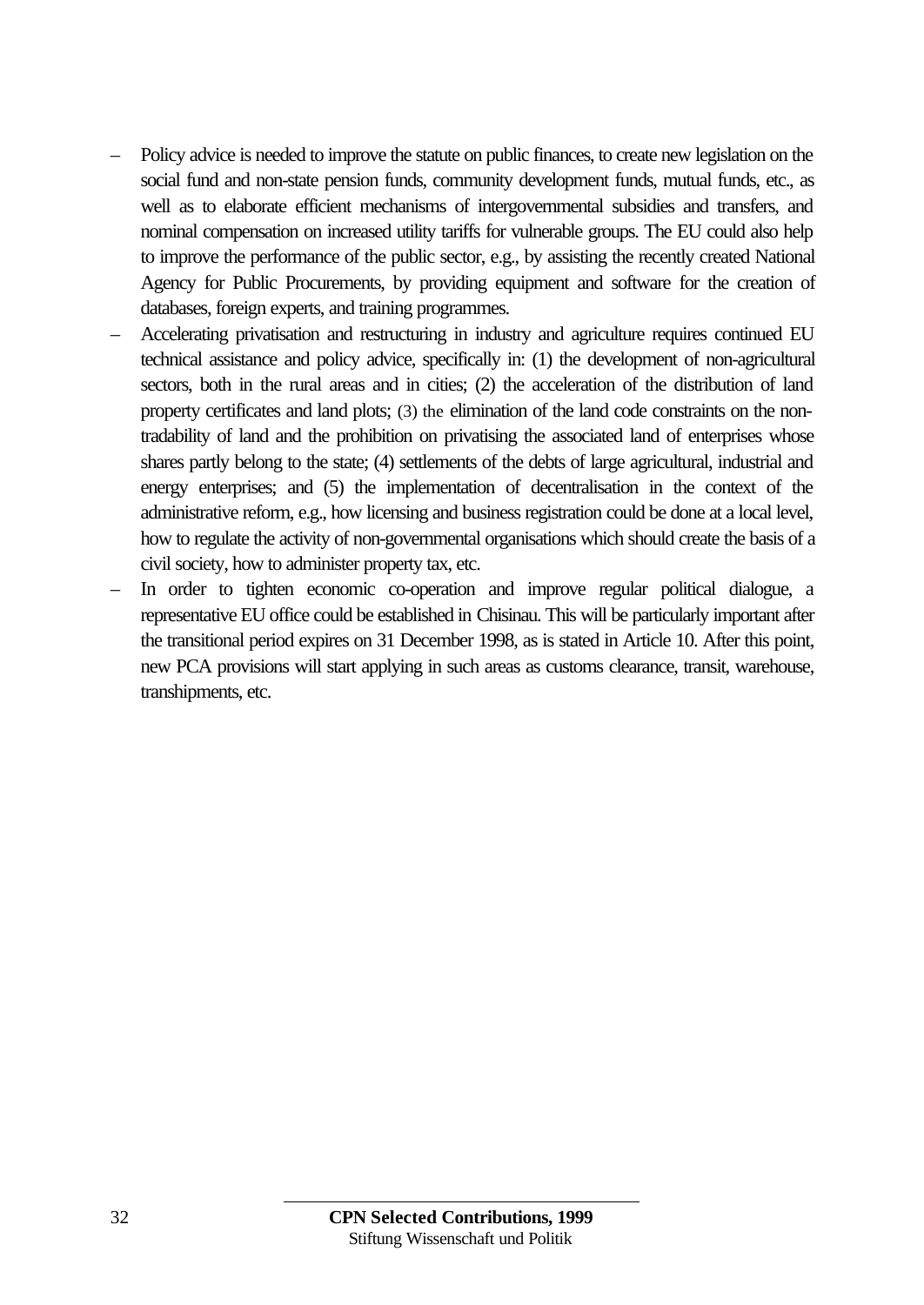- Policy advice is needed to improve the statute on public finances, to create new legislation on the social fund and non-state pension funds, community development funds, mutual funds, etc., as well as to elaborate efficient mechanisms of intergovernmental subsidies and transfers, and nominal compensation on increased utility tariffs for vulnerable groups. The EU could also help to improve the performance of the public sector, e.g., by assisting the recently created National Agency for Public Procurements, by providing equipment and software for the creation of databases, foreign experts, and training programmes.
- Accelerating privatisation and restructuring in industry and agriculture requires continued EU technical assistance and policy advice, specifically in: (1) the development of non-agricultural sectors, both in the rural areas and in cities; (2) the acceleration of the distribution of land property certificates and land plots; (3) the elimination of the land code constraints on the non-tradability of land and the prohibition on privatising the associated land of enterprises whose shares partly belong to the state; (4) settlements of the debts of large agricultural, industrial and energy enterprises; and (5) the implementation of decentralisation in the context of the administrative reform, e.g., how licensing and business registration could be done at a local level, how to regulate the activity of non-governmental organisations which should create the basis of a civil society, how to administer property tax, etc.
- In order to tighten economic co-operation and improve regular political dialogue, a representative EU office could be established in Chisinau. This will be particularly important after the transitional period expires on 31 December 1998, as is stated in Article 10. After this point, new PCA provisions will start applying in such areas as customs clearance, transit, warehouse, transhipments, etc.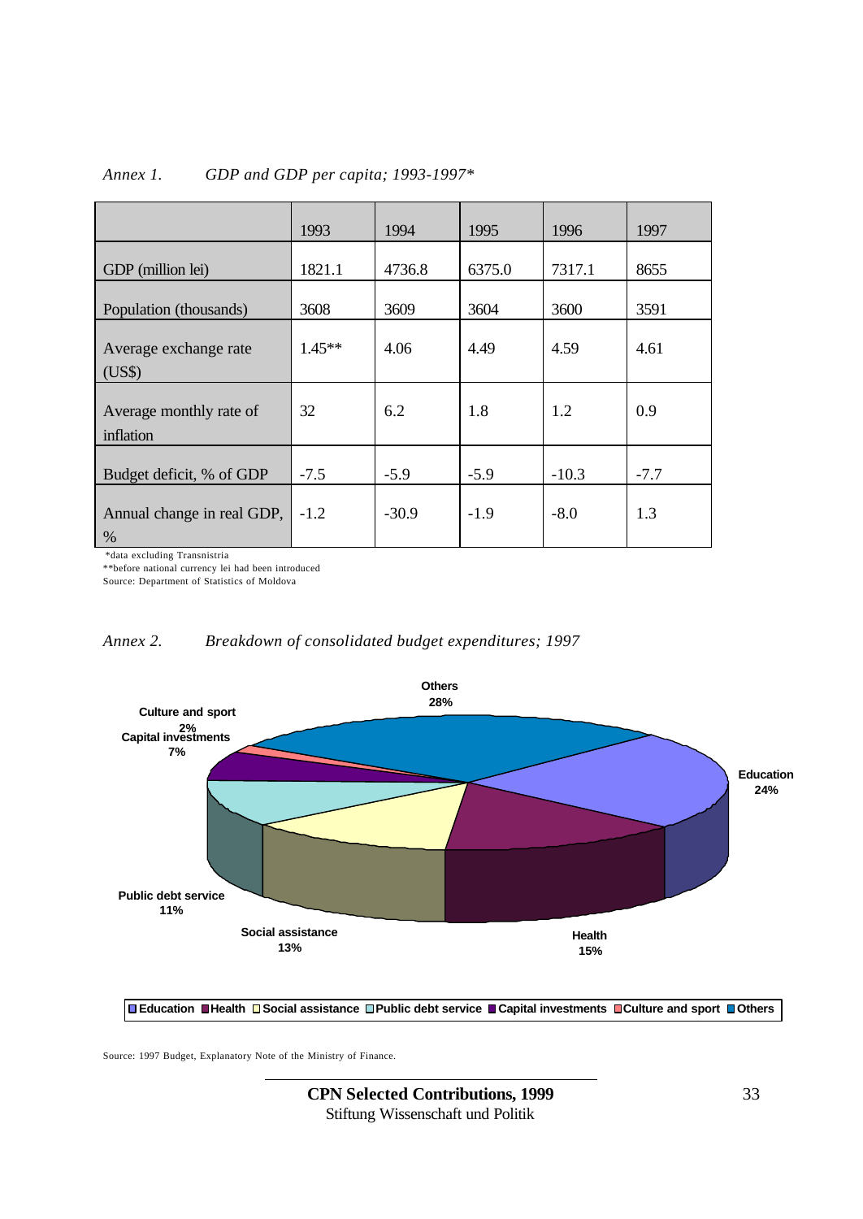*Annex 1. GDP and GDP per capita; 1993-1997**

| | 1993 | 1994 | 1995 | 1996 | 1997 |
|---|---|---|---|---|---|
| GDP (million lei) | 1821.1 | 4736.8 | 6375.0 | 7317.1 | 8655 |
| Population (thousands) | 3608 | 3609 | 3604 | 3600 | 3591 |
| Average exchange rate (US$) | 1.45** | 4.06 | 4.49 | 4.59 | 4.61 |
| Average monthly rate of inflation | 32 | 6.2 | 1.8 | 1.2 | 0.9 |
| Budget deficit, % of GDP | -7.5 | -5.9 | -5.9 | -10.3 | -7.7 |
| Annual change in real GDP, % | -1.2 | -30.9 | -1.9 | -8.0 | 1.3 |

*data excluding Transnistria

**before national currency lei had been introduced

Source: Department of Statistics of Moldova

*Annex 2. Breakdown of consolidated budget expenditures; 1997*

| Category | Share |
|---|---|
| Education | 24% |
| Health | 15% |
| Social assistance | 13% |
| Public debt service | 11% |
| Capital investments | 7% |
| Culture and sport | 2% |
| Others | 28% |

Source: 1997 Budget, Explanatory Note of the Ministry of Finance.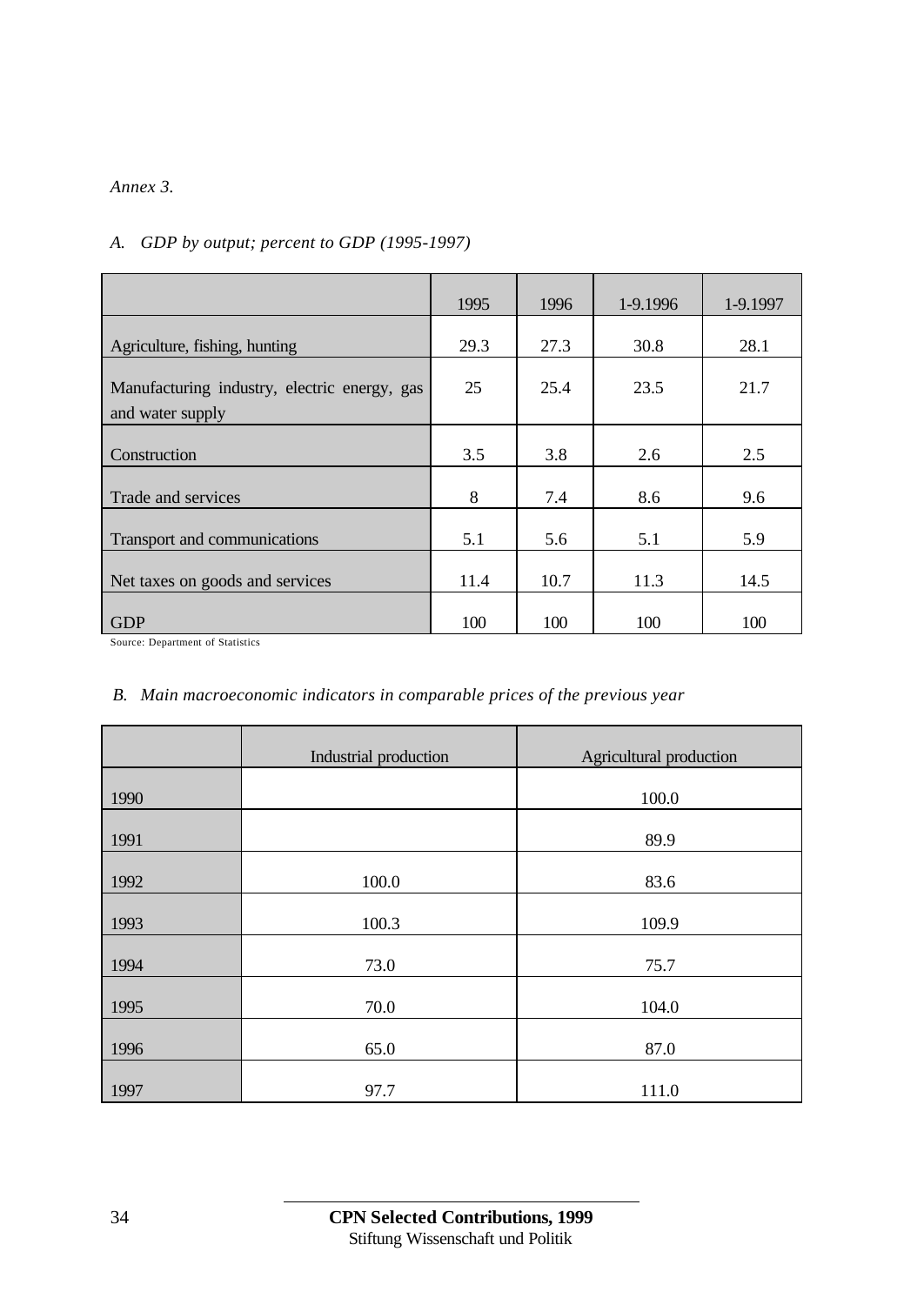*Annex 3.*

*A. GDP by output; percent to GDP (1995-1997)*

| | 1995 | 1996 | 1-9.1996 | 1-9.1997 |
|---|---|---|---|---|
| Agriculture, fishing, hunting | 29.3 | 27.3 | 30.8 | 28.1 |
| Manufacturing industry, electric energy, gas and water supply | 25 | 25.4 | 23.5 | 21.7 |
| Construction | 3.5 | 3.8 | 2.6 | 2.5 |
| Trade and services | 8 | 7.4 | 8.6 | 9.6 |
| Transport and communications | 5.1 | 5.6 | 5.1 | 5.9 |
| Net taxes on goods and services | 11.4 | 10.7 | 11.3 | 14.5 |
| GDP | 100 | 100 | 100 | 100 |

Source: Department of Statistics

*B. Main macroeconomic indicators in comparable prices of the previous year*

| | Industrial production | Agricultural production |
|---|---|---|
| 1990 | | 100.0 |
| 1991 | | 89.9 |
| 1992 | 100.0 | 83.6 |
| 1993 | 100.3 | 109.9 |
| 1994 | 73.0 | 75.7 |
| 1995 | 70.0 | 104.0 |
| 1996 | 65.0 | 87.0 |
| 1997 | 97.7 | 111.0 |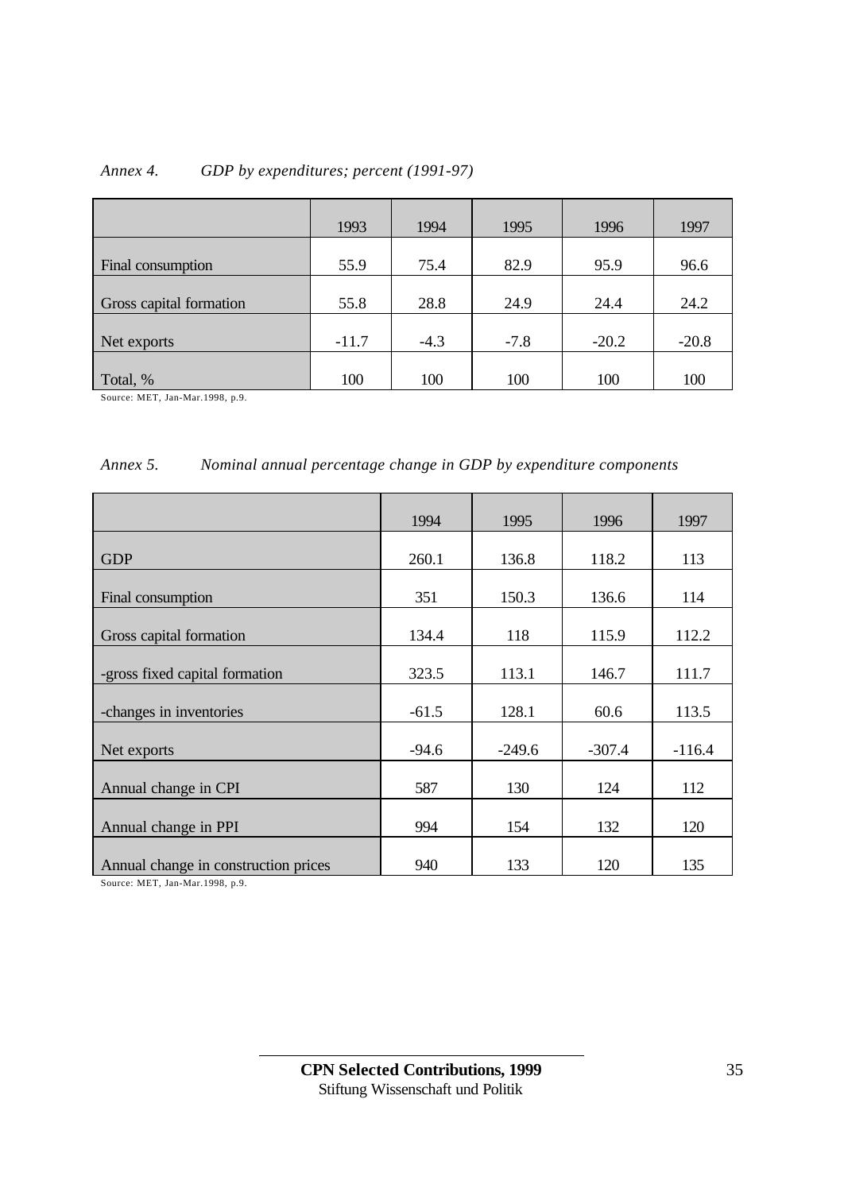*Annex 4. GDP by expenditures; percent (1991-97)*

| | 1993 | 1994 | 1995 | 1996 | 1997 |
|---|---|---|---|---|---|
| Final consumption | 55.9 | 75.4 | 82.9 | 95.9 | 96.6 |
| Gross capital formation | 55.8 | 28.8 | 24.9 | 24.4 | 24.2 |
| Net exports | -11.7 | -4.3 | -7.8 | -20.2 | -20.8 |
| Total, % | 100 | 100 | 100 | 100 | 100 |

Source: MET, Jan-Mar.1998, p.9.

*Annex 5. Nominal annual percentage change in GDP by expenditure components*

| | 1994 | 1995 | 1996 | 1997 |
|---|---|---|---|---|
| GDP | 260.1 | 136.8 | 118.2 | 113 |
| Final consumption | 351 | 150.3 | 136.6 | 114 |
| Gross capital formation | 134.4 | 118 | 115.9 | 112.2 |
| -gross fixed capital formation | 323.5 | 113.1 | 146.7 | 111.7 |
| -changes in inventories | -61.5 | 128.1 | 60.6 | 113.5 |
| Net exports | -94.6 | -249.6 | -307.4 | -116.4 |
| Annual change in CPI | 587 | 130 | 124 | 112 |
| Annual change in PPI | 994 | 154 | 132 | 120 |
| Annual change in construction prices | 940 | 133 | 120 | 135 |

Source: MET, Jan-Mar.1998, p.9.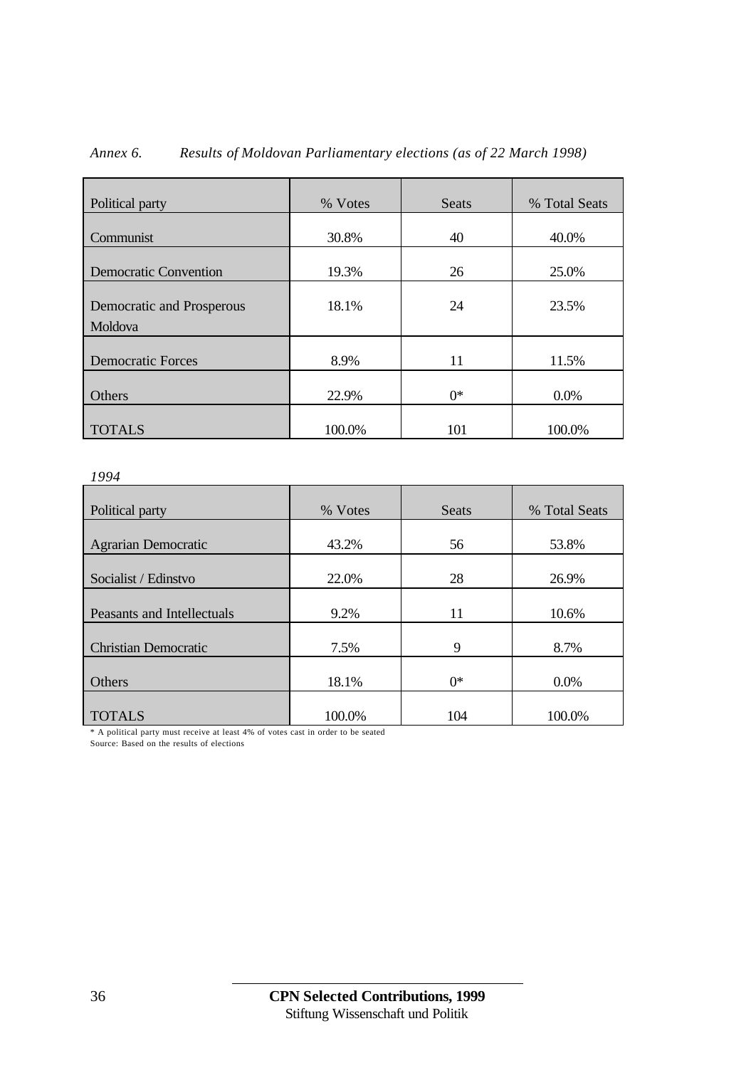*Annex 6. Results of Moldovan Parliamentary elections (as of 22 March 1998)*

| Political party | % Votes | Seats | % Total Seats |
|---|---|---|---|
| Communist | 30.8% | 40 | 40.0% |
| Democratic Convention | 19.3% | 26 | 25.0% |
| Democratic and Prosperous Moldova | 18.1% | 24 | 23.5% |
| Democratic Forces | 8.9% | 11 | 11.5% |
| Others | 22.9% | 0* | 0.0% |
| TOTALS | 100.0% | 101 | 100.0% |

*1994*

| Political party | % Votes | Seats | % Total Seats |
|---|---|---|---|
| Agrarian Democratic | 43.2% | 56 | 53.8% |
| Socialist / Edinstvo | 22.0% | 28 | 26.9% |
| Peasants and Intellectuals | 9.2% | 11 | 10.6% |
| Christian Democratic | 7.5% | 9 | 8.7% |
| Others | 18.1% | 0* | 0.0% |
| TOTALS | 100.0% | 104 | 100.0% |

* A political party must receive at least 4% of votes cast in order to be seated

Source: Based on the results of elections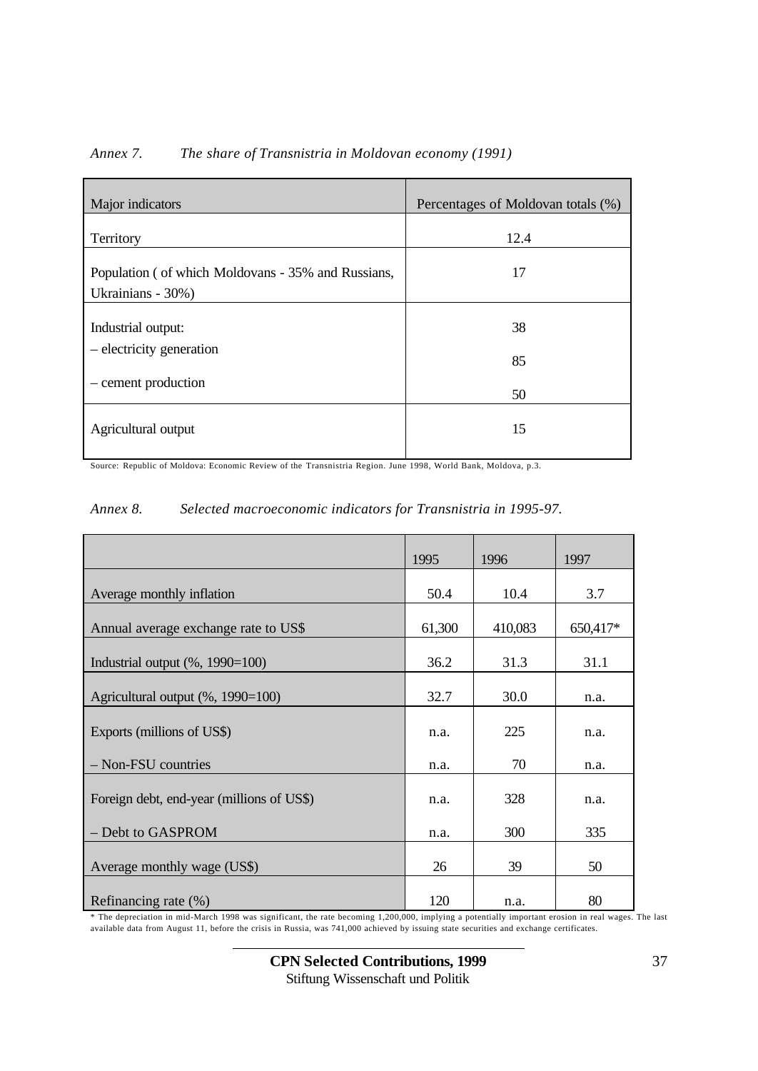*Annex 7. The share of Transnistria in Moldovan economy (1991)*

| Major indicators | Percentages of Moldovan totals (%) |
|---|---|
| Territory | 12.4 |
| Population ( of which Moldovans - 35% and Russians, Ukrainians - 30%) | 17 |
| Industrial output: | 38 |
| – electricity generation | 85 |
| – cement production | 50 |
| Agricultural output | 15 |

Source: Republic of Moldova: Economic Review of the Transnistria Region. June 1998, World Bank, Moldova, p.3.

*Annex 8. Selected macroeconomic indicators for Transnistria in 1995-97.*

| | 1995 | 1996 | 1997 |
|---|---|---|---|
| Average monthly inflation | 50.4 | 10.4 | 3.7 |
| Annual average exchange rate to US$ | 61,300 | 410,083 | 650,417* |
| Industrial output (%, 1990=100) | 36.2 | 31.3 | 31.1 |
| Agricultural output (%, 1990=100) | 32.7 | 30.0 | n.a. |
| Exports (millions of US$) | n.a. | 225 | n.a. |
| – Non-FSU countries | n.a. | 70 | n.a. |
| Foreign debt, end-year (millions of US$) | n.a. | 328 | n.a. |
| – Debt to GASPROM | n.a. | 300 | 335 |
| Average monthly wage (US$) | 26 | 39 | 50 |
| Refinancing rate (%) | 120 | n.a. | 80 |

* The depreciation in mid-March 1998 was significant, the rate becoming 1,200,000, implying a potentially important erosion in real wages. The last available data from August 11, before the crisis in Russia, was 741,000 achieved by issuing state securities and exchange certificates.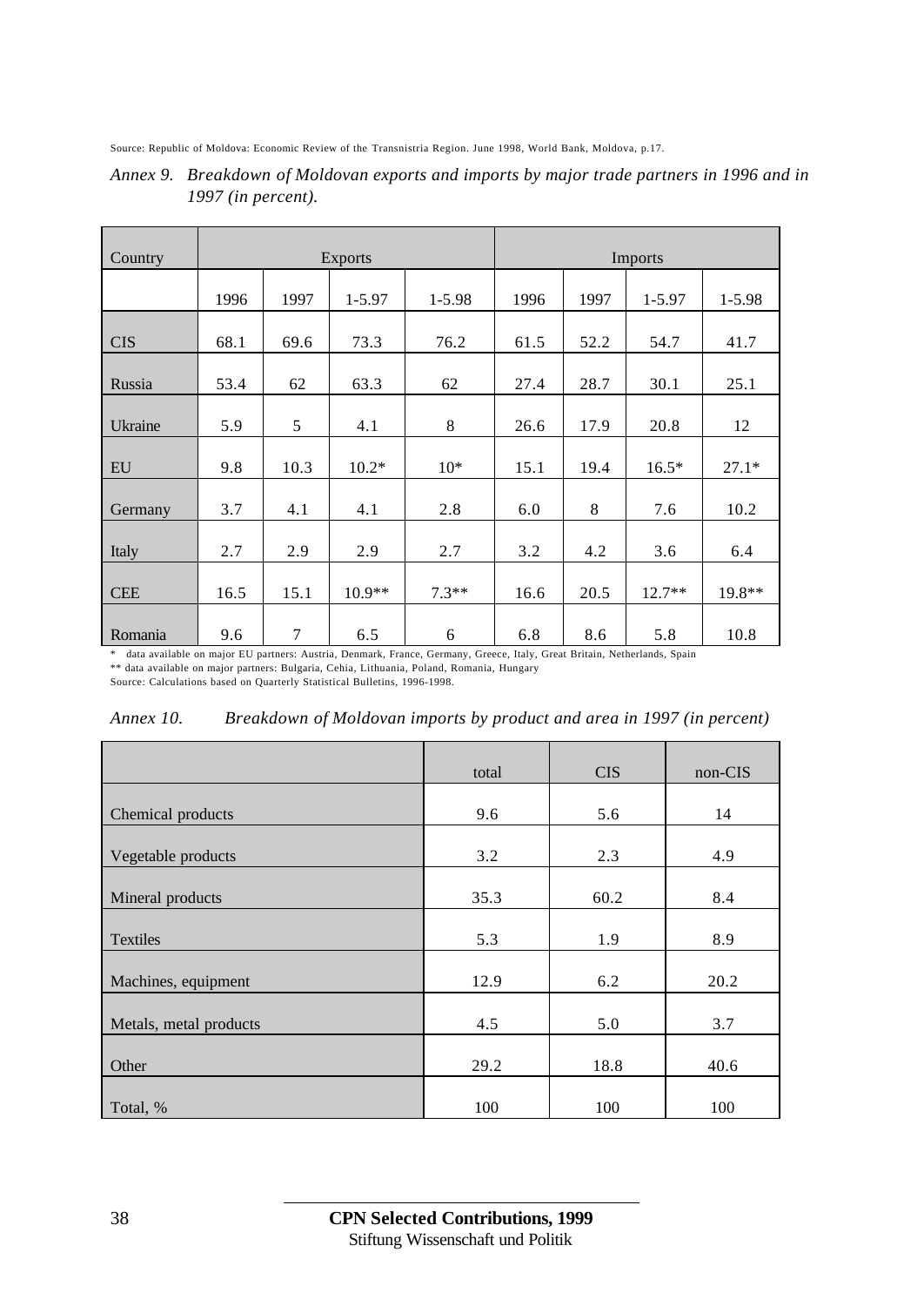Source: Republic of Moldova: Economic Review of the Transnistria Region. June 1998, World Bank, Moldova, p.17.

*Annex 9. Breakdown of Moldovan exports and imports by major trade partners in 1996 and in 1997 (in percent).*

| Country | Exports | | | | Imports | | | |
|---|---|---|---|---|---|---|---|---|
| | 1996 | 1997 | 1-5.97 | 1-5.98 | 1996 | 1997 | 1-5.97 | 1-5.98 |
| CIS | 68.1 | 69.6 | 73.3 | 76.2 | 61.5 | 52.2 | 54.7 | 41.7 |
| Russia | 53.4 | 62 | 63.3 | 62 | 27.4 | 28.7 | 30.1 | 25.1 |
| Ukraine | 5.9 | 5 | 4.1 | 8 | 26.6 | 17.9 | 20.8 | 12 |
| EU | 9.8 | 10.3 | 10.2* | 10* | 15.1 | 19.4 | 16.5* | 27.1* |
| Germany | 3.7 | 4.1 | 4.1 | 2.8 | 6.0 | 8 | 7.6 | 10.2 |
| Italy | 2.7 | 2.9 | 2.9 | 2.7 | 3.2 | 4.2 | 3.6 | 6.4 |
| CEE | 16.5 | 15.1 | 10.9** | 7.3** | 16.6 | 20.5 | 12.7** | 19.8** |
| Romania | 9.6 | 7 | 6.5 | 6 | 6.8 | 8.6 | 5.8 | 10.8 |

\* data available on major EU partners: Austria, Denmark, France, Germany, Greece, Italy, Great Britain, Netherlands, Spain

\** data available on major partners: Bulgaria, Cehia, Lithuania, Poland, Romania, Hungary

Source: Calculations based on Quarterly Statistical Bulletins, 1996-1998.

*Annex 10. Breakdown of Moldovan imports by product and area in 1997 (in percent)*

| | total | CIS | non-CIS |
|---|---|---|---|
| Chemical products | 9.6 | 5.6 | 14 |
| Vegetable products | 3.2 | 2.3 | 4.9 |
| Mineral products | 35.3 | 60.2 | 8.4 |
| Textiles | 5.3 | 1.9 | 8.9 |
| Machines, equipment | 12.9 | 6.2 | 20.2 |
| Metals, metal products | 4.5 | 5.0 | 3.7 |
| Other | 29.2 | 18.8 | 40.6 |
| Total, % | 100 | 100 | 100 |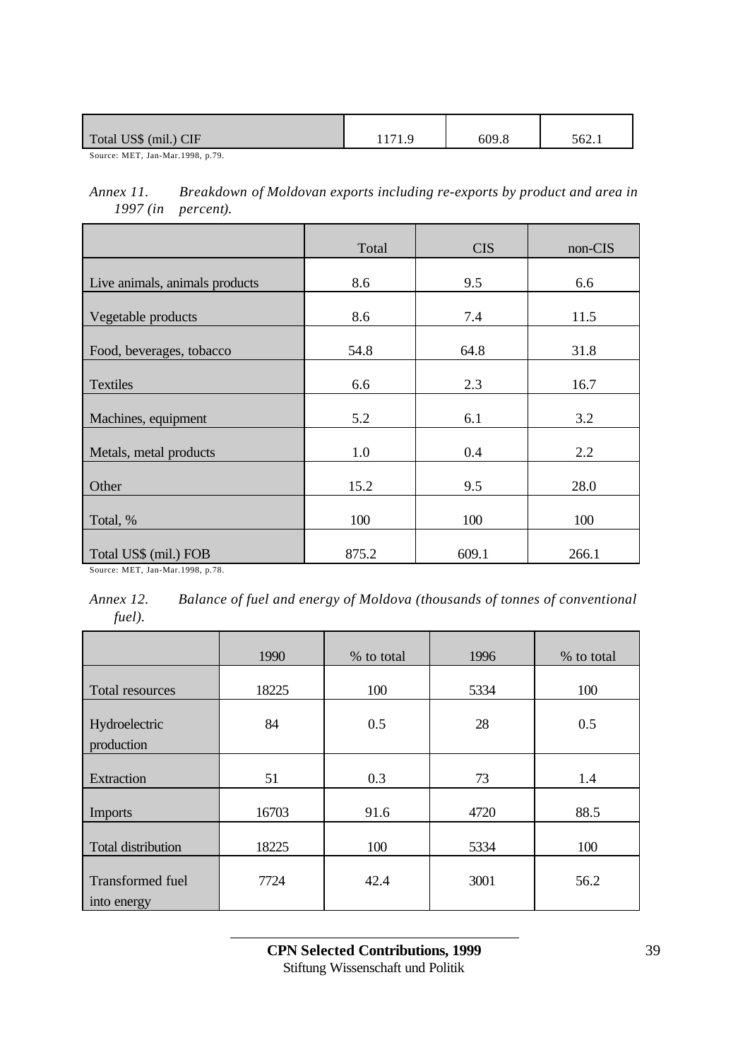| Total US$ (mil.) CIF | 1171.9 | 609.8 | 562.1 |
|---|---|---|---|

Source: MET, Jan-Mar.1998, p.79.

*Annex 11. Breakdown of Moldovan exports including re-exports by product and area in 1997 (in percent).*

| | Total | CIS | non-CIS |
|---|---|---|---|
| Live animals, animals products | 8.6 | 9.5 | 6.6 |
| Vegetable products | 8.6 | 7.4 | 11.5 |
| Food, beverages, tobacco | 54.8 | 64.8 | 31.8 |
| Textiles | 6.6 | 2.3 | 16.7 |
| Machines, equipment | 5.2 | 6.1 | 3.2 |
| Metals, metal products | 1.0 | 0.4 | 2.2 |
| Other | 15.2 | 9.5 | 28.0 |
| Total, % | 100 | 100 | 100 |
| Total US$ (mil.) FOB | 875.2 | 609.1 | 266.1 |

Source: MET, Jan-Mar.1998, p.78.

*Annex 12. Balance of fuel and energy of Moldova (thousands of tonnes of conventional fuel).*

| | 1990 | % to total | 1996 | % to total |
|---|---|---|---|---|
| Total resources | 18225 | 100 | 5334 | 100 |
| Hydroelectric production | 84 | 0.5 | 28 | 0.5 |
| Extraction | 51 | 0.3 | 73 | 1.4 |
| Imports | 16703 | 91.6 | 4720 | 88.5 |
| Total distribution | 18225 | 100 | 5334 | 100 |
| Transformed fuel into energy | 7724 | 42.4 | 3001 | 56.2 |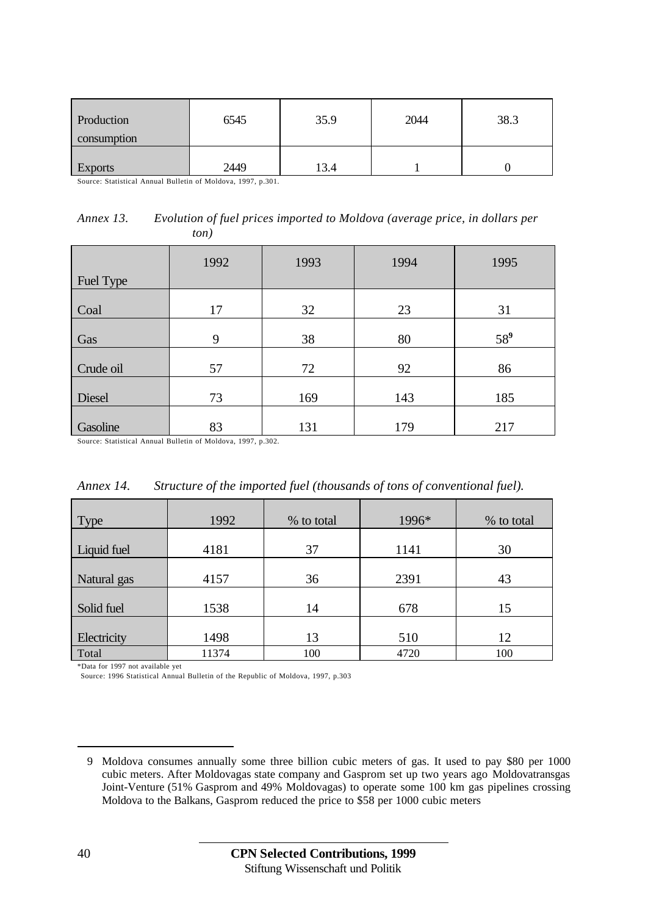| Production consumption | 6545 | 35.9 | 2044 | 38.3 |
|---|---|---|---|---|
| Exports | 2449 | 13.4 | 1 | 0 |

Source: Statistical Annual Bulletin of Moldova, 1997, p.301.

*Annex 13. Evolution of fuel prices imported to Moldova (average price, in dollars per ton)*

| Fuel Type | 1992 | 1993 | 1994 | 1995 |
|---|---|---|---|---|
| Coal | 17 | 32 | 23 | 31 |
| Gas | 9 | 38 | 80 | 58[9] |
| Crude oil | 57 | 72 | 92 | 86 |
| Diesel | 73 | 169 | 143 | 185 |
| Gasoline | 83 | 131 | 179 | 217 |

Source: Statistical Annual Bulletin of Moldova, 1997, p.302.

*Annex 14. Structure of the imported fuel (thousands of tons of conventional fuel).*

| Type | 1992 | % to total | 1996* | % to total |
|---|---|---|---|---|
| Liquid fuel | 4181 | 37 | 1141 | 30 |
| Natural gas | 4157 | 36 | 2391 | 43 |
| Solid fuel | 1538 | 14 | 678 | 15 |
| Electricity | 1498 | 13 | 510 | 12 |
| Total | 11374 | 100 | 4720 | 100 |

*Data for 1997 not available yet

Source: 1996 Statistical Annual Bulletin of the Republic of Moldova, 1997, p.303

---

9 Moldova consumes annually some three billion cubic meters of gas. It used to pay $80 per 1000 cubic meters. After Moldovagas state company and Gasprom set up two years ago Moldovatransgas Joint-Venture (51% Gasprom and 49% Moldovagas) to operate some 100 km gas pipelines crossing Moldova to the Balkans, Gasprom reduced the price to $58 per 1000 cubic meters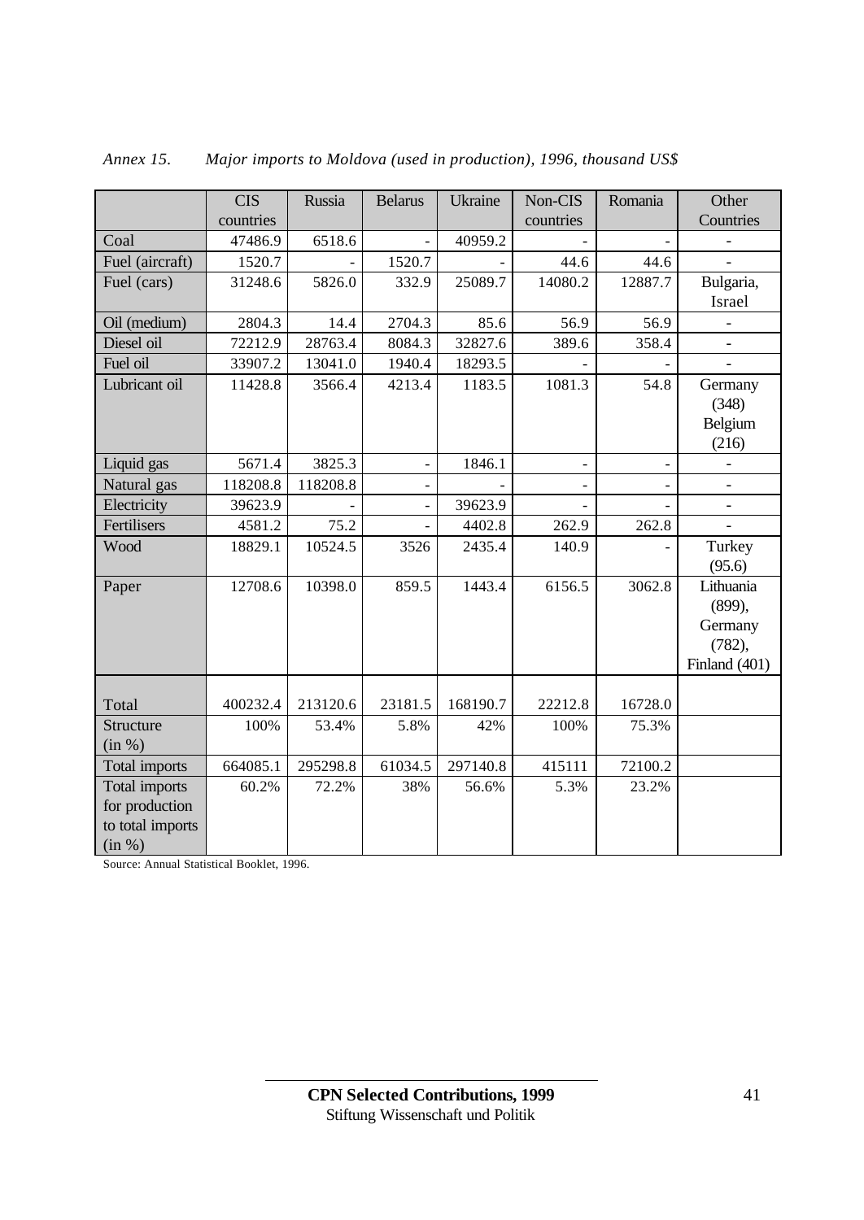*Annex 15. Major imports to Moldova (used in production), 1996, thousand US$*

| | CIS countries | Russia | Belarus | Ukraine | Non-CIS countries | Romania | Other Countries |
|---|---|---|---|---|---|---|---|
| Coal | 47486.9 | 6518.6 | - | 40959.2 | - | - | - |
| Fuel (aircraft) | 1520.7 | - | 1520.7 | - | 44.6 | 44.6 | - |
| Fuel (cars) | 31248.6 | 5826.0 | 332.9 | 25089.7 | 14080.2 | 12887.7 | Bulgaria, Israel |
| Oil (medium) | 2804.3 | 14.4 | 2704.3 | 85.6 | 56.9 | 56.9 | - |
| Diesel oil | 72212.9 | 28763.4 | 8084.3 | 32827.6 | 389.6 | 358.4 | - |
| Fuel oil | 33907.2 | 13041.0 | 1940.4 | 18293.5 | - | - | - |
| Lubricant oil | 11428.8 | 3566.4 | 4213.4 | 1183.5 | 1081.3 | 54.8 | Germany (348) Belgium (216) |
| Liquid gas | 5671.4 | 3825.3 | - | 1846.1 | - | - | - |
| Natural gas | 118208.8 | 118208.8 | - | - | - | - | - |
| Electricity | 39623.9 | - | - | 39623.9 | - | - | - |
| Fertilisers | 4581.2 | 75.2 | - | 4402.8 | 262.9 | 262.8 | - |
| Wood | 18829.1 | 10524.5 | 3526 | 2435.4 | 140.9 | - | Turkey (95.6) |
| Paper | 12708.6 | 10398.0 | 859.5 | 1443.4 | 6156.5 | 3062.8 | Lithuania (899), Germany (782), Finland (401) |
| Total | 400232.4 | 213120.6 | 23181.5 | 168190.7 | 22212.8 | 16728.0 | |
| Structure (in %) | 100% | 53.4% | 5.8% | 42% | 100% | 75.3% | |
| Total imports | 664085.1 | 295298.8 | 61034.5 | 297140.8 | 415111 | 72100.2 | |
| Total imports for production to total imports (in %) | 60.2% | 72.2% | 38% | 56.6% | 5.3% | 23.2% | |

Source: Annual Statistical Booklet, 1996.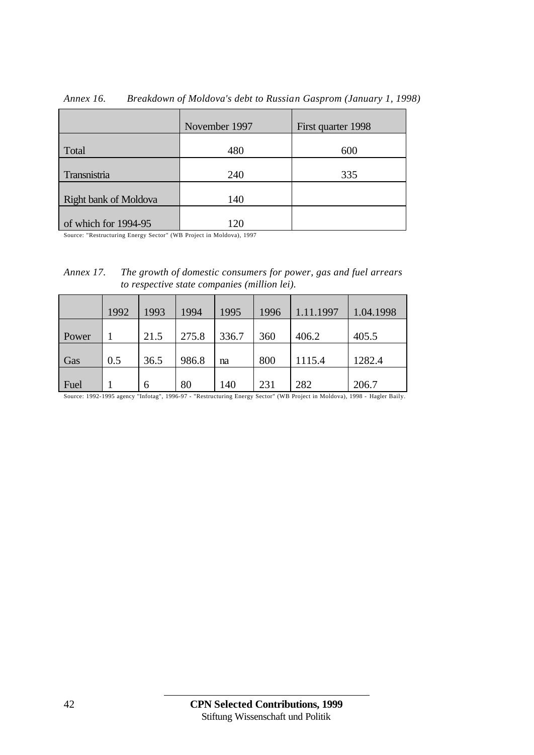*Annex 16. Breakdown of Moldova's debt to Russian Gasprom (January 1, 1998)*

| | November 1997 | First quarter 1998 |
|---|---|---|
| Total | 480 | 600 |
| Transnistria | 240 | 335 |
| Right bank of Moldova | 140 | |
| of which for 1994-95 | 120 | |

Source: "Restructuring Energy Sector" (WB Project in Moldova), 1997

*Annex 17. The growth of domestic consumers for power, gas and fuel arrears to respective state companies (million lei).*

| | 1992 | 1993 | 1994 | 1995 | 1996 | 1.11.1997 | 1.04.1998 |
|---|---|---|---|---|---|---|---|
| Power | 1 | 21.5 | 275.8 | 336.7 | 360 | 406.2 | 405.5 |
| Gas | 0.5 | 36.5 | 986.8 | na | 800 | 1115.4 | 1282.4 |
| Fuel | 1 | 6 | 80 | 140 | 231 | 282 | 206.7 |

Source: 1992-1995 agency "Infotag", 1996-97 - "Restructuring Energy Sector" (WB Project in Moldova), 1998 - Hagler Baily.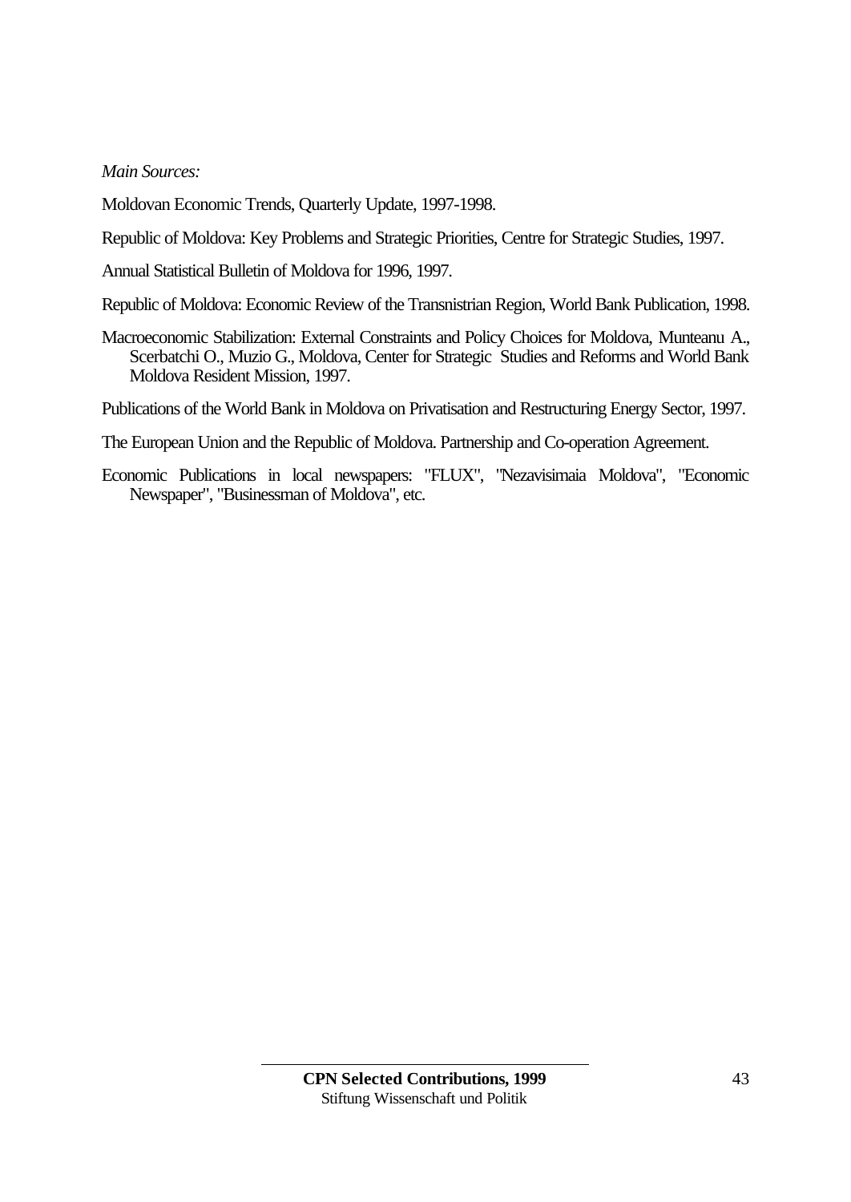*Main Sources:*

Moldovan Economic Trends, Quarterly Update, 1997-1998.

Republic of Moldova: Key Problems and Strategic Priorities, Centre for Strategic Studies, 1997.

Annual Statistical Bulletin of Moldova for 1996, 1997.

Republic of Moldova: Economic Review of the Transnistrian Region, World Bank Publication, 1998.

Macroeconomic Stabilization: External Constraints and Policy Choices for Moldova, Munteanu A., Scerbatchi O., Muzio G., Moldova, Center for Strategic Studies and Reforms and World Bank Moldova Resident Mission, 1997.

Publications of the World Bank in Moldova on Privatisation and Restructuring Energy Sector, 1997.

The European Union and the Republic of Moldova. Partnership and Co-operation Agreement.

Economic Publications in local newspapers: "FLUX", "Nezavisimaia Moldova", "Economic Newspaper", "Businessman of Moldova", etc.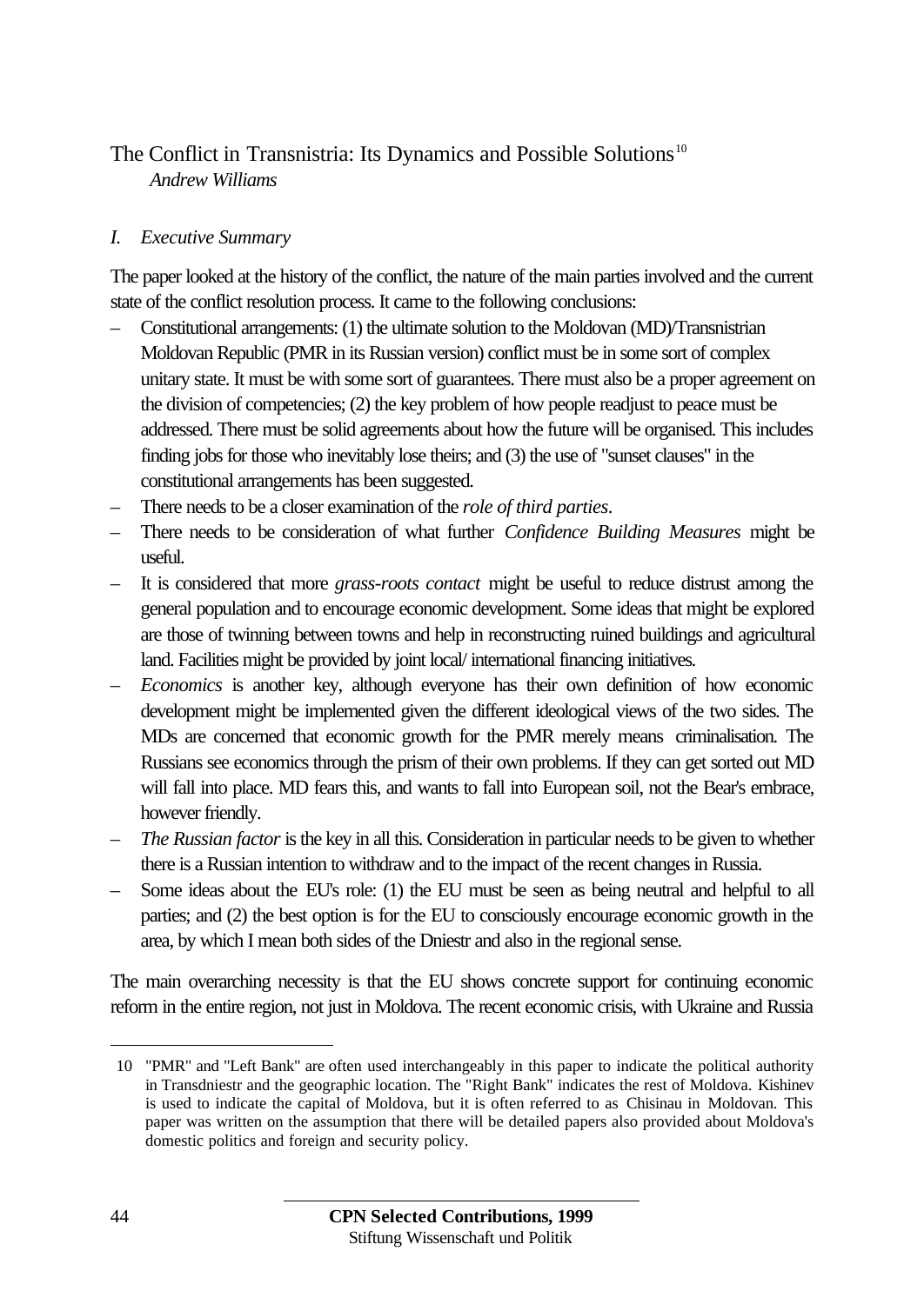## The Conflict in Transnistria: Its Dynamics and Possible Solutions[10]

*Andrew Williams*

### *I. Executive Summary*

The paper looked at the history of the conflict, the nature of the main parties involved and the current state of the conflict resolution process. It came to the following conclusions:

- Constitutional arrangements: (1) the ultimate solution to the Moldovan (MD)/Transnistrian Moldovan Republic (PMR in its Russian version) conflict must be in some sort of complex unitary state. It must be with some sort of guarantees. There must also be a proper agreement on the division of competencies; (2) the key problem of how people readjust to peace must be addressed. There must be solid agreements about how the future will be organised. This includes finding jobs for those who inevitably lose theirs; and (3) the use of "sunset clauses" in the constitutional arrangements has been suggested.
- There needs to be a closer examination of the *role of third parties*.
- There needs to be consideration of what further *Confidence Building Measures* might be useful.
- It is considered that more *grass-roots contact* might be useful to reduce distrust among the general population and to encourage economic development. Some ideas that might be explored are those of twinning between towns and help in reconstructing ruined buildings and agricultural land. Facilities might be provided by joint local/ international financing initiatives.
- *Economics* is another key, although everyone has their own definition of how economic development might be implemented given the different ideological views of the two sides. The MDs are concerned that economic growth for the PMR merely means criminalisation. The Russians see economics through the prism of their own problems. If they can get sorted out MD will fall into place. MD fears this, and wants to fall into European soil, not the Bear's embrace, however friendly.
- *The Russian factor* is the key in all this. Consideration in particular needs to be given to whether there is a Russian intention to withdraw and to the impact of the recent changes in Russia.
- Some ideas about the EU's role: (1) the EU must be seen as being neutral and helpful to all parties; and (2) the best option is for the EU to consciously encourage economic growth in the area, by which I mean both sides of the Dniestr and also in the regional sense.

The main overarching necessity is that the EU shows concrete support for continuing economic reform in the entire region, not just in Moldova. The recent economic crisis, with Ukraine and Russia

---

10 "PMR" and "Left Bank" are often used interchangeably in this paper to indicate the political authority in Transdniestr and the geographic location. The "Right Bank" indicates the rest of Moldova. Kishinev is used to indicate the capital of Moldova, but it is often referred to as Chisinau in Moldovan. This paper was written on the assumption that there will be detailed papers also provided about Moldova's domestic politics and foreign and security policy.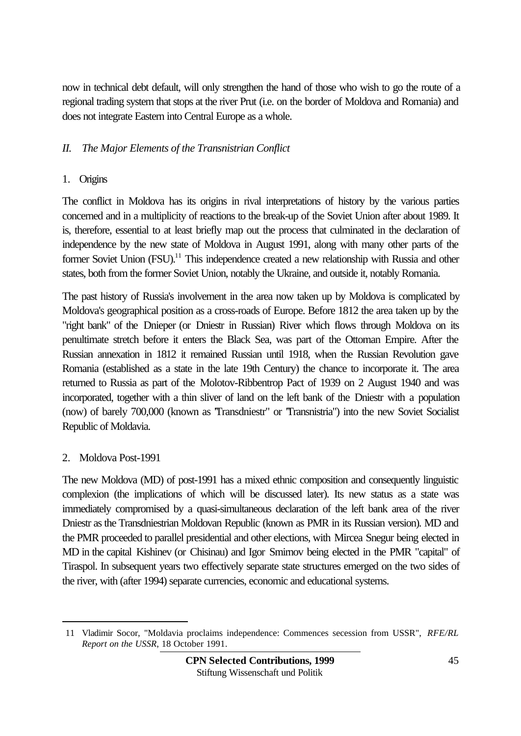now in technical debt default, will only strengthen the hand of those who wish to go the route of a regional trading system that stops at the river Prut (i.e. on the border of Moldova and Romania) and does not integrate Eastern into Central Europe as a whole.

## *II. The Major Elements of the Transnistrian Conflict*

### 1. Origins

The conflict in Moldova has its origins in rival interpretations of history by the various parties concerned and in a multiplicity of reactions to the break-up of the Soviet Union after about 1989. It is, therefore, essential to at least briefly map out the process that culminated in the declaration of independence by the new state of Moldova in August 1991, along with many other parts of the former Soviet Union (FSU).[11] This independence created a new relationship with Russia and other states, both from the former Soviet Union, notably the Ukraine, and outside it, notably Romania.

The past history of Russia's involvement in the area now taken up by Moldova is complicated by Moldova's geographical position as a cross-roads of Europe. Before 1812 the area taken up by the "right bank" of the Dnieper (or Dniestr in Russian) River which flows through Moldova on its penultimate stretch before it enters the Black Sea, was part of the Ottoman Empire. After the Russian annexation in 1812 it remained Russian until 1918, when the Russian Revolution gave Romania (established as a state in the late 19th Century) the chance to incorporate it. The area returned to Russia as part of the Molotov-Ribbentrop Pact of 1939 on 2 August 1940 and was incorporated, together with a thin sliver of land on the left bank of the Dniestr with a population (now) of barely 700,000 (known as "Transdniestr" or "Transnistria") into the new Soviet Socialist Republic of Moldavia.

### 2. Moldova Post-1991

The new Moldova (MD) of post-1991 has a mixed ethnic composition and consequently linguistic complexion (the implications of which will be discussed later). Its new status as a state was immediately compromised by a quasi-simultaneous declaration of the left bank area of the river Dniestr as the Transdniestrian Moldovan Republic (known as PMR in its Russian version). MD and the PMR proceeded to parallel presidential and other elections, with Mircea Snegur being elected in MD in the capital Kishinev (or Chisinau) and Igor Smirnov being elected in the PMR "capital" of Tiraspol. In subsequent years two effectively separate state structures emerged on the two sides of the river, with (after 1994) separate currencies, economic and educational systems.

---

11 Vladimir Socor, "Moldavia proclaims independence: Commences secession from USSR", *RFE/RL Report on the USSR*, 18 October 1991.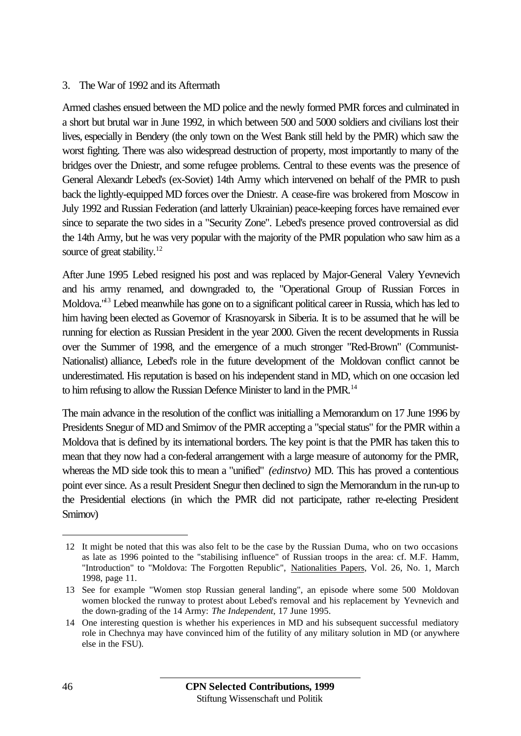## 3. The War of 1992 and its Aftermath

Armed clashes ensued between the MD police and the newly formed PMR forces and culminated in a short but brutal war in June 1992, in which between 500 and 5000 soldiers and civilians lost their lives, especially in Bendery (the only town on the West Bank still held by the PMR) which saw the worst fighting. There was also widespread destruction of property, most importantly to many of the bridges over the Dniestr, and some refugee problems. Central to these events was the presence of General Alexandr Lebed's (ex-Soviet) 14th Army which intervened on behalf of the PMR to push back the lightly-equipped MD forces over the Dniestr. A cease-fire was brokered from Moscow in July 1992 and Russian Federation (and latterly Ukrainian) peace-keeping forces have remained ever since to separate the two sides in a "Security Zone". Lebed's presence proved controversial as did the 14th Army, but he was very popular with the majority of the PMR population who saw him as a source of great stability.[12]

After June 1995 Lebed resigned his post and was replaced by Major-General Valery Yevnevich and his army renamed, and downgraded to, the "Operational Group of Russian Forces in Moldova."[13] Lebed meanwhile has gone on to a significant political career in Russia, which has led to him having been elected as Governor of Krasnoyarsk in Siberia. It is to be assumed that he will be running for election as Russian President in the year 2000. Given the recent developments in Russia over the Summer of 1998, and the emergence of a much stronger "Red-Brown" (Communist-Nationalist) alliance, Lebed's role in the future development of the Moldovan conflict cannot be underestimated. His reputation is based on his independent stand in MD, which on one occasion led to him refusing to allow the Russian Defence Minister to land in the PMR.[14]

The main advance in the resolution of the conflict was initialling a Memorandum on 17 June 1996 by Presidents Snegur of MD and Smirnov of the PMR accepting a "special status" for the PMR within a Moldova that is defined by its international borders. The key point is that the PMR has taken this to mean that they now had a con-federal arrangement with a large measure of autonomy for the PMR, whereas the MD side took this to mean a "unified" *(edinstvo)* MD. This has proved a contentious point ever since. As a result President Snegur then declined to sign the Memorandum in the run-up to the Presidential elections (in which the PMR did not participate, rather re-electing President Smirnov)

---

12 It might be noted that this was also felt to be the case by the Russian Duma, who on two occasions as late as 1996 pointed to the "stabilising influence" of Russian troops in the area: cf. M.F. Hamm, "Introduction" to "Moldova: The Forgotten Republic", Nationalities Papers, Vol. 26, No. 1, March 1998, page 11.

13 See for example "Women stop Russian general landing", an episode where some 500 Moldovan women blocked the runway to protest about Lebed's removal and his replacement by Yevnevich and the down-grading of the 14 Army: *The Independent*, 17 June 1995.

14 One interesting question is whether his experiences in MD and his subsequent successful mediatory role in Chechnya may have convinced him of the futility of any military solution in MD (or anywhere else in the FSU).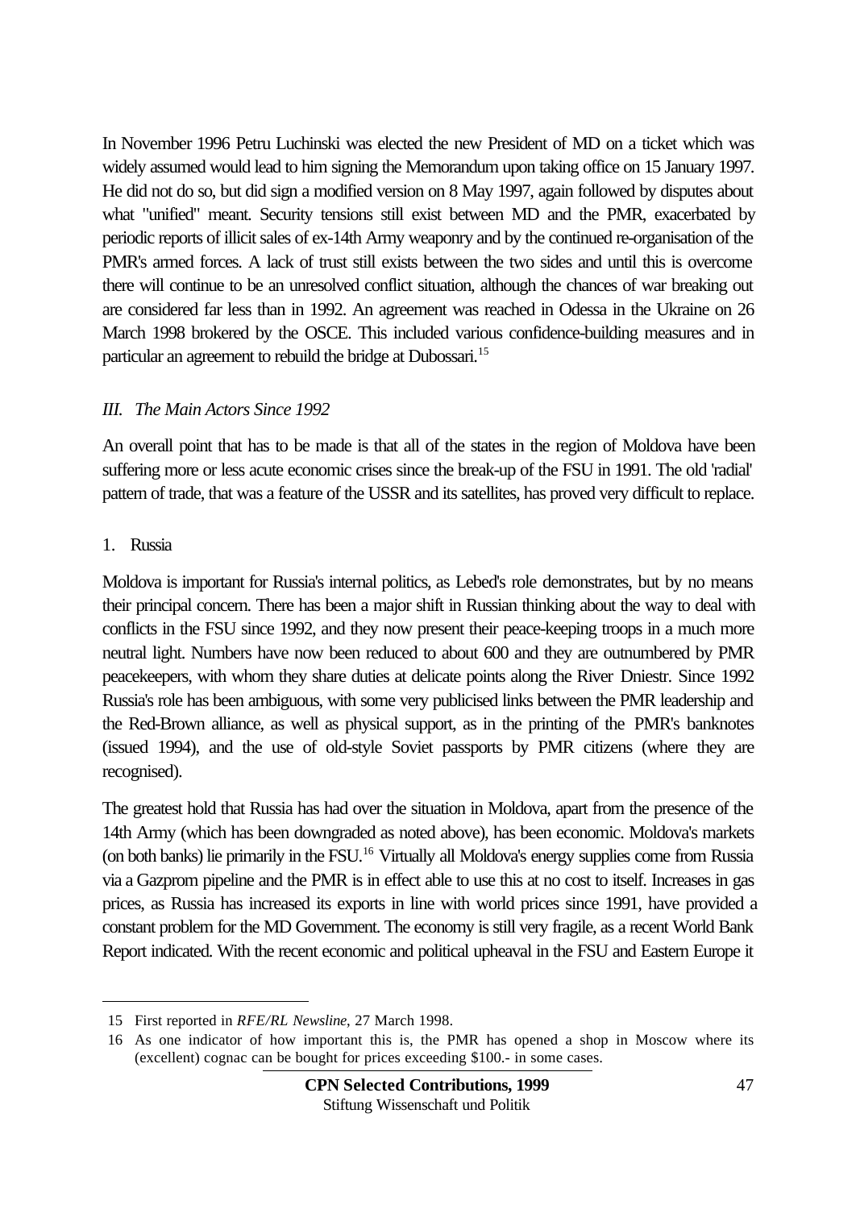In November 1996 Petru Luchinski was elected the new President of MD on a ticket which was widely assumed would lead to him signing the Memorandum upon taking office on 15 January 1997. He did not do so, but did sign a modified version on 8 May 1997, again followed by disputes about what "unified" meant. Security tensions still exist between MD and the PMR, exacerbated by periodic reports of illicit sales of ex-14th Army weaponry and by the continued re-organisation of the PMR's armed forces. A lack of trust still exists between the two sides and until this is overcome there will continue to be an unresolved conflict situation, although the chances of war breaking out are considered far less than in 1992. An agreement was reached in Odessa in the Ukraine on 26 March 1998 brokered by the OSCE. This included various confidence-building measures and in particular an agreement to rebuild the bridge at Dubossari.[15]

### *III. The Main Actors Since 1992*

An overall point that has to be made is that all of the states in the region of Moldova have been suffering more or less acute economic crises since the break-up of the FSU in 1991. The old 'radial' pattern of trade, that was a feature of the USSR and its satellites, has proved very difficult to replace.

#### 1. Russia

Moldova is important for Russia's internal politics, as Lebed's role demonstrates, but by no means their principal concern. There has been a major shift in Russian thinking about the way to deal with conflicts in the FSU since 1992, and they now present their peace-keeping troops in a much more neutral light. Numbers have now been reduced to about 600 and they are outnumbered by PMR peacekeepers, with whom they share duties at delicate points along the River Dniestr. Since 1992 Russia's role has been ambiguous, with some very publicised links between the PMR leadership and the Red-Brown alliance, as well as physical support, as in the printing of the PMR's banknotes (issued 1994), and the use of old-style Soviet passports by PMR citizens (where they are recognised).

The greatest hold that Russia has had over the situation in Moldova, apart from the presence of the 14th Army (which has been downgraded as noted above), has been economic. Moldova's markets (on both banks) lie primarily in the FSU.[16] Virtually all Moldova's energy supplies come from Russia via a Gazprom pipeline and the PMR is in effect able to use this at no cost to itself. Increases in gas prices, as Russia has increased its exports in line with world prices since 1991, have provided a constant problem for the MD Government. The economy is still very fragile, as a recent World Bank Report indicated. With the recent economic and political upheaval in the FSU and Eastern Europe it

---

15 First reported in *RFE/RL Newsline*, 27 March 1998.

16 As one indicator of how important this is, the PMR has opened a shop in Moscow where its (excellent) cognac can be bought for prices exceeding $100.- in some cases.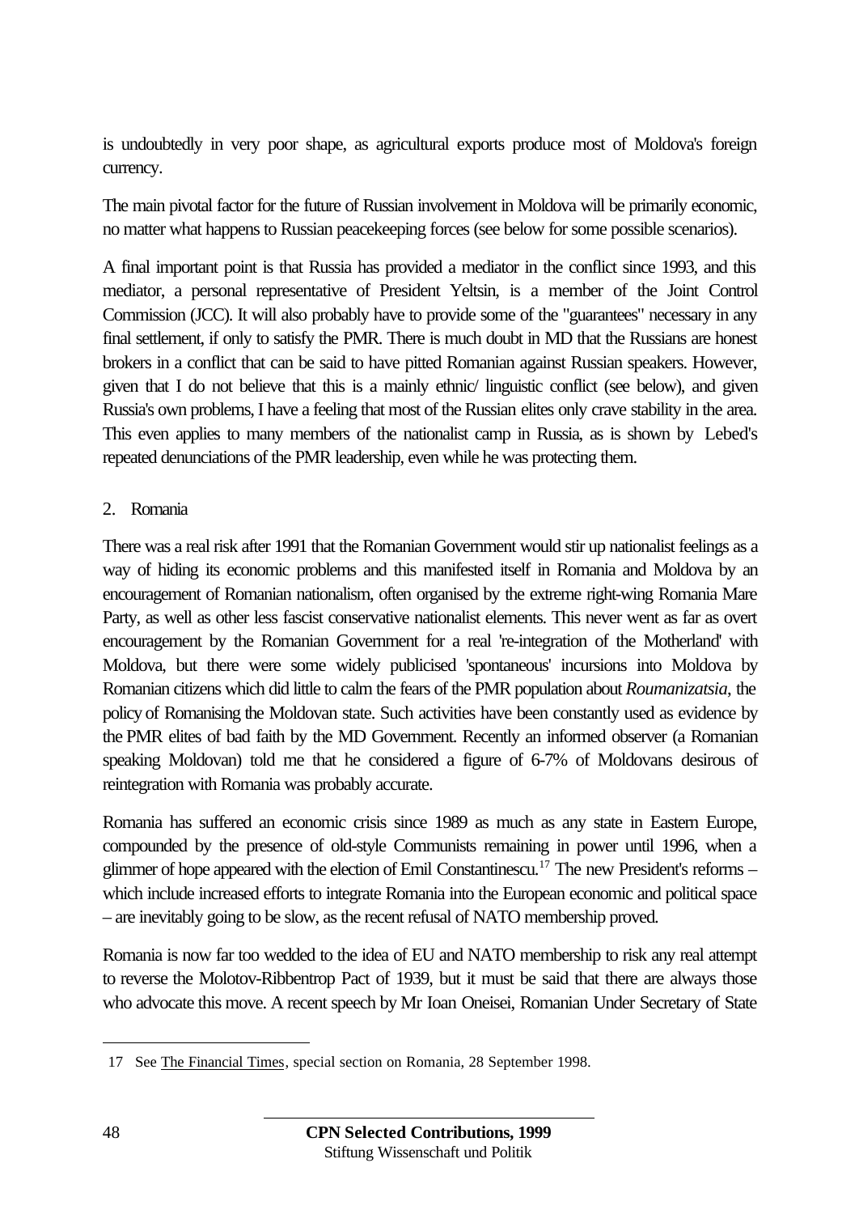is undoubtedly in very poor shape, as agricultural exports produce most of Moldova's foreign currency.

The main pivotal factor for the future of Russian involvement in Moldova will be primarily economic, no matter what happens to Russian peacekeeping forces (see below for some possible scenarios).

A final important point is that Russia has provided a mediator in the conflict since 1993, and this mediator, a personal representative of President Yeltsin, is a member of the Joint Control Commission (JCC). It will also probably have to provide some of the "guarantees" necessary in any final settlement, if only to satisfy the PMR. There is much doubt in MD that the Russians are honest brokers in a conflict that can be said to have pitted Romanian against Russian speakers. However, given that I do not believe that this is a mainly ethnic/ linguistic conflict (see below), and given Russia's own problems, I have a feeling that most of the Russian elites only crave stability in the area. This even applies to many members of the nationalist camp in Russia, as is shown by Lebed's repeated denunciations of the PMR leadership, even while he was protecting them.

2. Romania

There was a real risk after 1991 that the Romanian Government would stir up nationalist feelings as a way of hiding its economic problems and this manifested itself in Romania and Moldova by an encouragement of Romanian nationalism, often organised by the extreme right-wing Romania Mare Party, as well as other less fascist conservative nationalist elements. This never went as far as overt encouragement by the Romanian Government for a real 're-integration of the Motherland' with Moldova, but there were some widely publicised 'spontaneous' incursions into Moldova by Romanian citizens which did little to calm the fears of the PMR population about *Roumanizatsia*, the policy of Romanising the Moldovan state. Such activities have been constantly used as evidence by the PMR elites of bad faith by the MD Government. Recently an informed observer (a Romanian speaking Moldovan) told me that he considered a figure of 6-7% of Moldovans desirous of reintegration with Romania was probably accurate.

Romania has suffered an economic crisis since 1989 as much as any state in Eastern Europe, compounded by the presence of old-style Communists remaining in power until 1996, when a glimmer of hope appeared with the election of Emil Constantinescu.[17] The new President's reforms – which include increased efforts to integrate Romania into the European economic and political space – are inevitably going to be slow, as the recent refusal of NATO membership proved.

Romania is now far too wedded to the idea of EU and NATO membership to risk any real attempt to reverse the Molotov-Ribbentrop Pact of 1939, but it must be said that there are always those who advocate this move. A recent speech by Mr Ioan Oneisei, Romanian Under Secretary of State

---

17 See The Financial Times, special section on Romania, 28 September 1998.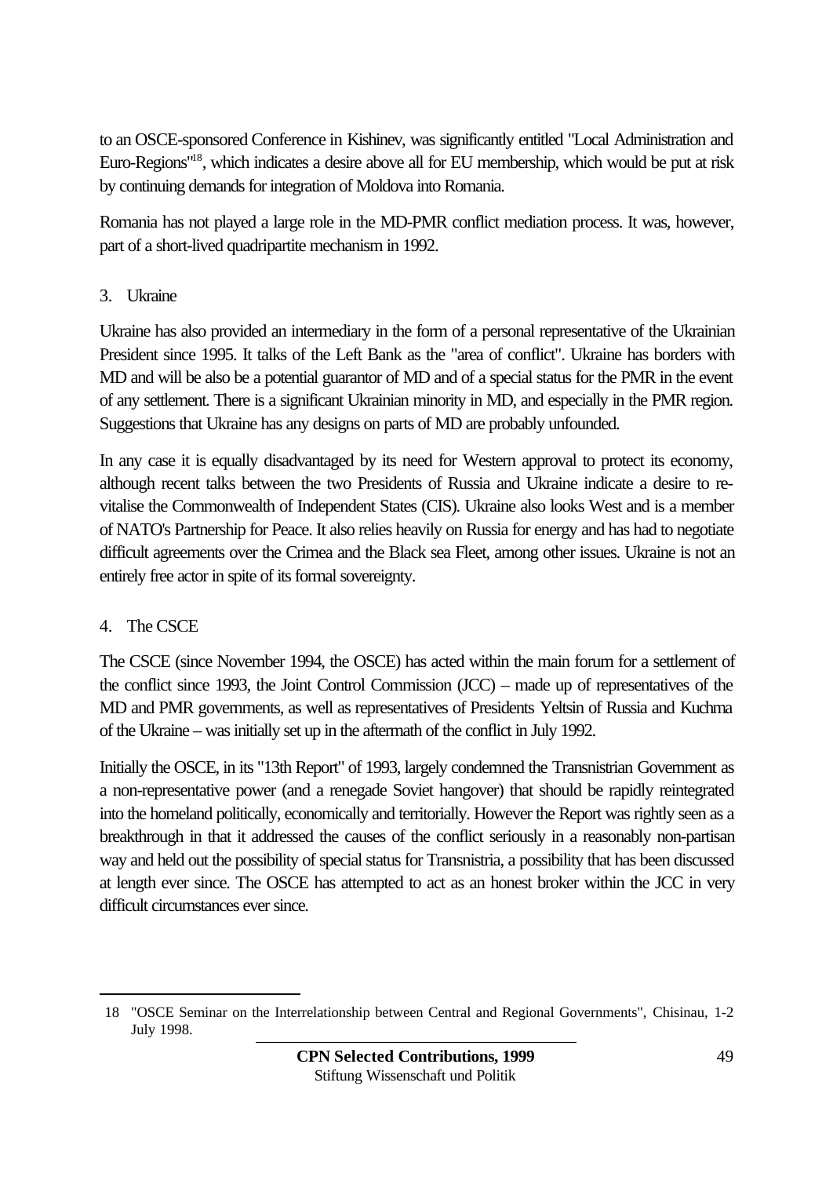to an OSCE-sponsored Conference in Kishinev, was significantly entitled "Local Administration and Euro-Regions"[18], which indicates a desire above all for EU membership, which would be put at risk by continuing demands for integration of Moldova into Romania.

Romania has not played a large role in the MD-PMR conflict mediation process. It was, however, part of a short-lived quadripartite mechanism in 1992.

3. Ukraine

Ukraine has also provided an intermediary in the form of a personal representative of the Ukrainian President since 1995. It talks of the Left Bank as the "area of conflict". Ukraine has borders with MD and will be also be a potential guarantor of MD and of a special status for the PMR in the event of any settlement. There is a significant Ukrainian minority in MD, and especially in the PMR region. Suggestions that Ukraine has any designs on parts of MD are probably unfounded.

In any case it is equally disadvantaged by its need for Western approval to protect its economy, although recent talks between the two Presidents of Russia and Ukraine indicate a desire to re-vitalise the Commonwealth of Independent States (CIS). Ukraine also looks West and is a member of NATO's Partnership for Peace. It also relies heavily on Russia for energy and has had to negotiate difficult agreements over the Crimea and the Black sea Fleet, among other issues. Ukraine is not an entirely free actor in spite of its formal sovereignty.

4. The CSCE

The CSCE (since November 1994, the OSCE) has acted within the main forum for a settlement of the conflict since 1993, the Joint Control Commission (JCC) – made up of representatives of the MD and PMR governments, as well as representatives of Presidents Yeltsin of Russia and Kuchma of the Ukraine – was initially set up in the aftermath of the conflict in July 1992.

Initially the OSCE, in its "13th Report" of 1993, largely condemned the Transnistrian Government as a non-representative power (and a renegade Soviet hangover) that should be rapidly reintegrated into the homeland politically, economically and territorially. However the Report was rightly seen as a breakthrough in that it addressed the causes of the conflict seriously in a reasonably non-partisan way and held out the possibility of special status for Transnistria, a possibility that has been discussed at length ever since. The OSCE has attempted to act as an honest broker within the JCC in very difficult circumstances ever since.

---

18 "OSCE Seminar on the Interrelationship between Central and Regional Governments", Chisinau, 1-2 July 1998.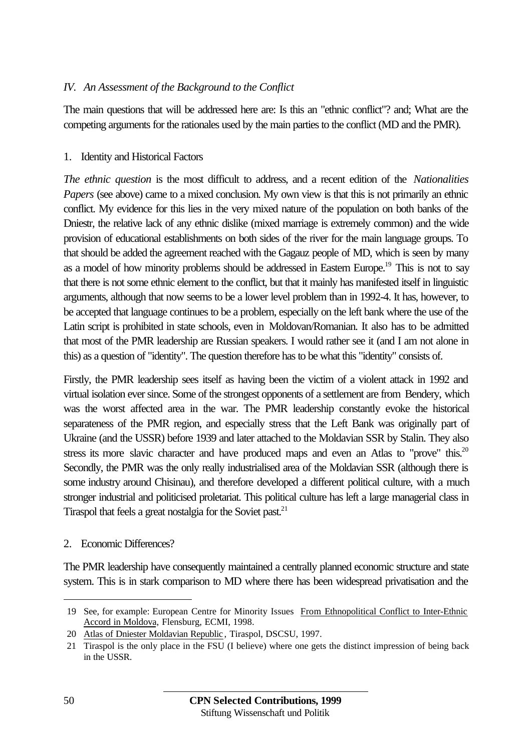*IV. An Assessment of the Background to the Conflict*

The main questions that will be addressed here are: Is this an "ethnic conflict"? and; What are the competing arguments for the rationales used by the main parties to the conflict (MD and the PMR).

1. Identity and Historical Factors

*The ethnic question* is the most difficult to address, and a recent edition of the *Nationalities Papers* (see above) came to a mixed conclusion. My own view is that this is not primarily an ethnic conflict. My evidence for this lies in the very mixed nature of the population on both banks of the Dniestr, the relative lack of any ethnic dislike (mixed marriage is extremely common) and the wide provision of educational establishments on both sides of the river for the main language groups. To that should be added the agreement reached with the Gagauz people of MD, which is seen by many as a model of how minority problems should be addressed in Eastern Europe.[19] This is not to say that there is not some ethnic element to the conflict, but that it mainly has manifested itself in linguistic arguments, although that now seems to be a lower level problem than in 1992-4. It has, however, to be accepted that language continues to be a problem, especially on the left bank where the use of the Latin script is prohibited in state schools, even in Moldovan/Romanian. It also has to be admitted that most of the PMR leadership are Russian speakers. I would rather see it (and I am not alone in this) as a question of "identity". The question therefore has to be what this "identity" consists of.

Firstly, the PMR leadership sees itself as having been the victim of a violent attack in 1992 and virtual isolation ever since. Some of the strongest opponents of a settlement are from Bendery, which was the worst affected area in the war. The PMR leadership constantly evoke the historical separateness of the PMR region, and especially stress that the Left Bank was originally part of Ukraine (and the USSR) before 1939 and later attached to the Moldavian SSR by Stalin. They also stress its more slavic character and have produced maps and even an Atlas to "prove" this.[20] Secondly, the PMR was the only really industrialised area of the Moldavian SSR (although there is some industry around Chisinau), and therefore developed a different political culture, with a much stronger industrial and politicised proletariat. This political culture has left a large managerial class in Tiraspol that feels a great nostalgia for the Soviet past.[21]

2. Economic Differences?

The PMR leadership have consequently maintained a centrally planned economic structure and state system. This is in stark comparison to MD where there has been widespread privatisation and the

---

19 See, for example: European Centre for Minority Issues From Ethnopolitical Conflict to Inter-Ethnic Accord in Moldova, Flensburg, ECMI, 1998.

20 Atlas of Dniester Moldavian Republic, Tiraspol, DSCSU, 1997.

21 Tiraspol is the only place in the FSU (I believe) where one gets the distinct impression of being back in the USSR.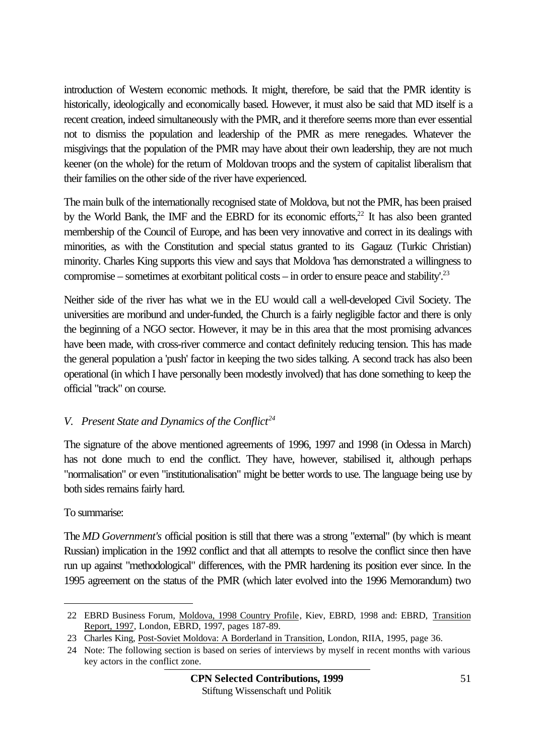introduction of Western economic methods. It might, therefore, be said that the PMR identity is historically, ideologically and economically based. However, it must also be said that MD itself is a recent creation, indeed simultaneously with the PMR, and it therefore seems more than ever essential not to dismiss the population and leadership of the PMR as mere renegades. Whatever the misgivings that the population of the PMR may have about their own leadership, they are not much keener (on the whole) for the return of Moldovan troops and the system of capitalist liberalism that their families on the other side of the river have experienced.

The main bulk of the internationally recognised state of Moldova, but not the PMR, has been praised by the World Bank, the IMF and the EBRD for its economic efforts,[22] It has also been granted membership of the Council of Europe, and has been very innovative and correct in its dealings with minorities, as with the Constitution and special status granted to its Gagauz (Turkic Christian) minority. Charles King supports this view and says that Moldova 'has demonstrated a willingness to compromise – sometimes at exorbitant political costs – in order to ensure peace and stability'.[23]

Neither side of the river has what we in the EU would call a well-developed Civil Society. The universities are moribund and under-funded, the Church is a fairly negligible factor and there is only the beginning of a NGO sector. However, it may be in this area that the most promising advances have been made, with cross-river commerce and contact definitely reducing tension. This has made the general population a 'push' factor in keeping the two sides talking. A second track has also been operational (in which I have personally been modestly involved) that has done something to keep the official "track" on course.

### *V. Present State and Dynamics of the Conflict*[24]

The signature of the above mentioned agreements of 1996, 1997 and 1998 (in Odessa in March) has not done much to end the conflict. They have, however, stabilised it, although perhaps "normalisation" or even "institutionalisation" might be better words to use. The language being use by both sides remains fairly hard.

To summarise:

The *MD Government's* official position is still that there was a strong "external" (by which is meant Russian) implication in the 1992 conflict and that all attempts to resolve the conflict since then have run up against "methodological" differences, with the PMR hardening its position ever since. In the 1995 agreement on the status of the PMR (which later evolved into the 1996 Memorandum) two

---

22 EBRD Business Forum, Moldova, 1998 Country Profile, Kiev, EBRD, 1998 and: EBRD, Transition Report, 1997, London, EBRD, 1997, pages 187-89.

23 Charles King, Post-Soviet Moldova: A Borderland in Transition, London, RIIA, 1995, page 36.

24 Note: The following section is based on series of interviews by myself in recent months with various key actors in the conflict zone.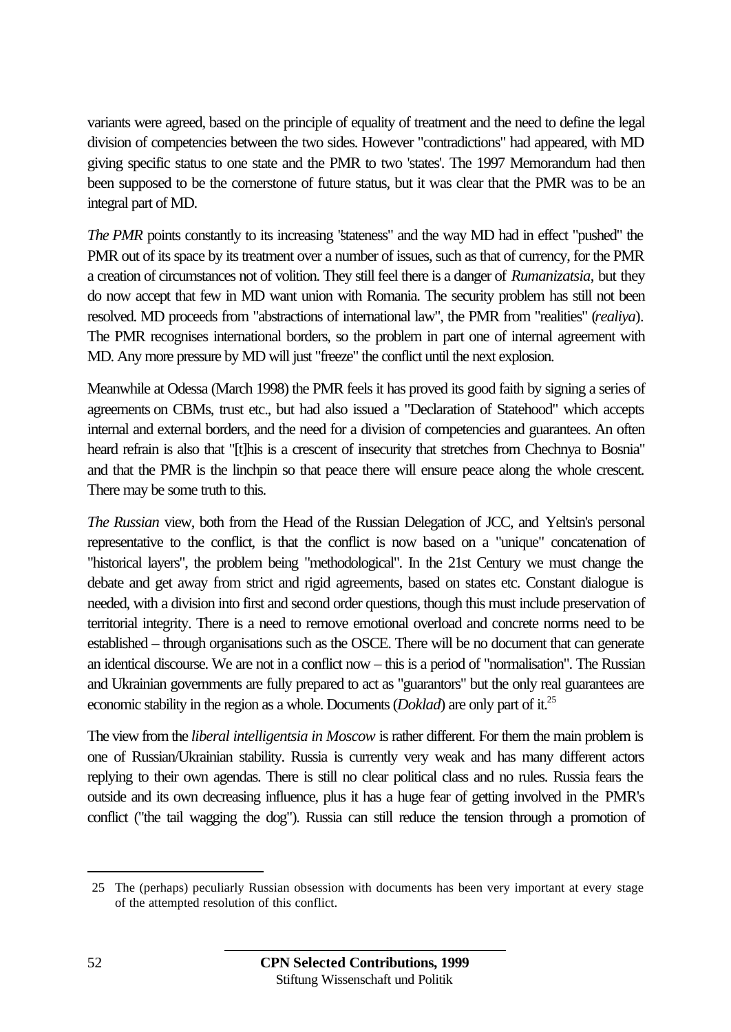variants were agreed, based on the principle of equality of treatment and the need to define the legal division of competencies between the two sides. However "contradictions" had appeared, with MD giving specific status to one state and the PMR to two 'states'. The 1997 Memorandum had then been supposed to be the cornerstone of future status, but it was clear that the PMR was to be an integral part of MD.

*The PMR* points constantly to its increasing "stateness" and the way MD had in effect "pushed" the PMR out of its space by its treatment over a number of issues, such as that of currency, for the PMR a creation of circumstances not of volition. They still feel there is a danger of *Rumanizatsia*, but they do now accept that few in MD want union with Romania. The security problem has still not been resolved. MD proceeds from "abstractions of international law", the PMR from "realities" (*realiya*). The PMR recognises international borders, so the problem in part one of internal agreement with MD. Any more pressure by MD will just "freeze" the conflict until the next explosion.

Meanwhile at Odessa (March 1998) the PMR feels it has proved its good faith by signing a series of agreements on CBMs, trust etc., but had also issued a "Declaration of Statehood" which accepts internal and external borders, and the need for a division of competencies and guarantees. An often heard refrain is also that "[t]his is a crescent of insecurity that stretches from Chechnya to Bosnia" and that the PMR is the linchpin so that peace there will ensure peace along the whole crescent. There may be some truth to this.

*The Russian* view, both from the Head of the Russian Delegation of JCC, and Yeltsin's personal representative to the conflict, is that the conflict is now based on a "unique" concatenation of "historical layers", the problem being "methodological". In the 21st Century we must change the debate and get away from strict and rigid agreements, based on states etc. Constant dialogue is needed, with a division into first and second order questions, though this must include preservation of territorial integrity. There is a need to remove emotional overload and concrete norms need to be established – through organisations such as the OSCE. There will be no document that can generate an identical discourse. We are not in a conflict now – this is a period of "normalisation". The Russian and Ukrainian governments are fully prepared to act as "guarantors" but the only real guarantees are economic stability in the region as a whole. Documents (*Doklad*) are only part of it.[25]

The view from the *liberal intelligentsia in Moscow* is rather different. For them the main problem is one of Russian/Ukrainian stability. Russia is currently very weak and has many different actors replying to their own agendas. There is still no clear political class and no rules. Russia fears the outside and its own decreasing influence, plus it has a huge fear of getting involved in the PMR's conflict ("the tail wagging the dog"). Russia can still reduce the tension through a promotion of

---

25 The (perhaps) peculiarly Russian obsession with documents has been very important at every stage of the attempted resolution of this conflict.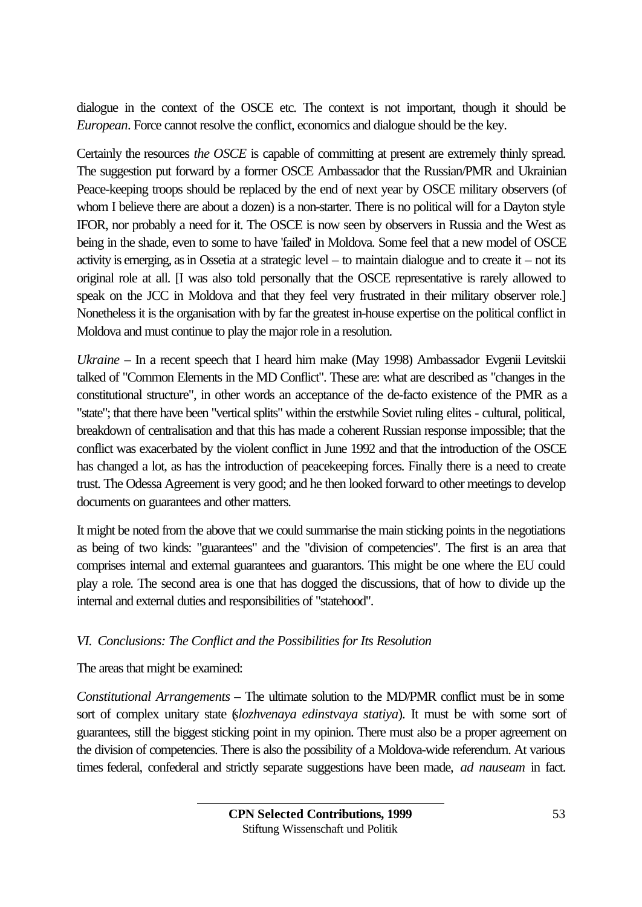dialogue in the context of the OSCE etc. The context is not important, though it should be *European*. Force cannot resolve the conflict, economics and dialogue should be the key.

Certainly the resources *the OSCE* is capable of committing at present are extremely thinly spread. The suggestion put forward by a former OSCE Ambassador that the Russian/PMR and Ukrainian Peace-keeping troops should be replaced by the end of next year by OSCE military observers (of whom I believe there are about a dozen) is a non-starter. There is no political will for a Dayton style IFOR, nor probably a need for it. The OSCE is now seen by observers in Russia and the West as being in the shade, even to some to have 'failed' in Moldova. Some feel that a new model of OSCE activity is emerging, as in Ossetia at a strategic level – to maintain dialogue and to create it – not its original role at all. [I was also told personally that the OSCE representative is rarely allowed to speak on the JCC in Moldova and that they feel very frustrated in their military observer role.] Nonetheless it is the organisation with by far the greatest in-house expertise on the political conflict in Moldova and must continue to play the major role in a resolution.

*Ukraine* – In a recent speech that I heard him make (May 1998) Ambassador Evgenii Levitskii talked of "Common Elements in the MD Conflict". These are: what are described as "changes in the constitutional structure", in other words an acceptance of the de-facto existence of the PMR as a "state"; that there have been "vertical splits" within the erstwhile Soviet ruling elites - cultural, political, breakdown of centralisation and that this has made a coherent Russian response impossible; that the conflict was exacerbated by the violent conflict in June 1992 and that the introduction of the OSCE has changed a lot, as has the introduction of peacekeeping forces. Finally there is a need to create trust. The Odessa Agreement is very good; and he then looked forward to other meetings to develop documents on guarantees and other matters.

It might be noted from the above that we could summarise the main sticking points in the negotiations as being of two kinds: "guarantees" and the "division of competencies". The first is an area that comprises internal and external guarantees and guarantors. This might be one where the EU could play a role. The second area is one that has dogged the discussions, that of how to divide up the internal and external duties and responsibilities of "statehood".

## *VI. Conclusions: The Conflict and the Possibilities for Its Resolution*

The areas that might be examined:

*Constitutional Arrangements* – The ultimate solution to the MD/PMR conflict must be in some sort of complex unitary state (*slozhvenaya edinstvaya statiya*). It must be with some sort of guarantees, still the biggest sticking point in my opinion. There must also be a proper agreement on the division of competencies. There is also the possibility of a Moldova-wide referendum. At various times federal, confederal and strictly separate suggestions have been made, *ad nauseam* in fact.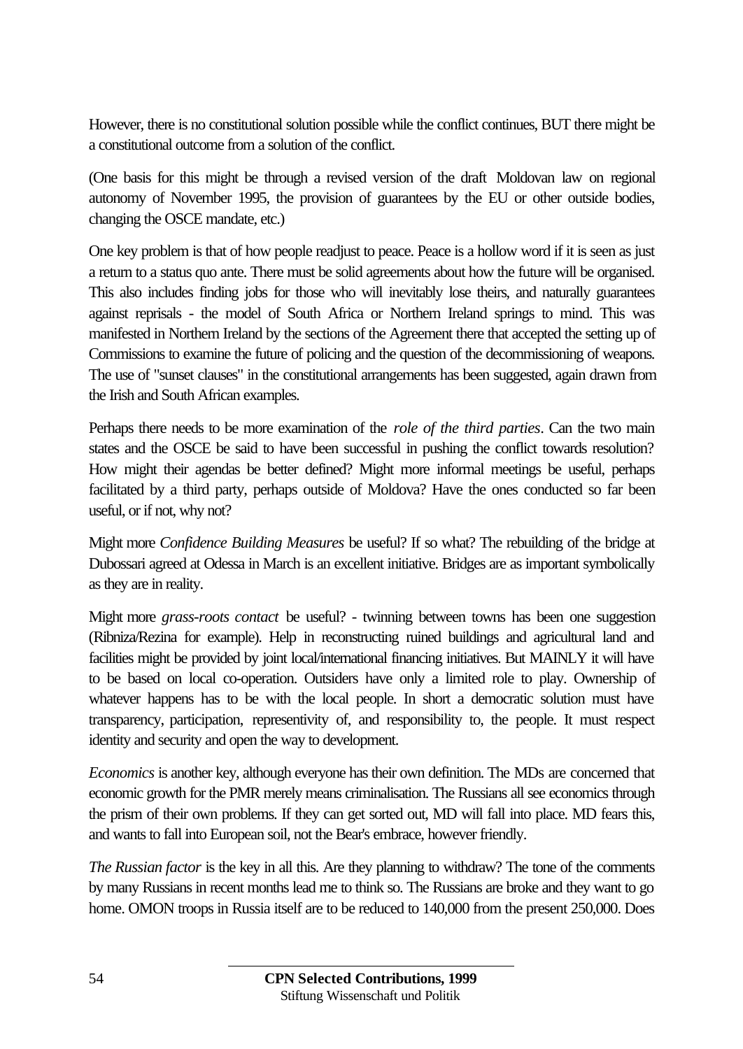However, there is no constitutional solution possible while the conflict continues, BUT there might be a constitutional outcome from a solution of the conflict.

(One basis for this might be through a revised version of the draft Moldovan law on regional autonomy of November 1995, the provision of guarantees by the EU or other outside bodies, changing the OSCE mandate, etc.)

One key problem is that of how people readjust to peace. Peace is a hollow word if it is seen as just a return to a status quo ante. There must be solid agreements about how the future will be organised. This also includes finding jobs for those who will inevitably lose theirs, and naturally guarantees against reprisals - the model of South Africa or Northern Ireland springs to mind. This was manifested in Northern Ireland by the sections of the Agreement there that accepted the setting up of Commissions to examine the future of policing and the question of the decommissioning of weapons. The use of "sunset clauses" in the constitutional arrangements has been suggested, again drawn from the Irish and South African examples.

Perhaps there needs to be more examination of the *role of the third parties*. Can the two main states and the OSCE be said to have been successful in pushing the conflict towards resolution? How might their agendas be better defined? Might more informal meetings be useful, perhaps facilitated by a third party, perhaps outside of Moldova? Have the ones conducted so far been useful, or if not, why not?

Might more *Confidence Building Measures* be useful? If so what? The rebuilding of the bridge at Dubossari agreed at Odessa in March is an excellent initiative. Bridges are as important symbolically as they are in reality.

Might more *grass-roots contact* be useful? - twinning between towns has been one suggestion (Ribniza/Rezina for example). Help in reconstructing ruined buildings and agricultural land and facilities might be provided by joint local/international financing initiatives. But MAINLY it will have to be based on local co-operation. Outsiders have only a limited role to play. Ownership of whatever happens has to be with the local people. In short a democratic solution must have transparency, participation, representivity of, and responsibility to, the people. It must respect identity and security and open the way to development.

*Economics* is another key, although everyone has their own definition. The MDs are concerned that economic growth for the PMR merely means criminalisation. The Russians all see economics through the prism of their own problems. If they can get sorted out, MD will fall into place. MD fears this, and wants to fall into European soil, not the Bear's embrace, however friendly.

*The Russian factor* is the key in all this. Are they planning to withdraw? The tone of the comments by many Russians in recent months lead me to think so. The Russians are broke and they want to go home. OMON troops in Russia itself are to be reduced to 140,000 from the present 250,000. Does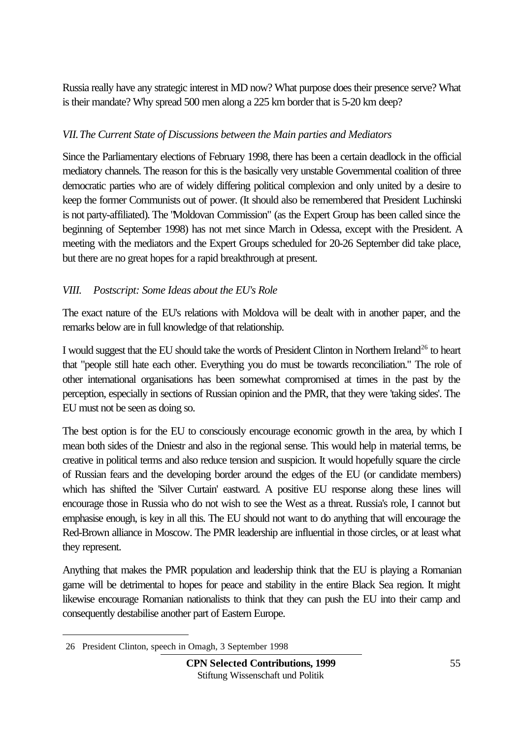Russia really have any strategic interest in MD now? What purpose does their presence serve? What is their mandate? Why spread 500 men along a 225 km border that is 5-20 km deep?

### *VII. The Current State of Discussions between the Main parties and Mediators*

Since the Parliamentary elections of February 1998, there has been a certain deadlock in the official mediatory channels. The reason for this is the basically very unstable Governmental coalition of three democratic parties who are of widely differing political complexion and only united by a desire to keep the former Communists out of power. (It should also be remembered that President Luchinski is not party-affiliated). The "Moldovan Commission" (as the Expert Group has been called since the beginning of September 1998) has not met since March in Odessa, except with the President. A meeting with the mediators and the Expert Groups scheduled for 20-26 September did take place, but there are no great hopes for a rapid breakthrough at present.

### *VIII. Postscript: Some Ideas about the EU's Role*

The exact nature of the EU's relations with Moldova will be dealt with in another paper, and the remarks below are in full knowledge of that relationship.

I would suggest that the EU should take the words of President Clinton in Northern Ireland[26] to heart that "people still hate each other. Everything you do must be towards reconciliation." The role of other international organisations has been somewhat compromised at times in the past by the perception, especially in sections of Russian opinion and the PMR, that they were 'taking sides'. The EU must not be seen as doing so.

The best option is for the EU to consciously encourage economic growth in the area, by which I mean both sides of the Dniestr and also in the regional sense. This would help in material terms, be creative in political terms and also reduce tension and suspicion. It would hopefully square the circle of Russian fears and the developing border around the edges of the EU (or candidate members) which has shifted the 'Silver Curtain' eastward. A positive EU response along these lines will encourage those in Russia who do not wish to see the West as a threat. Russia's role, I cannot but emphasise enough, is key in all this. The EU should not want to do anything that will encourage the Red-Brown alliance in Moscow. The PMR leadership are influential in those circles, or at least what they represent.

Anything that makes the PMR population and leadership think that the EU is playing a Romanian game will be detrimental to hopes for peace and stability in the entire Black Sea region. It might likewise encourage Romanian nationalists to think that they can push the EU into their camp and consequently destabilise another part of Eastern Europe.

---

26 President Clinton, speech in Omagh, 3 September 1998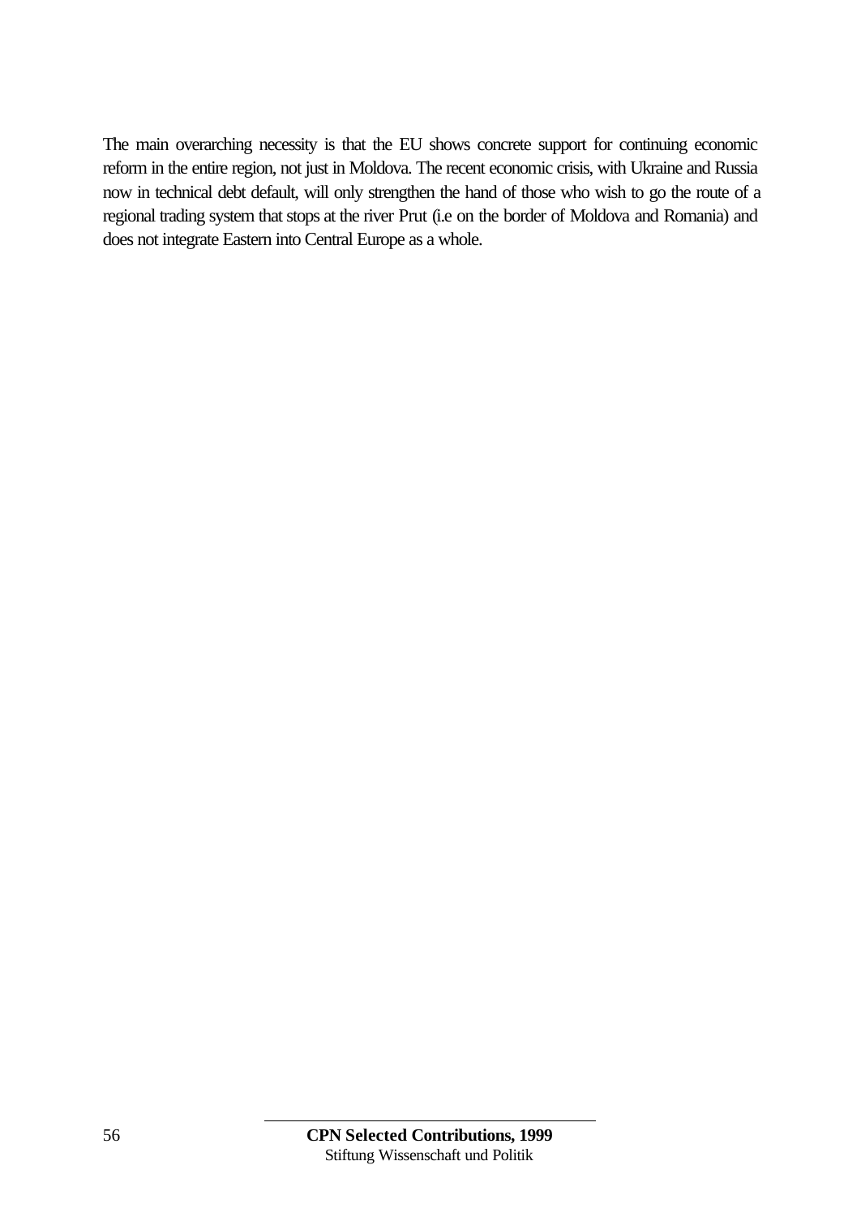The main overarching necessity is that the EU shows concrete support for continuing economic reform in the entire region, not just in Moldova. The recent economic crisis, with Ukraine and Russia now in technical debt default, will only strengthen the hand of those who wish to go the route of a regional trading system that stops at the river Prut (i.e on the border of Moldova and Romania) and does not integrate Eastern into Central Europe as a whole.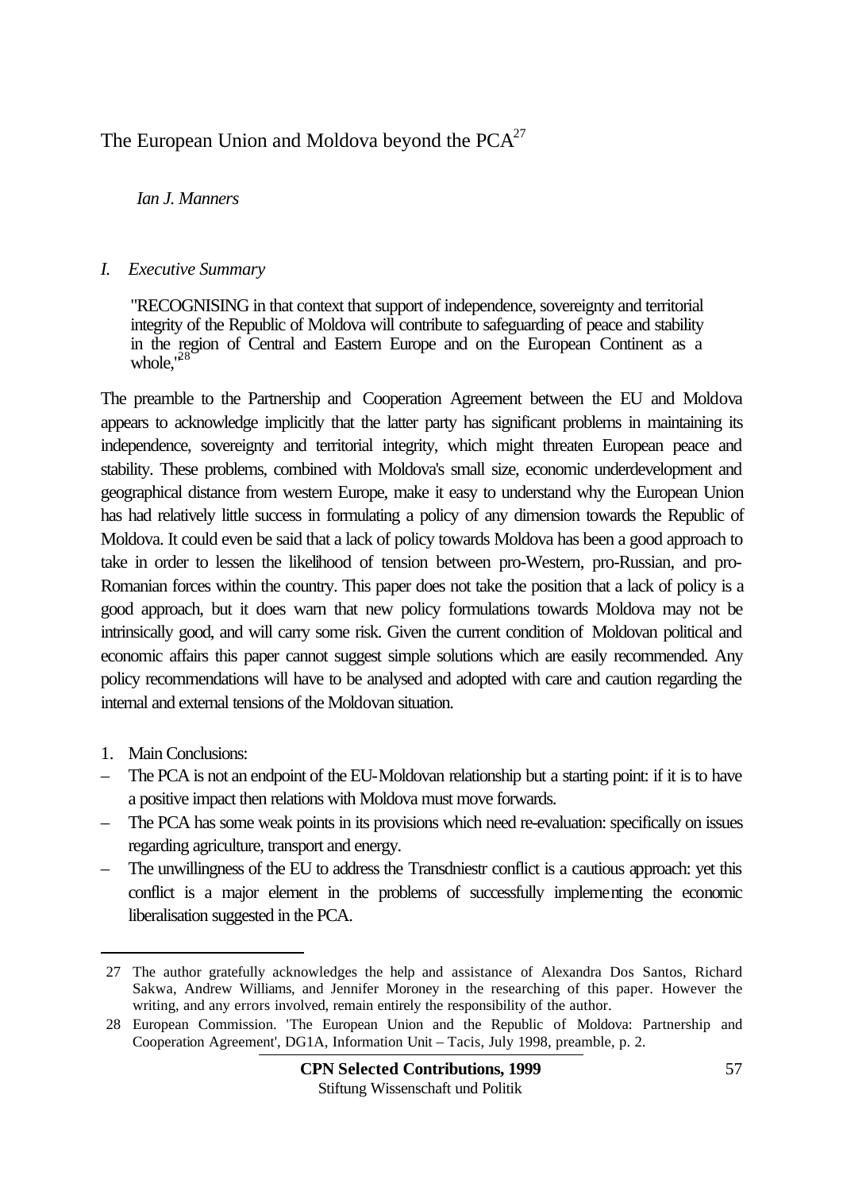# The European Union and Moldova beyond the PCA[27]

*Ian J. Manners*

## *I. Executive Summary*

> "RECOGNISING in that context that support of independence, sovereignty and territorial integrity of the Republic of Moldova will contribute to safeguarding of peace and stability in the region of Central and Eastern Europe and on the European Continent as a whole,"[28]

The preamble to the Partnership and Cooperation Agreement between the EU and Moldova appears to acknowledge implicitly that the latter party has significant problems in maintaining its independence, sovereignty and territorial integrity, which might threaten European peace and stability. These problems, combined with Moldova's small size, economic underdevelopment and geographical distance from western Europe, make it easy to understand why the European Union has had relatively little success in formulating a policy of any dimension towards the Republic of Moldova. It could even be said that a lack of policy towards Moldova has been a good approach to take in order to lessen the likelihood of tension between pro-Western, pro-Russian, and pro-Romanian forces within the country. This paper does not take the position that a lack of policy is a good approach, but it does warn that new policy formulations towards Moldova may not be intrinsically good, and will carry some risk. Given the current condition of Moldovan political and economic affairs this paper cannot suggest simple solutions which are easily recommended. Any policy recommendations will have to be analysed and adopted with care and caution regarding the internal and external tensions of the Moldovan situation.

1. Main Conclusions:

- The PCA is not an endpoint of the EU-Moldovan relationship but a starting point: if it is to have a positive impact then relations with Moldova must move forwards.
- The PCA has some weak points in its provisions which need re-evaluation: specifically on issues regarding agriculture, transport and energy.
- The unwillingness of the EU to address the Transdniestr conflict is a cautious approach: yet this conflict is a major element in the problems of successfully implementing the economic liberalisation suggested in the PCA.

---

27 The author gratefully acknowledges the help and assistance of Alexandra Dos Santos, Richard Sakwa, Andrew Williams, and Jennifer Moroney in the researching of this paper. However the writing, and any errors involved, remain entirely the responsibility of the author.

28 European Commission. 'The European Union and the Republic of Moldova: Partnership and Cooperation Agreement', DG1A, Information Unit – Tacis, July 1998, preamble, p. 2.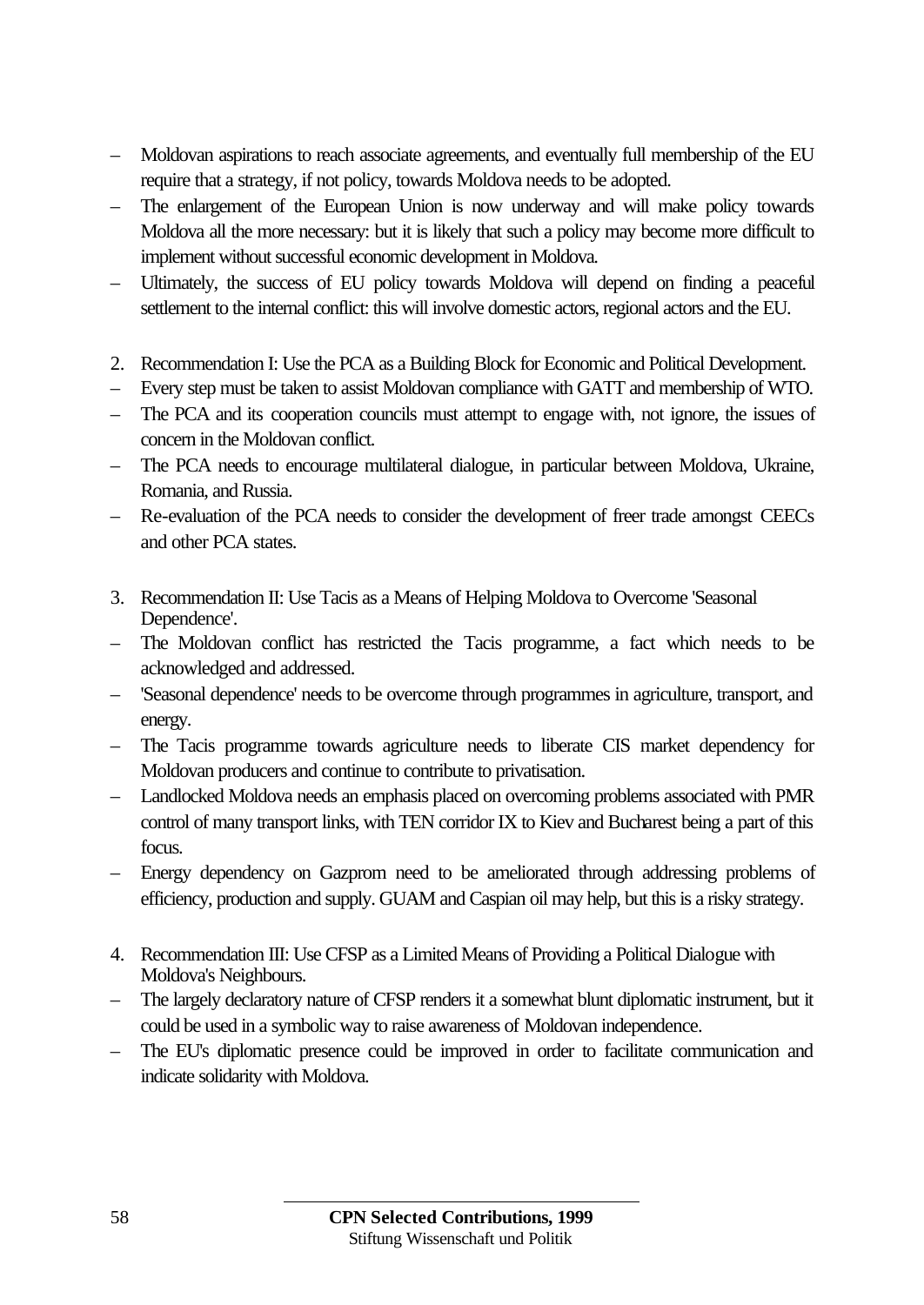- Moldovan aspirations to reach associate agreements, and eventually full membership of the EU require that a strategy, if not policy, towards Moldova needs to be adopted.
- The enlargement of the European Union is now underway and will make policy towards Moldova all the more necessary: but it is likely that such a policy may become more difficult to implement without successful economic development in Moldova.
- Ultimately, the success of EU policy towards Moldova will depend on finding a peaceful settlement to the internal conflict: this will involve domestic actors, regional actors and the EU.

2. Recommendation I: Use the PCA as a Building Block for Economic and Political Development.

- Every step must be taken to assist Moldovan compliance with GATT and membership of WTO.
- The PCA and its cooperation councils must attempt to engage with, not ignore, the issues of concern in the Moldovan conflict.
- The PCA needs to encourage multilateral dialogue, in particular between Moldova, Ukraine, Romania, and Russia.
- Re-evaluation of the PCA needs to consider the development of freer trade amongst CEECs and other PCA states.

3. Recommendation II: Use Tacis as a Means of Helping Moldova to Overcome 'Seasonal Dependence'.

- The Moldovan conflict has restricted the Tacis programme, a fact which needs to be acknowledged and addressed.
- 'Seasonal dependence' needs to be overcome through programmes in agriculture, transport, and energy.
- The Tacis programme towards agriculture needs to liberate CIS market dependency for Moldovan producers and continue to contribute to privatisation.
- Landlocked Moldova needs an emphasis placed on overcoming problems associated with PMR control of many transport links, with TEN corridor IX to Kiev and Bucharest being a part of this focus.
- Energy dependency on Gazprom need to be ameliorated through addressing problems of efficiency, production and supply. GUAM and Caspian oil may help, but this is a risky strategy.

4. Recommendation III: Use CFSP as a Limited Means of Providing a Political Dialogue with Moldova's Neighbours.

- The largely declaratory nature of CFSP renders it a somewhat blunt diplomatic instrument, but it could be used in a symbolic way to raise awareness of Moldovan independence.
- The EU's diplomatic presence could be improved in order to facilitate communication and indicate solidarity with Moldova.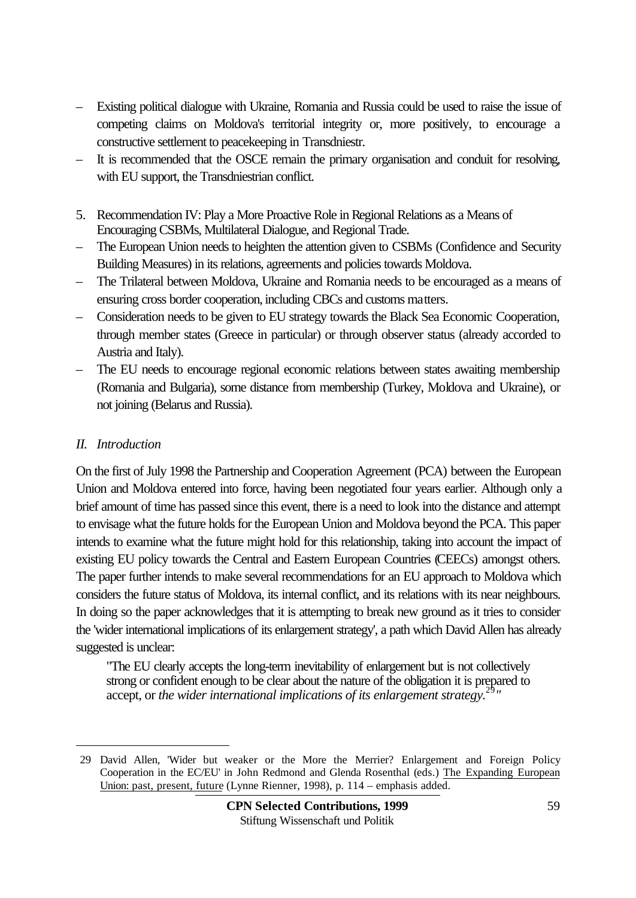– Existing political dialogue with Ukraine, Romania and Russia could be used to raise the issue of competing claims on Moldova's territorial integrity or, more positively, to encourage a constructive settlement to peacekeeping in Transdniestr.
– It is recommended that the OSCE remain the primary organisation and conduit for resolving, with EU support, the Transdniestrian conflict.

5. Recommendation IV: Play a More Proactive Role in Regional Relations as a Means of Encouraging CSBMs, Multilateral Dialogue, and Regional Trade.

– The European Union needs to heighten the attention given to CSBMs (Confidence and Security Building Measures) in its relations, agreements and policies towards Moldova.
– The Trilateral between Moldova, Ukraine and Romania needs to be encouraged as a means of ensuring cross border cooperation, including CBCs and customs matters.
– Consideration needs to be given to EU strategy towards the Black Sea Economic Cooperation, through member states (Greece in particular) or through observer status (already accorded to Austria and Italy).
– The EU needs to encourage regional economic relations between states awaiting membership (Romania and Bulgaria), some distance from membership (Turkey, Moldova and Ukraine), or not joining (Belarus and Russia).

## *II. Introduction*

On the first of July 1998 the Partnership and Cooperation Agreement (PCA) between the European Union and Moldova entered into force, having been negotiated four years earlier. Although only a brief amount of time has passed since this event, there is a need to look into the distance and attempt to envisage what the future holds for the European Union and Moldova beyond the PCA. This paper intends to examine what the future might hold for this relationship, taking into account the impact of existing EU policy towards the Central and Eastern European Countries (CEECs) amongst others. The paper further intends to make several recommendations for an EU approach to Moldova which considers the future status of Moldova, its internal conflict, and its relations with its near neighbours. In doing so the paper acknowledges that it is attempting to break new ground as it tries to consider the 'wider international implications of its enlargement strategy', a path which David Allen has already suggested is unclear:

> "The EU clearly accepts the long-term inevitability of enlargement but is not collectively strong or confident enough to be clear about the nature of the obligation it is prepared to accept, or *the wider international implications of its enlargement strategy.*[29]"

---

29 David Allen, 'Wider but weaker or the More the Merrier? Enlargement and Foreign Policy Cooperation in the EC/EU' in John Redmond and Glenda Rosenthal (eds.) The Expanding European Union: past, present, future (Lynne Rienner, 1998), p. 114 – emphasis added.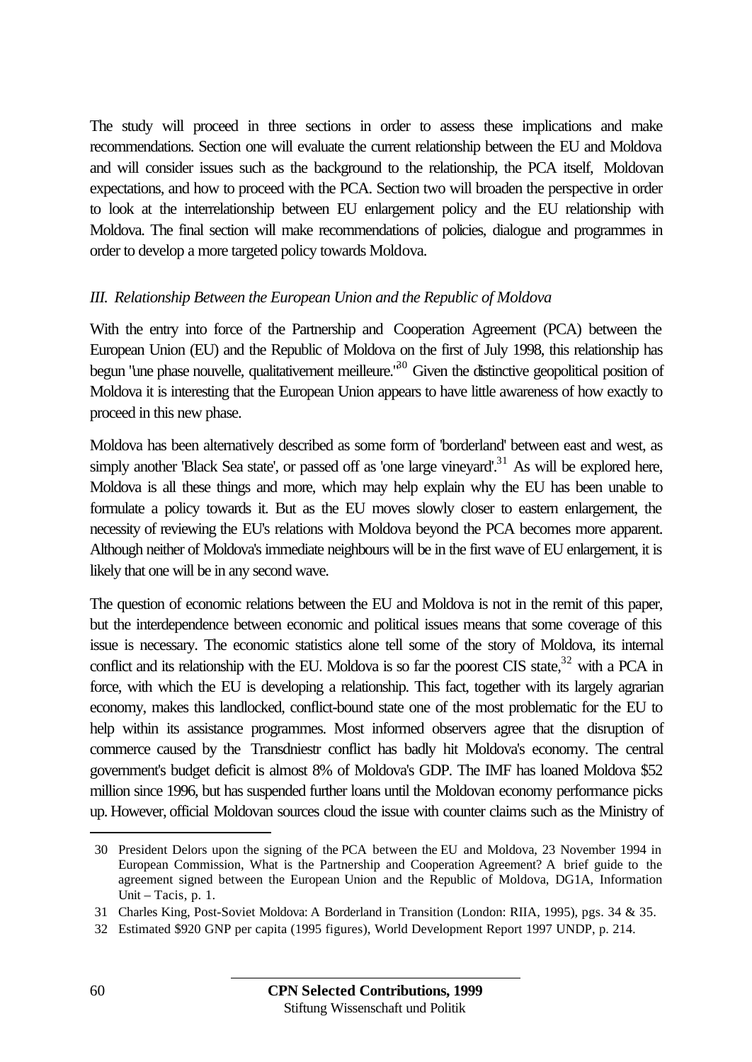The study will proceed in three sections in order to assess these implications and make recommendations. Section one will evaluate the current relationship between the EU and Moldova and will consider issues such as the background to the relationship, the PCA itself, Moldovan expectations, and how to proceed with the PCA. Section two will broaden the perspective in order to look at the interrelationship between EU enlargement policy and the EU relationship with Moldova. The final section will make recommendations of policies, dialogue and programmes in order to develop a more targeted policy towards Moldova.

### *III. Relationship Between the European Union and the Republic of Moldova*

With the entry into force of the Partnership and Cooperation Agreement (PCA) between the European Union (EU) and the Republic of Moldova on the first of July 1998, this relationship has begun 'une phase nouvelle, qualitativement meilleure.'[30] Given the distinctive geopolitical position of Moldova it is interesting that the European Union appears to have little awareness of how exactly to proceed in this new phase.

Moldova has been alternatively described as some form of 'borderland' between east and west, as simply another 'Black Sea state', or passed off as 'one large vineyard'.[31] As will be explored here, Moldova is all these things and more, which may help explain why the EU has been unable to formulate a policy towards it. But as the EU moves slowly closer to eastern enlargement, the necessity of reviewing the EU's relations with Moldova beyond the PCA becomes more apparent. Although neither of Moldova's immediate neighbours will be in the first wave of EU enlargement, it is likely that one will be in any second wave.

The question of economic relations between the EU and Moldova is not in the remit of this paper, but the interdependence between economic and political issues means that some coverage of this issue is necessary. The economic statistics alone tell some of the story of Moldova, its internal conflict and its relationship with the EU. Moldova is so far the poorest CIS state,[32] with a PCA in force, with which the EU is developing a relationship. This fact, together with its largely agrarian economy, makes this landlocked, conflict-bound state one of the most problematic for the EU to help within its assistance programmes. Most informed observers agree that the disruption of commerce caused by the Transdniestr conflict has badly hit Moldova's economy. The central government's budget deficit is almost 8% of Moldova's GDP. The IMF has loaned Moldova $52 million since 1996, but has suspended further loans until the Moldovan economy performance picks up. However, official Moldovan sources cloud the issue with counter claims such as the Ministry of

---

30 President Delors upon the signing of the PCA between the EU and Moldova, 23 November 1994 in European Commission, What is the Partnership and Cooperation Agreement? A brief guide to the agreement signed between the European Union and the Republic of Moldova, DG1A, Information Unit – Tacis, p. 1.

31 Charles King, Post-Soviet Moldova: A Borderland in Transition (London: RIIA, 1995), pgs. 34 & 35.

32 Estimated $920 GNP per capita (1995 figures), World Development Report 1997 UNDP, p. 214.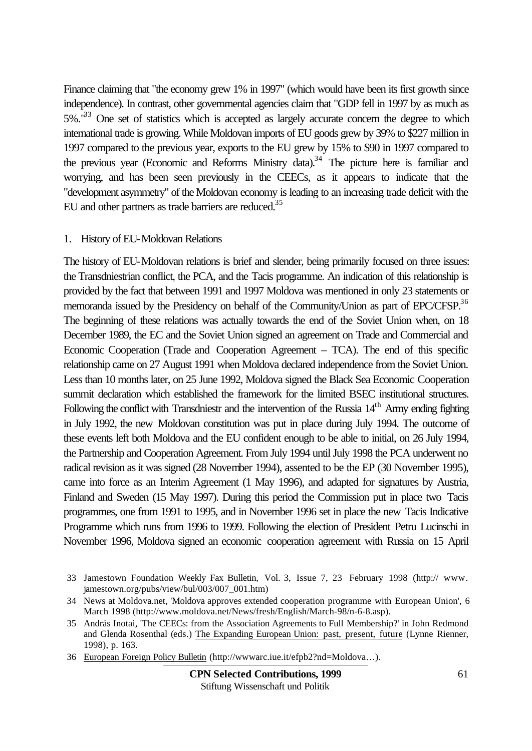Finance claiming that "the economy grew 1% in 1997" (which would have been its first growth since independence). In contrast, other governmental agencies claim that "GDP fell in 1997 by as much as 5%."[33] One set of statistics which is accepted as largely accurate concern the degree to which international trade is growing. While Moldovan imports of EU goods grew by 39% to $227 million in 1997 compared to the previous year, exports to the EU grew by 15% to $90 in 1997 compared to the previous year (Economic and Reforms Ministry data).[34] The picture here is familiar and worrying, and has been seen previously in the CEECs, as it appears to indicate that the "development asymmetry" of the Moldovan economy is leading to an increasing trade deficit with the EU and other partners as trade barriers are reduced.[35]

1. History of EU-Moldovan Relations

The history of EU-Moldovan relations is brief and slender, being primarily focused on three issues: the Transdniestrian conflict, the PCA, and the Tacis programme. An indication of this relationship is provided by the fact that between 1991 and 1997 Moldova was mentioned in only 23 statements or memoranda issued by the Presidency on behalf of the Community/Union as part of EPC/CFSP.[36] The beginning of these relations was actually towards the end of the Soviet Union when, on 18 December 1989, the EC and the Soviet Union signed an agreement on Trade and Commercial and Economic Cooperation (Trade and Cooperation Agreement – TCA). The end of this specific relationship came on 27 August 1991 when Moldova declared independence from the Soviet Union. Less than 10 months later, on 25 June 1992, Moldova signed the Black Sea Economic Cooperation summit declaration which established the framework for the limited BSEC institutional structures. Following the conflict with Transdniestr and the intervention of the Russia 14th Army ending fighting in July 1992, the new Moldovan constitution was put in place during July 1994. The outcome of these events left both Moldova and the EU confident enough to be able to initial, on 26 July 1994, the Partnership and Cooperation Agreement. From July 1994 until July 1998 the PCA underwent no radical revision as it was signed (28 November 1994), assented to be the EP (30 November 1995), came into force as an Interim Agreement (1 May 1996), and adapted for signatures by Austria, Finland and Sweden (15 May 1997). During this period the Commission put in place two Tacis programmes, one from 1991 to 1995, and in November 1996 set in place the new Tacis Indicative Programme which runs from 1996 to 1999. Following the election of President Petru Lucinschi in November 1996, Moldova signed an economic cooperation agreement with Russia on 15 April

33 Jamestown Foundation Weekly Fax Bulletin, Vol. 3, Issue 7, 23 February 1998 (http:// www. jamestown.org/pubs/view/bul/003/007_001.htm)

34 News at Moldova.net, 'Moldova approves extended cooperation programme with European Union', 6 March 1998 (http://www.moldova.net/News/fresh/English/March-98/n-6-8.asp).

35 András Inotai, 'The CEECs: from the Association Agreements to Full Membership?' in John Redmond and Glenda Rosenthal (eds.) The Expanding European Union: past, present, future (Lynne Rienner, 1998), p. 163.

36 European Foreign Policy Bulletin (http://wwwarc.iue.it/efpb2?nd=Moldova…).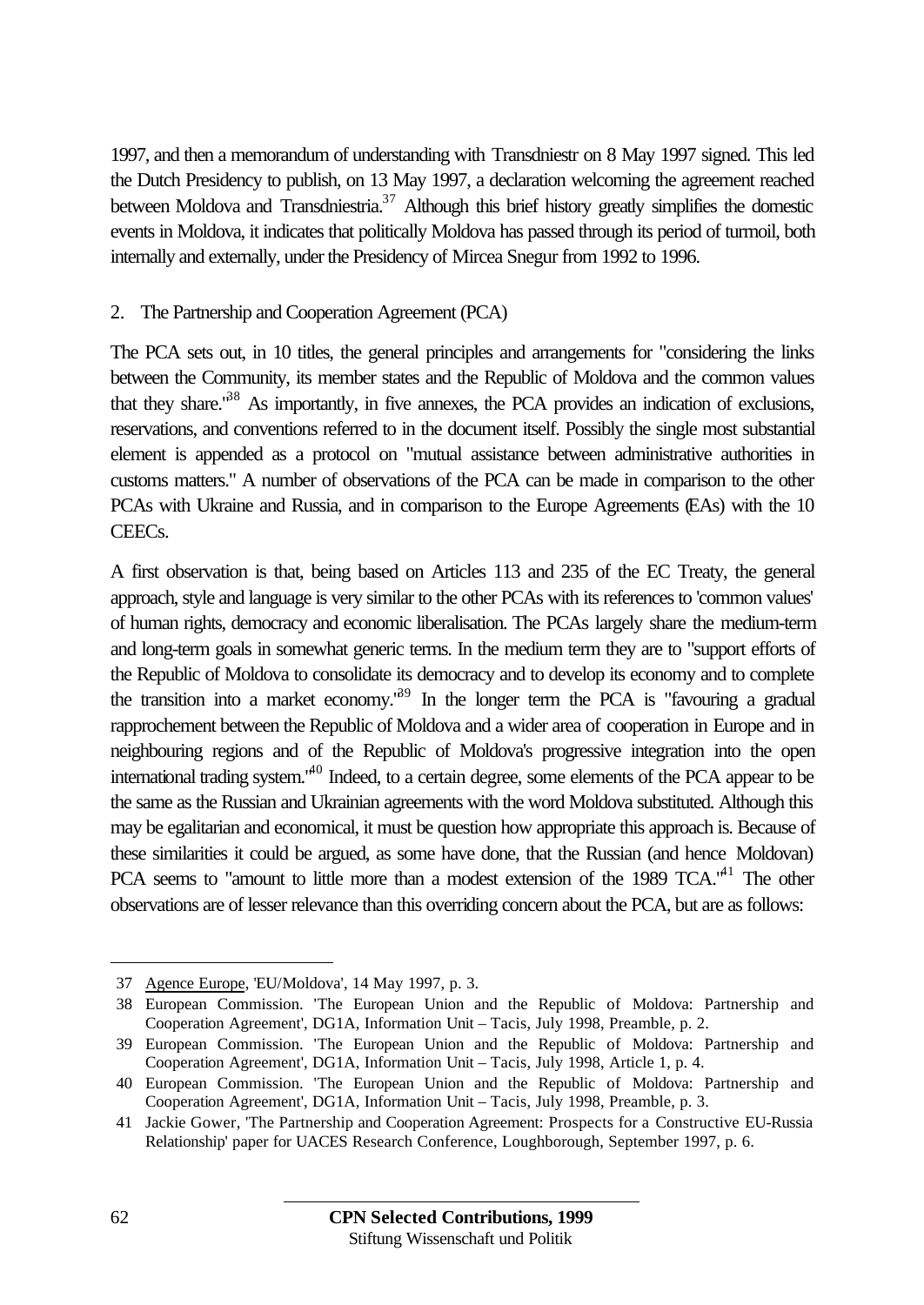1997, and then a memorandum of understanding with Transdniestr on 8 May 1997 signed. This led the Dutch Presidency to publish, on 13 May 1997, a declaration welcoming the agreement reached between Moldova and Transdniestria.[37] Although this brief history greatly simplifies the domestic events in Moldova, it indicates that politically Moldova has passed through its period of turmoil, both internally and externally, under the Presidency of Mircea Snegur from 1992 to 1996.

## 2. The Partnership and Cooperation Agreement (PCA)

The PCA sets out, in 10 titles, the general principles and arrangements for "considering the links between the Community, its member states and the Republic of Moldova and the common values that they share."[38] As importantly, in five annexes, the PCA provides an indication of exclusions, reservations, and conventions referred to in the document itself. Possibly the single most substantial element is appended as a protocol on "mutual assistance between administrative authorities in customs matters." A number of observations of the PCA can be made in comparison to the other PCAs with Ukraine and Russia, and in comparison to the Europe Agreements (EAs) with the 10 CEECs.

A first observation is that, being based on Articles 113 and 235 of the EC Treaty, the general approach, style and language is very similar to the other PCAs with its references to 'common values' of human rights, democracy and economic liberalisation. The PCAs largely share the medium-term and long-term goals in somewhat generic terms. In the medium term they are to "support efforts of the Republic of Moldova to consolidate its democracy and to develop its economy and to complete the transition into a market economy."[39] In the longer term the PCA is "favouring a gradual rapprochement between the Republic of Moldova and a wider area of cooperation in Europe and in neighbouring regions and of the Republic of Moldova's progressive integration into the open international trading system."[40] Indeed, to a certain degree, some elements of the PCA appear to be the same as the Russian and Ukrainian agreements with the word Moldova substituted. Although this may be egalitarian and economical, it must be question how appropriate this approach is. Because of these similarities it could be argued, as some have done, that the Russian (and hence Moldovan) PCA seems to "amount to little more than a modest extension of the 1989 TCA."[41] The other observations are of lesser relevance than this overriding concern about the PCA, but are as follows:

---

37 Agence Europe, 'EU/Moldova', 14 May 1997, p. 3.

38 European Commission. 'The European Union and the Republic of Moldova: Partnership and Cooperation Agreement', DG1A, Information Unit – Tacis, July 1998, Preamble, p. 2.

39 European Commission. 'The European Union and the Republic of Moldova: Partnership and Cooperation Agreement', DG1A, Information Unit – Tacis, July 1998, Article 1, p. 4.

40 European Commission. 'The European Union and the Republic of Moldova: Partnership and Cooperation Agreement', DG1A, Information Unit – Tacis, July 1998, Preamble, p. 3.

41 Jackie Gower, 'The Partnership and Cooperation Agreement: Prospects for a Constructive EU-Russia Relationship' paper for UACES Research Conference, Loughborough, September 1997, p. 6.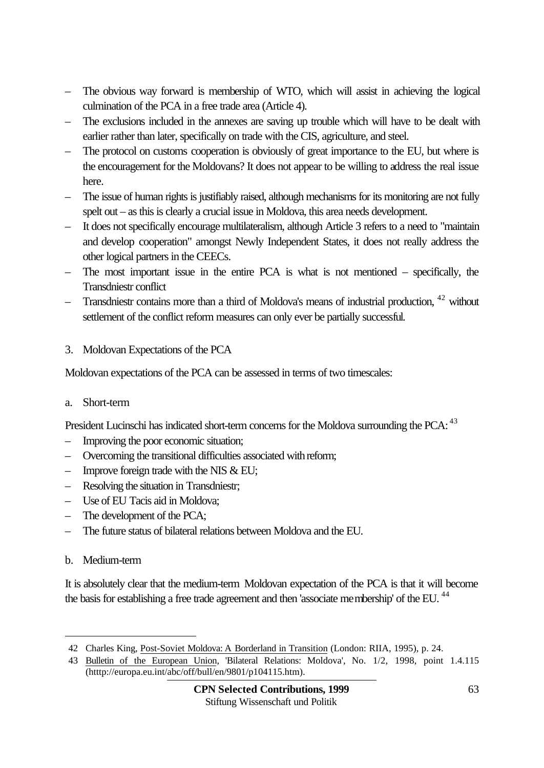- The obvious way forward is membership of WTO, which will assist in achieving the logical culmination of the PCA in a free trade area (Article 4).
- The exclusions included in the annexes are saving up trouble which will have to be dealt with earlier rather than later, specifically on trade with the CIS, agriculture, and steel.
- The protocol on customs cooperation is obviously of great importance to the EU, but where is the encouragement for the Moldovans? It does not appear to be willing to address the real issue here.
- The issue of human rights is justifiably raised, although mechanisms for its monitoring are not fully spelt out – as this is clearly a crucial issue in Moldova, this area needs development.
- It does not specifically encourage multilateralism, although Article 3 refers to a need to "maintain and develop cooperation" amongst Newly Independent States, it does not really address the other logical partners in the CEECs.
- The most important issue in the entire PCA is what is not mentioned – specifically, the Transdniestr conflict
- Transdniestr contains more than a third of Moldova's means of industrial production, [42] without settlement of the conflict reform measures can only ever be partially successful.

3. Moldovan Expectations of the PCA

Moldovan expectations of the PCA can be assessed in terms of two timescales:

a. Short-term

President Lucinschi has indicated short-term concerns for the Moldova surrounding the PCA: [43]

- Improving the poor economic situation;
- Overcoming the transitional difficulties associated with reform;
- Improve foreign trade with the NIS & EU;
- Resolving the situation in Transdniestr;
- Use of EU Tacis aid in Moldova;
- The development of the PCA;
- The future status of bilateral relations between Moldova and the EU.

b. Medium-term

It is absolutely clear that the medium-term Moldovan expectation of the PCA is that it will become the basis for establishing a free trade agreement and then 'associate membership' of the EU. [44]

---

42 Charles King, Post-Soviet Moldova: A Borderland in Transition (London: RIIA, 1995), p. 24.

43 Bulletin of the European Union, 'Bilateral Relations: Moldova', No. 1/2, 1998, point 1.4.115 (htttp://europa.eu.int/abc/off/bull/en/9801/p104115.htm).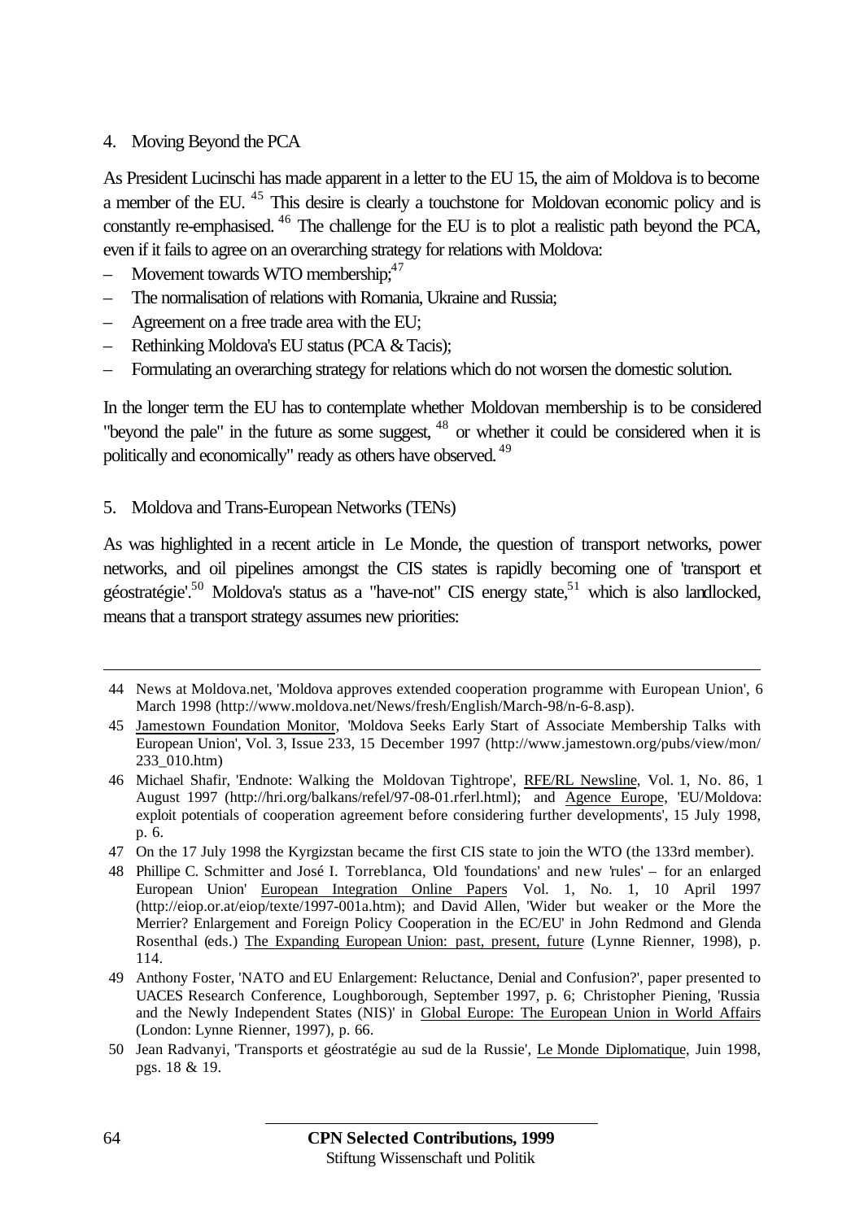## 4. Moving Beyond the PCA

As President Lucinschi has made apparent in a letter to the EU 15, the aim of Moldova is to become a member of the EU. [45] This desire is clearly a touchstone for Moldovan economic policy and is constantly re-emphasised. [46] The challenge for the EU is to plot a realistic path beyond the PCA, even if it fails to agree on an overarching strategy for relations with Moldova:

– Movement towards WTO membership;[47]
– The normalisation of relations with Romania, Ukraine and Russia;
– Agreement on a free trade area with the EU;
– Rethinking Moldova's EU status (PCA & Tacis);
– Formulating an overarching strategy for relations which do not worsen the domestic solution.

In the longer term the EU has to contemplate whether Moldovan membership is to be considered "beyond the pale" in the future as some suggest, [48] or whether it could be considered when it is politically and economically" ready as others have observed. [49]

## 5. Moldova and Trans-European Networks (TENs)

As was highlighted in a recent article in Le Monde, the question of transport networks, power networks, and oil pipelines amongst the CIS states is rapidly becoming one of 'transport et géostratégie'.[50] Moldova's status as a "have-not" CIS energy state,[51] which is also landlocked, means that a transport strategy assumes new priorities:

---

44 News at Moldova.net, 'Moldova approves extended cooperation programme with European Union', 6 March 1998 (http://www.moldova.net/News/fresh/English/March-98/n-6-8.asp).

45 Jamestown Foundation Monitor, 'Moldova Seeks Early Start of Associate Membership Talks with European Union', Vol. 3, Issue 233, 15 December 1997 (http://www.jamestown.org/pubs/view/mon/233_010.htm)

46 Michael Shafir, 'Endnote: Walking the Moldovan Tightrope', RFE/RL Newsline, Vol. 1, No. 86, 1 August 1997 (http://hri.org/balkans/refel/97-08-01.rferl.html); and Agence Europe, 'EU/Moldova: exploit potentials of cooperation agreement before considering further developments', 15 July 1998, p. 6.

47 On the 17 July 1998 the Kyrgizstan became the first CIS state to join the WTO (the 133rd member).

48 Phillipe C. Schmitter and José I. Torreblanca, 'Old 'foundations' and new 'rules' – for an enlarged European Union' European Integration Online Papers Vol. 1, No. 1, 10 April 1997 (http://eiop.or.at/eiop/texte/1997-001a.htm); and David Allen, 'Wider but weaker or the More the Merrier? Enlargement and Foreign Policy Cooperation in the EC/EU' in John Redmond and Glenda Rosenthal (eds.) The Expanding European Union: past, present, future (Lynne Rienner, 1998), p. 114.

49 Anthony Foster, 'NATO and EU Enlargement: Reluctance, Denial and Confusion?', paper presented to UACES Research Conference, Loughborough, September 1997, p. 6; Christopher Piening, 'Russia and the Newly Independent States (NIS)' in Global Europe: The European Union in World Affairs (London: Lynne Rienner, 1997), p. 66.

50 Jean Radvanyi, 'Transports et géostratégie au sud de la Russie', Le Monde Diplomatique, Juin 1998, pgs. 18 & 19.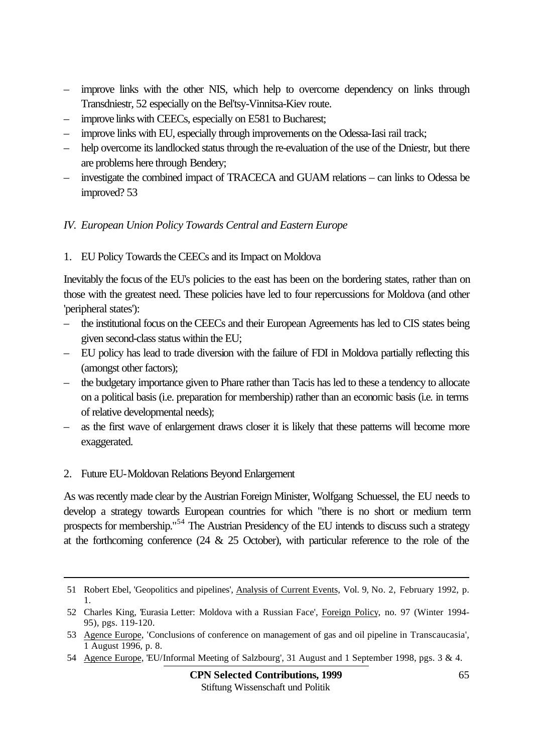- improve links with the other NIS, which help to overcome dependency on links through Transdniestr, 52 especially on the Bel'tsy-Vinnitsa-Kiev route.
- improve links with CEECs, especially on E581 to Bucharest;
- improve links with EU, especially through improvements on the Odessa-Iasi rail track;
- help overcome its landlocked status through the re-evaluation of the use of the Dniestr, but there are problems here through Bendery;
- investigate the combined impact of TRACECA and GUAM relations – can links to Odessa be improved? 53

## *IV. European Union Policy Towards Central and Eastern Europe*

### 1. EU Policy Towards the CEECs and its Impact on Moldova

Inevitably the focus of the EU's policies to the east has been on the bordering states, rather than on those with the greatest need. These policies have led to four repercussions for Moldova (and other 'peripheral states'):

- the institutional focus on the CEECs and their European Agreements has led to CIS states being given second-class status within the EU;
- EU policy has lead to trade diversion with the failure of FDI in Moldova partially reflecting this (amongst other factors);
- the budgetary importance given to Phare rather than Tacis has led to these a tendency to allocate on a political basis (i.e. preparation for membership) rather than an economic basis (i.e. in terms of relative developmental needs);
- as the first wave of enlargement draws closer it is likely that these patterns will become more exaggerated.

### 2. Future EU-Moldovan Relations Beyond Enlargement

As was recently made clear by the Austrian Foreign Minister, Wolfgang Schuessel, the EU needs to develop a strategy towards European countries for which "there is no short or medium term prospects for membership."[54] The Austrian Presidency of the EU intends to discuss such a strategy at the forthcoming conference (24 & 25 October), with particular reference to the role of the

---

51 Robert Ebel, 'Geopolitics and pipelines', Analysis of Current Events, Vol. 9, No. 2, February 1992, p. 1.

52 Charles King, 'Eurasia Letter: Moldova with a Russian Face', Foreign Policy, no. 97 (Winter 1994-95), pgs. 119-120.

53 Agence Europe, 'Conclusions of conference on management of gas and oil pipeline in Transcaucasia', 1 August 1996, p. 8.

54 Agence Europe, 'EU/Informal Meeting of Salzbourg', 31 August and 1 September 1998, pgs. 3 & 4.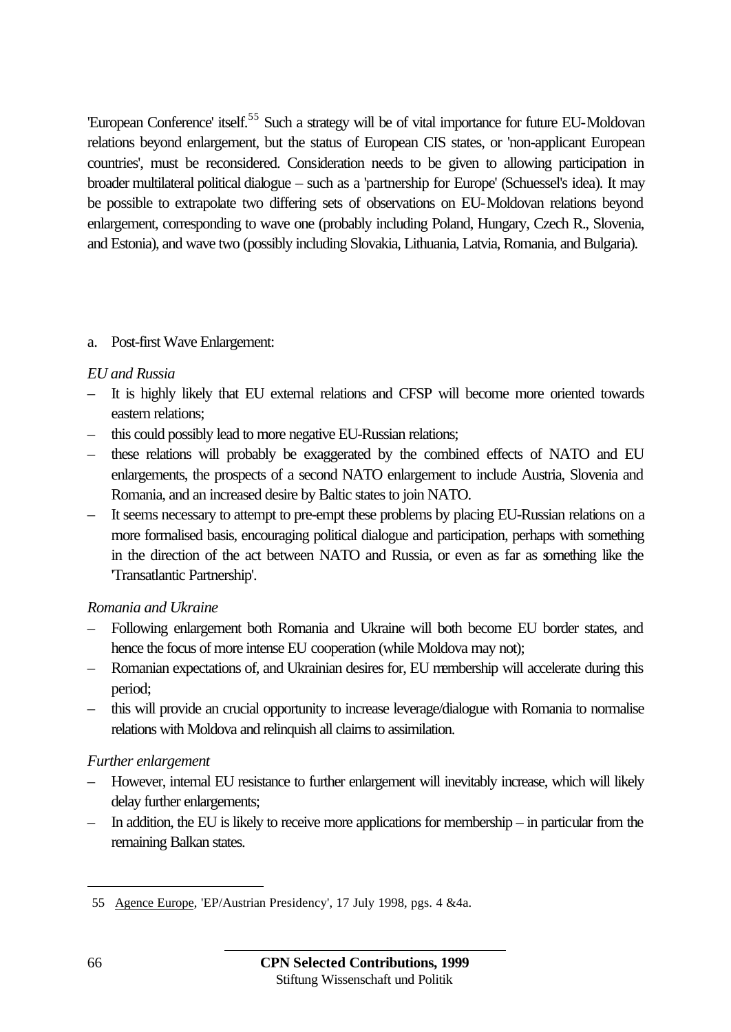'European Conference' itself.[55] Such a strategy will be of vital importance for future EU-Moldovan relations beyond enlargement, but the status of European CIS states, or 'non-applicant European countries', must be reconsidered. Consideration needs to be given to allowing participation in broader multilateral political dialogue – such as a 'partnership for Europe' (Schuessel's idea). It may be possible to extrapolate two differing sets of observations on EU-Moldovan relations beyond enlargement, corresponding to wave one (probably including Poland, Hungary, Czech R., Slovenia, and Estonia), and wave two (possibly including Slovakia, Lithuania, Latvia, Romania, and Bulgaria).

a. Post-first Wave Enlargement:

*EU and Russia*

- It is highly likely that EU external relations and CFSP will become more oriented towards eastern relations;
- this could possibly lead to more negative EU-Russian relations;
- these relations will probably be exaggerated by the combined effects of NATO and EU enlargements, the prospects of a second NATO enlargement to include Austria, Slovenia and Romania, and an increased desire by Baltic states to join NATO.
- It seems necessary to attempt to pre-empt these problems by placing EU-Russian relations on a more formalised basis, encouraging political dialogue and participation, perhaps with something in the direction of the act between NATO and Russia, or even as far as something like the 'Transatlantic Partnership'.

*Romania and Ukraine*

- Following enlargement both Romania and Ukraine will both become EU border states, and hence the focus of more intense EU cooperation (while Moldova may not);
- Romanian expectations of, and Ukrainian desires for, EU membership will accelerate during this period;
- this will provide an crucial opportunity to increase leverage/dialogue with Romania to normalise relations with Moldova and relinquish all claims to assimilation.

*Further enlargement*

- However, internal EU resistance to further enlargement will inevitably increase, which will likely delay further enlargements;
- In addition, the EU is likely to receive more applications for membership – in particular from the remaining Balkan states.

---

55 Agence Europe, 'EP/Austrian Presidency', 17 July 1998, pgs. 4 &4a.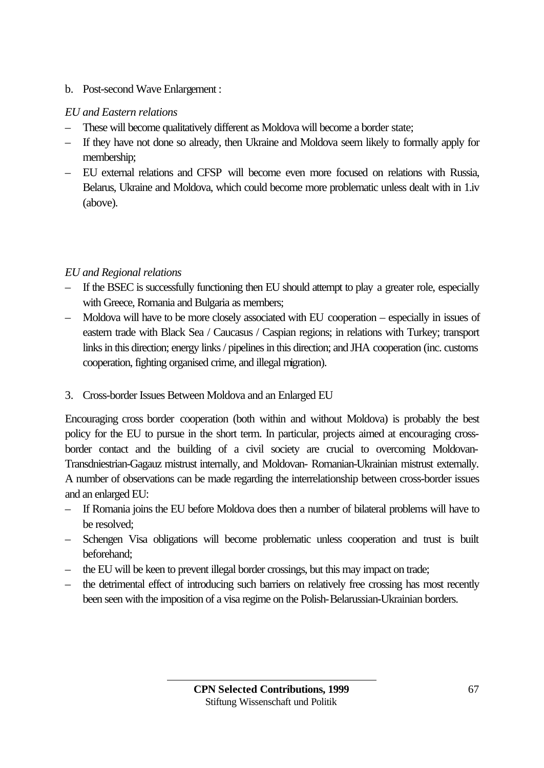b. Post-second Wave Enlargement :

*EU and Eastern relations*

- These will become qualitatively different as Moldova will become a border state;
- If they have not done so already, then Ukraine and Moldova seem likely to formally apply for membership;
- EU external relations and CFSP will become even more focused on relations with Russia, Belarus, Ukraine and Moldova, which could become more problematic unless dealt with in 1.iv (above).

*EU and Regional relations*

- If the BSEC is successfully functioning then EU should attempt to play a greater role, especially with Greece, Romania and Bulgaria as members;
- Moldova will have to be more closely associated with EU cooperation – especially in issues of eastern trade with Black Sea / Caucasus / Caspian regions; in relations with Turkey; transport links in this direction; energy links / pipelines in this direction; and JHA cooperation (inc. customs cooperation, fighting organised crime, and illegal migration).

3. Cross-border Issues Between Moldova and an Enlarged EU

Encouraging cross border cooperation (both within and without Moldova) is probably the best policy for the EU to pursue in the short term. In particular, projects aimed at encouraging cross-border contact and the building of a civil society are crucial to overcoming Moldovan-Transdniestrian-Gagauz mistrust internally, and Moldovan- Romanian-Ukrainian mistrust externally. A number of observations can be made regarding the interrelationship between cross-border issues and an enlarged EU:

- If Romania joins the EU before Moldova does then a number of bilateral problems will have to be resolved;
- Schengen Visa obligations will become problematic unless cooperation and trust is built beforehand;
- the EU will be keen to prevent illegal border crossings, but this may impact on trade;
- the detrimental effect of introducing such barriers on relatively free crossing has most recently been seen with the imposition of a visa regime on the Polish-Belarussian-Ukrainian borders.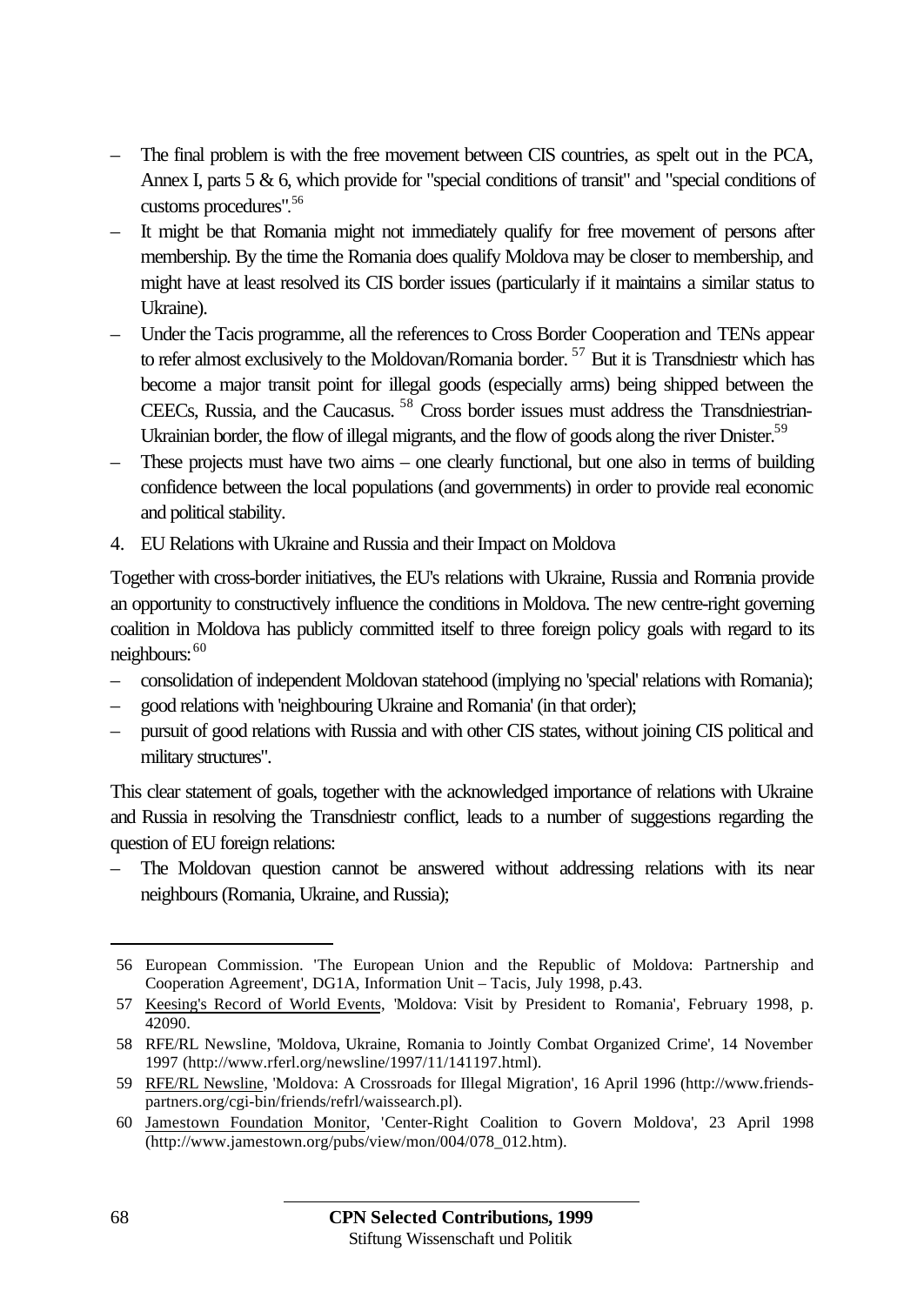- The final problem is with the free movement between CIS countries, as spelt out in the PCA, Annex I, parts 5 & 6, which provide for "special conditions of transit" and "special conditions of customs procedures".[56]
- It might be that Romania might not immediately qualify for free movement of persons after membership. By the time the Romania does qualify Moldova may be closer to membership, and might have at least resolved its CIS border issues (particularly if it maintains a similar status to Ukraine).
- Under the Tacis programme, all the references to Cross Border Cooperation and TENs appear to refer almost exclusively to the Moldovan/Romania border. [57] But it is Transdniestr which has become a major transit point for illegal goods (especially arms) being shipped between the CEECs, Russia, and the Caucasus. [58] Cross border issues must address the Transdniestrian-Ukrainian border, the flow of illegal migrants, and the flow of goods along the river Dnister.[59]
- These projects must have two aims – one clearly functional, but one also in terms of building confidence between the local populations (and governments) in order to provide real economic and political stability.

4. EU Relations with Ukraine and Russia and their Impact on Moldova

Together with cross-border initiatives, the EU's relations with Ukraine, Russia and Romania provide an opportunity to constructively influence the conditions in Moldova. The new centre-right governing coalition in Moldova has publicly committed itself to three foreign policy goals with regard to its neighbours:[60]

- consolidation of independent Moldovan statehood (implying no 'special' relations with Romania);
- good relations with 'neighbouring Ukraine and Romania' (in that order);
- pursuit of good relations with Russia and with other CIS states, without joining CIS political and military structures".

This clear statement of goals, together with the acknowledged importance of relations with Ukraine and Russia in resolving the Transdniestr conflict, leads to a number of suggestions regarding the question of EU foreign relations:

- The Moldovan question cannot be answered without addressing relations with its near neighbours (Romania, Ukraine, and Russia);

---

56 European Commission. 'The European Union and the Republic of Moldova: Partnership and Cooperation Agreement', DG1A, Information Unit – Tacis, July 1998, p.43.

57 Keesing's Record of World Events, 'Moldova: Visit by President to Romania', February 1998, p. 42090.

58 RFE/RL Newsline, 'Moldova, Ukraine, Romania to Jointly Combat Organized Crime', 14 November 1997 (http://www.rferl.org/newsline/1997/11/141197.html).

59 RFE/RL Newsline, 'Moldova: A Crossroads for Illegal Migration', 16 April 1996 (http://www.friends-partners.org/cgi-bin/friends/refrl/waissearch.pl).

60 Jamestown Foundation Monitor, 'Center-Right Coalition to Govern Moldova', 23 April 1998 (http://www.jamestown.org/pubs/view/mon/004/078_012.htm).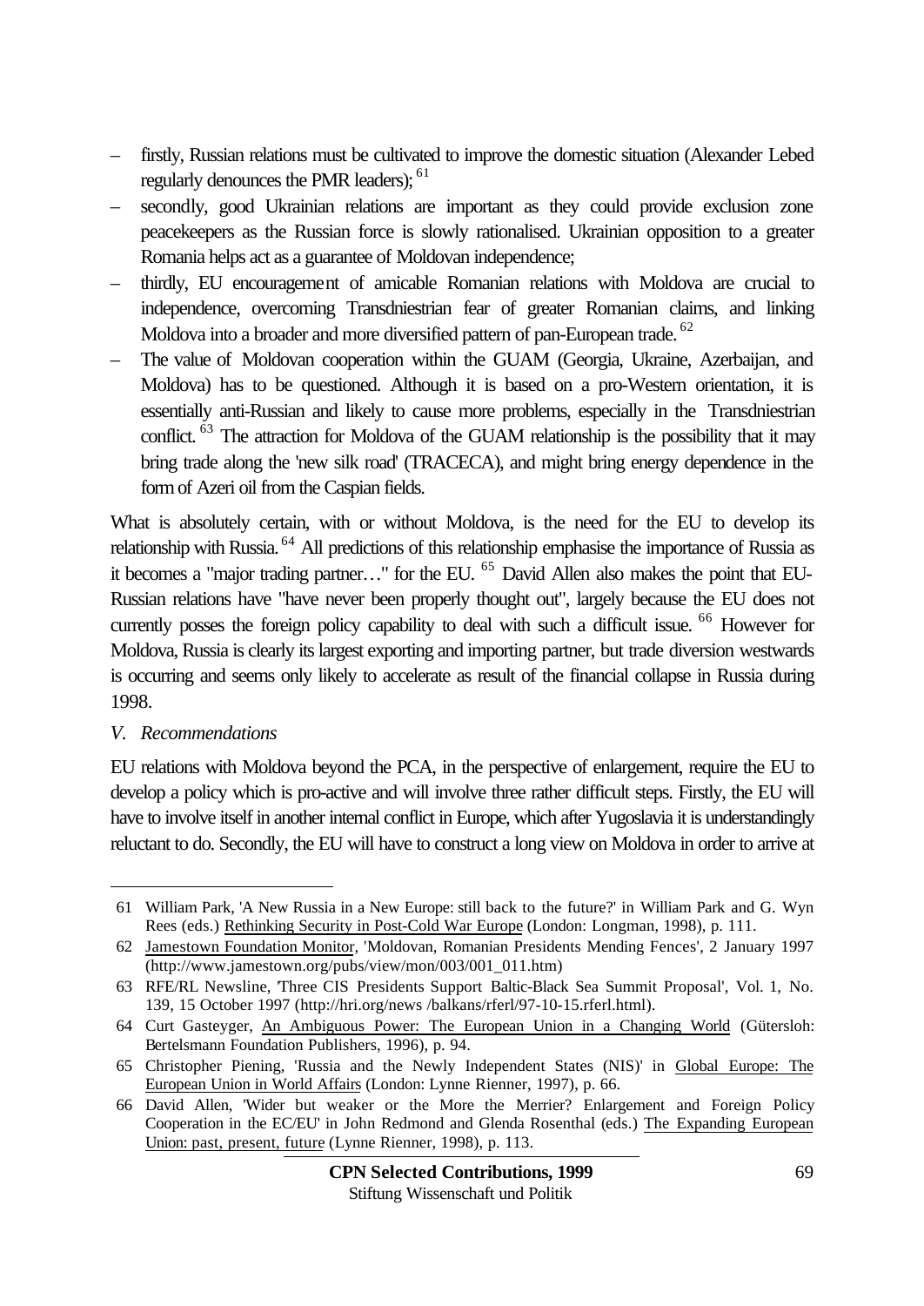– firstly, Russian relations must be cultivated to improve the domestic situation (Alexander Lebed regularly denounces the PMR leaders); [61]
– secondly, good Ukrainian relations are important as they could provide exclusion zone peacekeepers as the Russian force is slowly rationalised. Ukrainian opposition to a greater Romania helps act as a guarantee of Moldovan independence;
– thirdly, EU encouragement of amicable Romanian relations with Moldova are crucial to independence, overcoming Transdniestrian fear of greater Romanian claims, and linking Moldova into a broader and more diversified pattern of pan-European trade. [62]
– The value of Moldovan cooperation within the GUAM (Georgia, Ukraine, Azerbaijan, and Moldova) has to be questioned. Although it is based on a pro-Western orientation, it is essentially anti-Russian and likely to cause more problems, especially in the Transdniestrian conflict. [63] The attraction for Moldova of the GUAM relationship is the possibility that it may bring trade along the 'new silk road' (TRACECA), and might bring energy dependence in the form of Azeri oil from the Caspian fields.

What is absolutely certain, with or without Moldova, is the need for the EU to develop its relationship with Russia. [64] All predictions of this relationship emphasise the importance of Russia as it becomes a "major trading partner…" for the EU. [65] David Allen also makes the point that EU-Russian relations have "have never been properly thought out", largely because the EU does not currently posses the foreign policy capability to deal with such a difficult issue. [66] However for Moldova, Russia is clearly its largest exporting and importing partner, but trade diversion westwards is occurring and seems only likely to accelerate as result of the financial collapse in Russia during 1998.

*V. Recommendations*

EU relations with Moldova beyond the PCA, in the perspective of enlargement, require the EU to develop a policy which is pro-active and will involve three rather difficult steps. Firstly, the EU will have to involve itself in another internal conflict in Europe, which after Yugoslavia it is understandingly reluctant to do. Secondly, the EU will have to construct a long view on Moldova in order to arrive at

---

61 William Park, 'A New Russia in a New Europe: still back to the future?' in William Park and G. Wyn Rees (eds.) Rethinking Security in Post-Cold War Europe (London: Longman, 1998), p. 111.

62 Jamestown Foundation Monitor, 'Moldovan, Romanian Presidents Mending Fences', 2 January 1997 (http://www.jamestown.org/pubs/view/mon/003/001_011.htm)

63 RFE/RL Newsline, 'Three CIS Presidents Support Baltic-Black Sea Summit Proposal', Vol. 1, No. 139, 15 October 1997 (http://hri.org/news /balkans/rferl/97-10-15.rferl.html).

64 Curt Gasteyger, An Ambiguous Power: The European Union in a Changing World (Gütersloh: Bertelsmann Foundation Publishers, 1996), p. 94.

65 Christopher Piening, 'Russia and the Newly Independent States (NIS)' in Global Europe: The European Union in World Affairs (London: Lynne Rienner, 1997), p. 66.

66 David Allen, 'Wider but weaker or the More the Merrier? Enlargement and Foreign Policy Cooperation in the EC/EU' in John Redmond and Glenda Rosenthal (eds.) The Expanding European Union: past, present, future (Lynne Rienner, 1998), p. 113.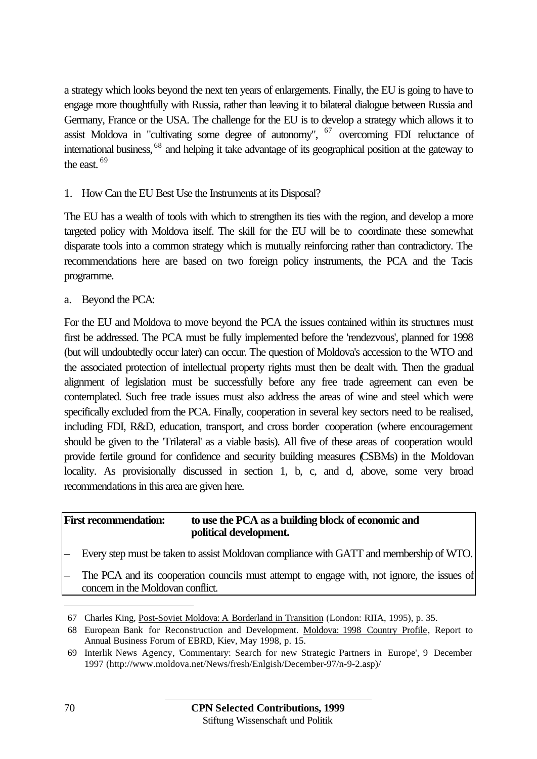a strategy which looks beyond the next ten years of enlargements. Finally, the EU is going to have to engage more thoughtfully with Russia, rather than leaving it to bilateral dialogue between Russia and Germany, France or the USA. The challenge for the EU is to develop a strategy which allows it to assist Moldova in "cultivating some degree of autonomy", [67] overcoming FDI reluctance of international business, [68] and helping it take advantage of its geographical position at the gateway to the east. [69]

1. How Can the EU Best Use the Instruments at its Disposal?

The EU has a wealth of tools with which to strengthen its ties with the region, and develop a more targeted policy with Moldova itself. The skill for the EU will be to coordinate these somewhat disparate tools into a common strategy which is mutually reinforcing rather than contradictory. The recommendations here are based on two foreign policy instruments, the PCA and the Tacis programme.

a. Beyond the PCA:

For the EU and Moldova to move beyond the PCA the issues contained within its structures must first be addressed. The PCA must be fully implemented before the 'rendezvous', planned for 1998 (but will undoubtedly occur later) can occur. The question of Moldova's accession to the WTO and the associated protection of intellectual property rights must then be dealt with. Then the gradual alignment of legislation must be successfully before any free trade agreement can even be contemplated. Such free trade issues must also address the areas of wine and steel which were specifically excluded from the PCA. Finally, cooperation in several key sectors need to be realised, including FDI, R&D, education, transport, and cross border cooperation (where encouragement should be given to the 'Trilateral' as a viable basis). All five of these areas of cooperation would provide fertile ground for confidence and security building measures (CSBMs) in the Moldovan locality. As provisionally discussed in section 1, b, c, and d, above, some very broad recommendations in this area are given here.

**First recommendation: to use the PCA as a building block of economic and political development.**

- Every step must be taken to assist Moldovan compliance with GATT and membership of WTO.
- The PCA and its cooperation councils must attempt to engage with, not ignore, the issues of concern in the Moldovan conflict.

---

67 Charles King, Post-Soviet Moldova: A Borderland in Transition (London: RIIA, 1995), p. 35.

68 European Bank for Reconstruction and Development. Moldova: 1998 Country Profile, Report to Annual Business Forum of EBRD, Kiev, May 1998, p. 15.

69 Interlik News Agency, 'Commentary: Search for new Strategic Partners in Europe', 9 December 1997 (http://www.moldova.net/News/fresh/Enlgish/December-97/n-9-2.asp)/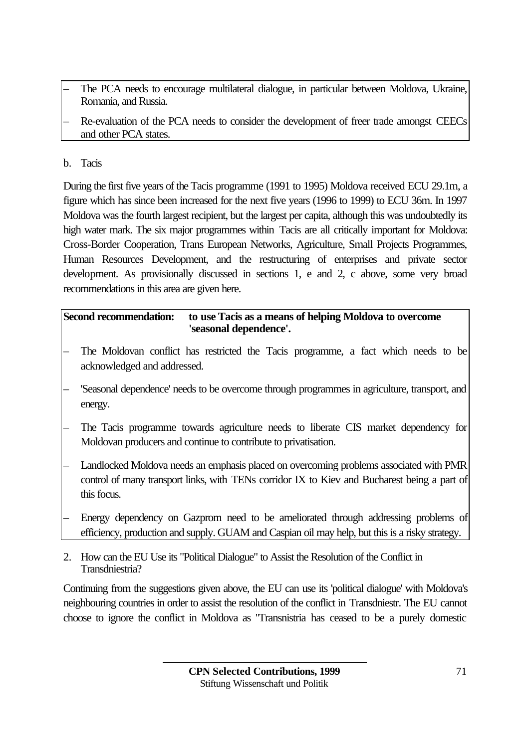- The PCA needs to encourage multilateral dialogue, in particular between Moldova, Ukraine, Romania, and Russia.
- Re-evaluation of the PCA needs to consider the development of freer trade amongst CEECs and other PCA states.

b. Tacis

During the first five years of the Tacis programme (1991 to 1995) Moldova received ECU 29.1m, a figure which has since been increased for the next five years (1996 to 1999) to ECU 36m. In 1997 Moldova was the fourth largest recipient, but the largest per capita, although this was undoubtedly its high water mark. The six major programmes within Tacis are all critically important for Moldova: Cross-Border Cooperation, Trans European Networks, Agriculture, Small Projects Programmes, Human Resources Development, and the restructuring of enterprises and private sector development. As provisionally discussed in sections 1, e and 2, c above, some very broad recommendations in this area are given here.

**Second recommendation: to use Tacis as a means of helping Moldova to overcome 'seasonal dependence'.**

- The Moldovan conflict has restricted the Tacis programme, a fact which needs to be acknowledged and addressed.
- 'Seasonal dependence' needs to be overcome through programmes in agriculture, transport, and energy.
- The Tacis programme towards agriculture needs to liberate CIS market dependency for Moldovan producers and continue to contribute to privatisation.
- Landlocked Moldova needs an emphasis placed on overcoming problems associated with PMR control of many transport links, with TENs corridor IX to Kiev and Bucharest being a part of this focus.
- Energy dependency on Gazprom need to be ameliorated through addressing problems of efficiency, production and supply. GUAM and Caspian oil may help, but this is a risky strategy.

2. How can the EU Use its "Political Dialogue" to Assist the Resolution of the Conflict in Transdniestria?

Continuing from the suggestions given above, the EU can use its 'political dialogue' with Moldova's neighbouring countries in order to assist the resolution of the conflict in Transdniestr. The EU cannot choose to ignore the conflict in Moldova as "Transnistria has ceased to be a purely domestic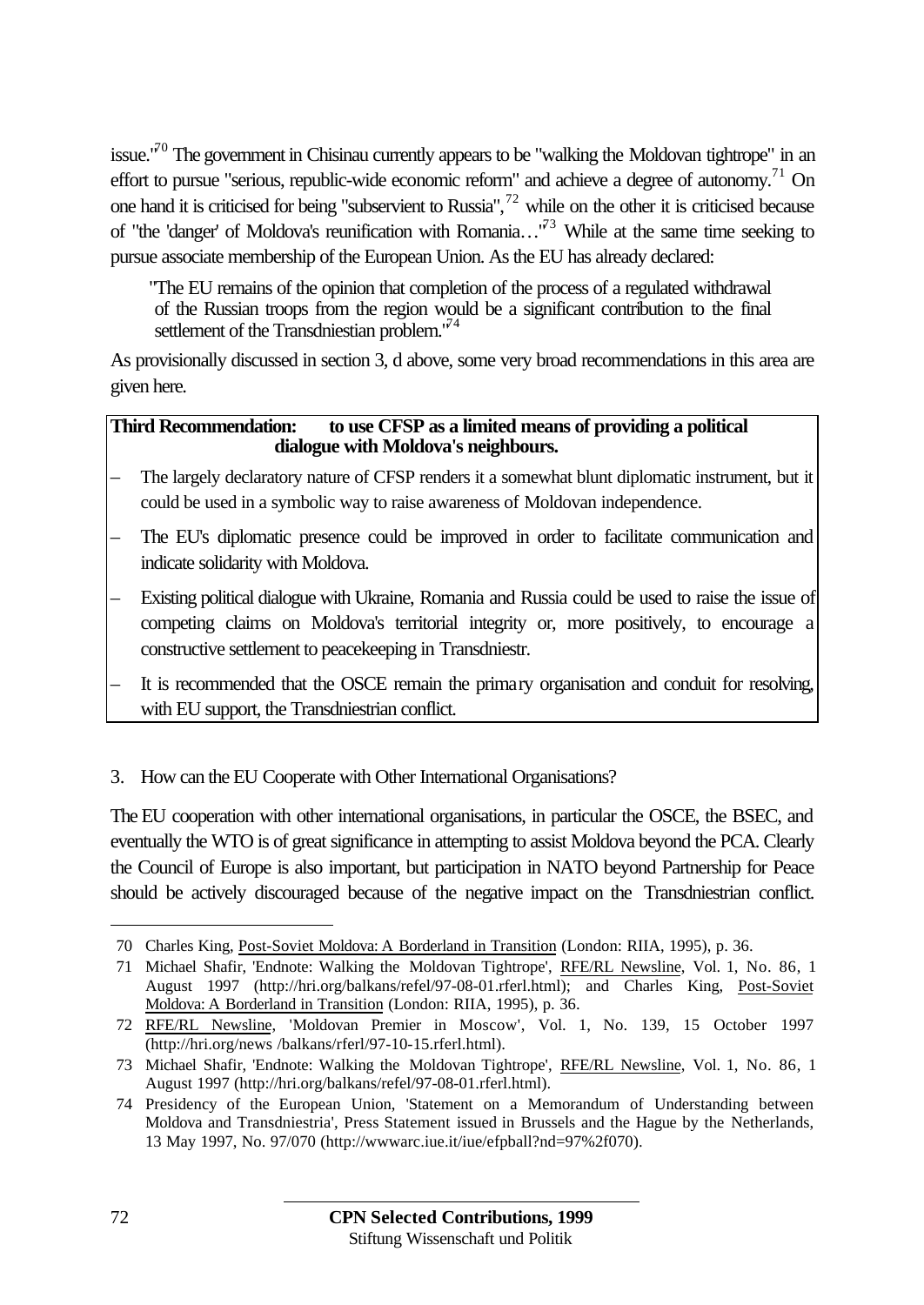issue."[70] The government in Chisinau currently appears to be "walking the Moldovan tightrope" in an effort to pursue "serious, republic-wide economic reform" and achieve a degree of autonomy.[71] On one hand it is criticised for being "subservient to Russia",[72] while on the other it is criticised because of "the 'danger' of Moldova's reunification with Romania…"[73] While at the same time seeking to pursue associate membership of the European Union. As the EU has already declared:

> "The EU remains of the opinion that completion of the process of a regulated withdrawal of the Russian troops from the region would be a significant contribution to the final settlement of the Transdniestian problem."[74]

As provisionally discussed in section 3, d above, some very broad recommendations in this area are given here.

**Third Recommendation: to use CFSP as a limited means of providing a political dialogue with Moldova's neighbours.**

- The largely declaratory nature of CFSP renders it a somewhat blunt diplomatic instrument, but it could be used in a symbolic way to raise awareness of Moldovan independence.
- The EU's diplomatic presence could be improved in order to facilitate communication and indicate solidarity with Moldova.
- Existing political dialogue with Ukraine, Romania and Russia could be used to raise the issue of competing claims on Moldova's territorial integrity or, more positively, to encourage a constructive settlement to peacekeeping in Transdniestr.
- It is recommended that the OSCE remain the primary organisation and conduit for resolving, with EU support, the Transdniestrian conflict.

3. How can the EU Cooperate with Other International Organisations?

The EU cooperation with other international organisations, in particular the OSCE, the BSEC, and eventually the WTO is of great significance in attempting to assist Moldova beyond the PCA. Clearly the Council of Europe is also important, but participation in NATO beyond Partnership for Peace should be actively discouraged because of the negative impact on the Transdniestrian conflict.

---

70 Charles King, Post-Soviet Moldova: A Borderland in Transition (London: RIIA, 1995), p. 36.

71 Michael Shafir, 'Endnote: Walking the Moldovan Tightrope', RFE/RL Newsline, Vol. 1, No. 86, 1 August 1997 (http://hri.org/balkans/refel/97-08-01.rferl.html); and Charles King, Post-Soviet Moldova: A Borderland in Transition (London: RIIA, 1995), p. 36.

72 RFE/RL Newsline, 'Moldovan Premier in Moscow', Vol. 1, No. 139, 15 October 1997 (http://hri.org/news /balkans/rferl/97-10-15.rferl.html).

73 Michael Shafir, 'Endnote: Walking the Moldovan Tightrope', RFE/RL Newsline, Vol. 1, No. 86, 1 August 1997 (http://hri.org/balkans/refel/97-08-01.rferl.html).

74 Presidency of the European Union, 'Statement on a Memorandum of Understanding between Moldova and Transdniestria', Press Statement issued in Brussels and the Hague by the Netherlands, 13 May 1997, No. 97/070 (http://wwwarc.iue.it/iue/efpball?nd=97%2f070).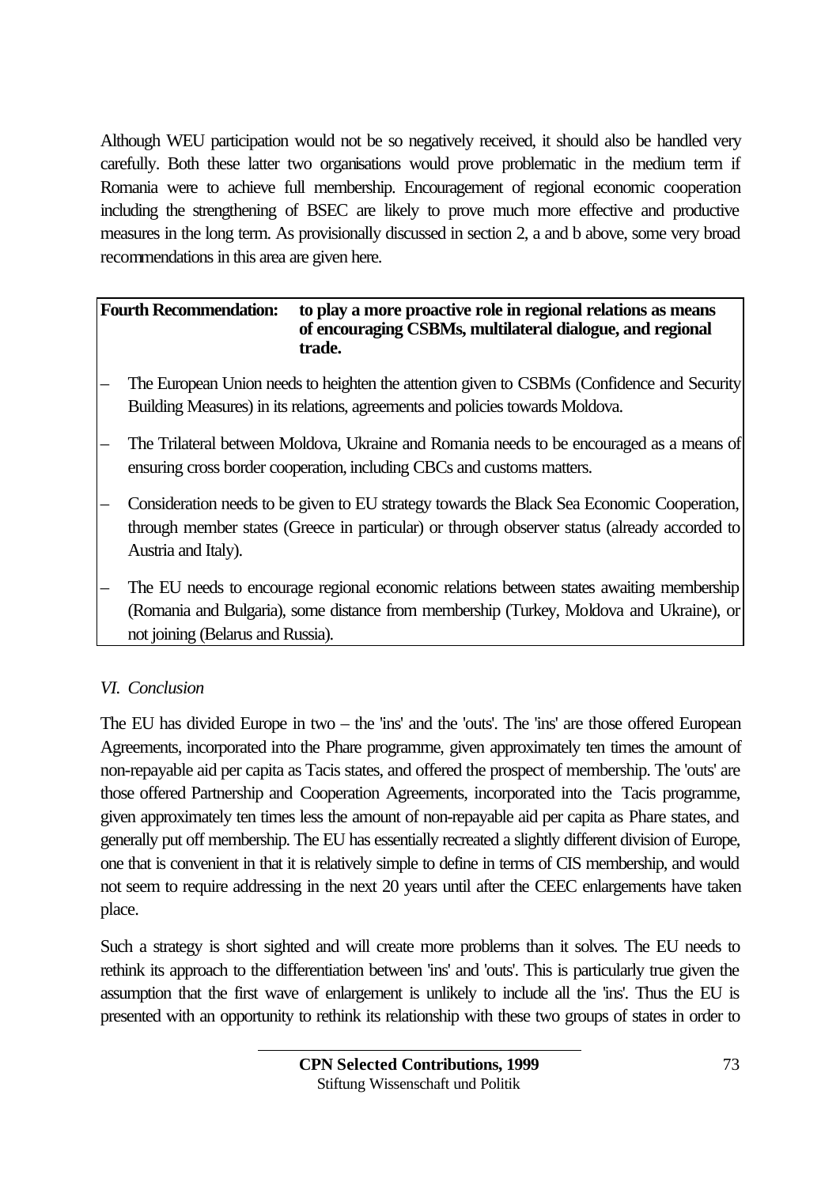Although WEU participation would not be so negatively received, it should also be handled very carefully. Both these latter two organisations would prove problematic in the medium term if Romania were to achieve full membership. Encouragement of regional economic cooperation including the strengthening of BSEC are likely to prove much more effective and productive measures in the long term. As provisionally discussed in section 2, a and b above, some very broad recommendations in this area are given here.

**Fourth Recommendation: to play a more proactive role in regional relations as means of encouraging CSBMs, multilateral dialogue, and regional trade.**

- The European Union needs to heighten the attention given to CSBMs (Confidence and Security Building Measures) in its relations, agreements and policies towards Moldova.
- The Trilateral between Moldova, Ukraine and Romania needs to be encouraged as a means of ensuring cross border cooperation, including CBCs and customs matters.
- Consideration needs to be given to EU strategy towards the Black Sea Economic Cooperation, through member states (Greece in particular) or through observer status (already accorded to Austria and Italy).
- The EU needs to encourage regional economic relations between states awaiting membership (Romania and Bulgaria), some distance from membership (Turkey, Moldova and Ukraine), or not joining (Belarus and Russia).

## *VI. Conclusion*

The EU has divided Europe in two – the 'ins' and the 'outs'. The 'ins' are those offered European Agreements, incorporated into the Phare programme, given approximately ten times the amount of non-repayable aid per capita as Tacis states, and offered the prospect of membership. The 'outs' are those offered Partnership and Cooperation Agreements, incorporated into the Tacis programme, given approximately ten times less the amount of non-repayable aid per capita as Phare states, and generally put off membership. The EU has essentially recreated a slightly different division of Europe, one that is convenient in that it is relatively simple to define in terms of CIS membership, and would not seem to require addressing in the next 20 years until after the CEEC enlargements have taken place.

Such a strategy is short sighted and will create more problems than it solves. The EU needs to rethink its approach to the differentiation between 'ins' and 'outs'. This is particularly true given the assumption that the first wave of enlargement is unlikely to include all the 'ins'. Thus the EU is presented with an opportunity to rethink its relationship with these two groups of states in order to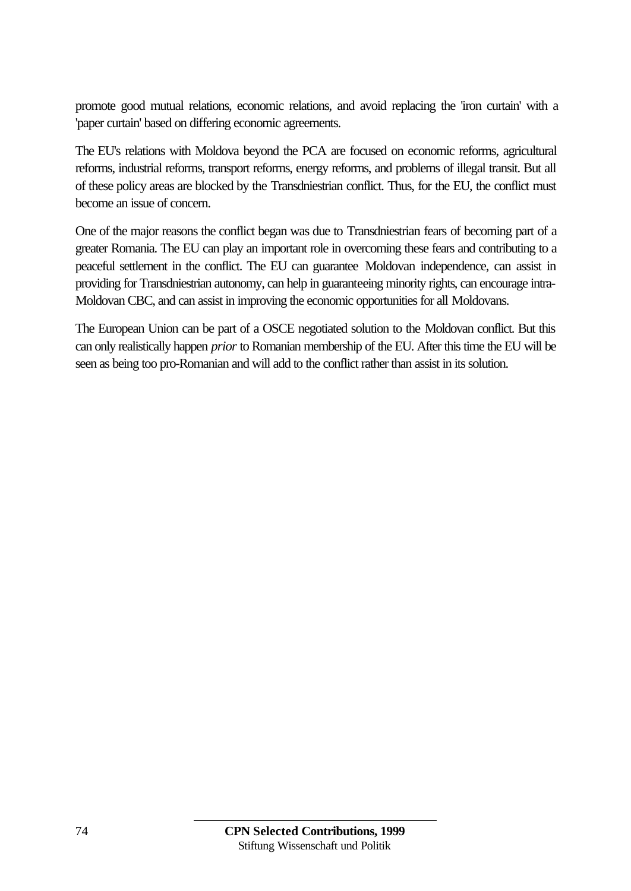promote good mutual relations, economic relations, and avoid replacing the 'iron curtain' with a 'paper curtain' based on differing economic agreements.

The EU's relations with Moldova beyond the PCA are focused on economic reforms, agricultural reforms, industrial reforms, transport reforms, energy reforms, and problems of illegal transit. But all of these policy areas are blocked by the Transdniestrian conflict. Thus, for the EU, the conflict must become an issue of concern.

One of the major reasons the conflict began was due to Transdniestrian fears of becoming part of a greater Romania. The EU can play an important role in overcoming these fears and contributing to a peaceful settlement in the conflict. The EU can guarantee Moldovan independence, can assist in providing for Transdniestrian autonomy, can help in guaranteeing minority rights, can encourage intra-Moldovan CBC, and can assist in improving the economic opportunities for all Moldovans.

The European Union can be part of a OSCE negotiated solution to the Moldovan conflict. But this can only realistically happen *prior* to Romanian membership of the EU. After this time the EU will be seen as being too pro-Romanian and will add to the conflict rather than assist in its solution.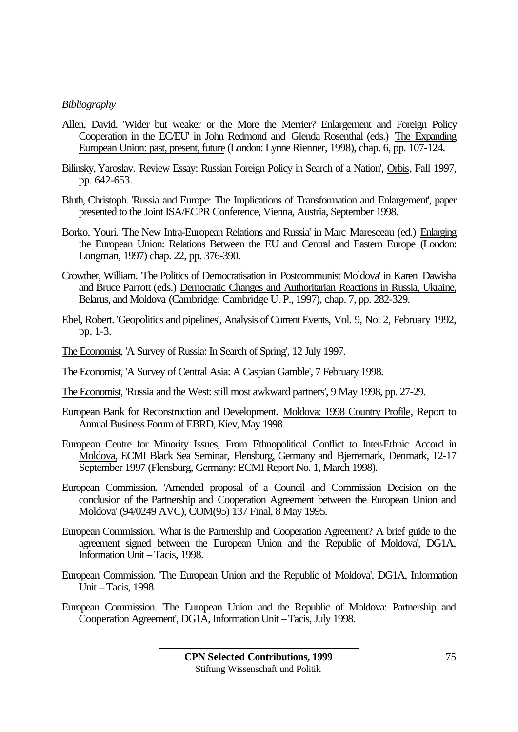*Bibliography*

Allen, David. 'Wider but weaker or the More the Merrier? Enlargement and Foreign Policy Cooperation in the EC/EU' in John Redmond and Glenda Rosenthal (eds.) The Expanding European Union: past, present, future (London: Lynne Rienner, 1998), chap. 6, pp. 107-124.

Bilinsky, Yaroslav. 'Review Essay: Russian Foreign Policy in Search of a Nation', Orbis, Fall 1997, pp. 642-653.

Bluth, Christoph. 'Russia and Europe: The Implications of Transformation and Enlargement', paper presented to the Joint ISA/ECPR Conference, Vienna, Austria, September 1998.

Borko, Youri. 'The New Intra-European Relations and Russia' in Marc Maresceau (ed.) Enlarging the European Union: Relations Between the EU and Central and Eastern Europe (London: Longman, 1997) chap. 22, pp. 376-390.

Crowther, William. 'The Politics of Democratisation in Postcommunist Moldova' in Karen Dawisha and Bruce Parrott (eds.) Democratic Changes and Authoritarian Reactions in Russia, Ukraine, Belarus, and Moldova (Cambridge: Cambridge U. P., 1997), chap. 7, pp. 282-329.

Ebel, Robert. 'Geopolitics and pipelines', Analysis of Current Events, Vol. 9, No. 2, February 1992, pp. 1-3.

The Economist, 'A Survey of Russia: In Search of Spring', 12 July 1997.

The Economist, 'A Survey of Central Asia: A Caspian Gamble', 7 February 1998.

The Economist, 'Russia and the West: still most awkward partners', 9 May 1998, pp. 27-29.

European Bank for Reconstruction and Development. Moldova: 1998 Country Profile, Report to Annual Business Forum of EBRD, Kiev, May 1998.

European Centre for Minority Issues, From Ethnopolitical Conflict to Inter-Ethnic Accord in Moldova, ECMI Black Sea Seminar, Flensburg, Germany and Bjerremark, Denmark, 12-17 September 1997 (Flensburg, Germany: ECMI Report No. 1, March 1998).

European Commission. 'Amended proposal of a Council and Commission Decision on the conclusion of the Partnership and Cooperation Agreement between the European Union and Moldova' (94/0249 AVC), COM(95) 137 Final, 8 May 1995.

European Commission. 'What is the Partnership and Cooperation Agreement? A brief guide to the agreement signed between the European Union and the Republic of Moldova', DG1A, Information Unit – Tacis, 1998.

European Commission. 'The European Union and the Republic of Moldova', DG1A, Information Unit – Tacis, 1998.

European Commission. 'The European Union and the Republic of Moldova: Partnership and Cooperation Agreement', DG1A, Information Unit – Tacis, July 1998.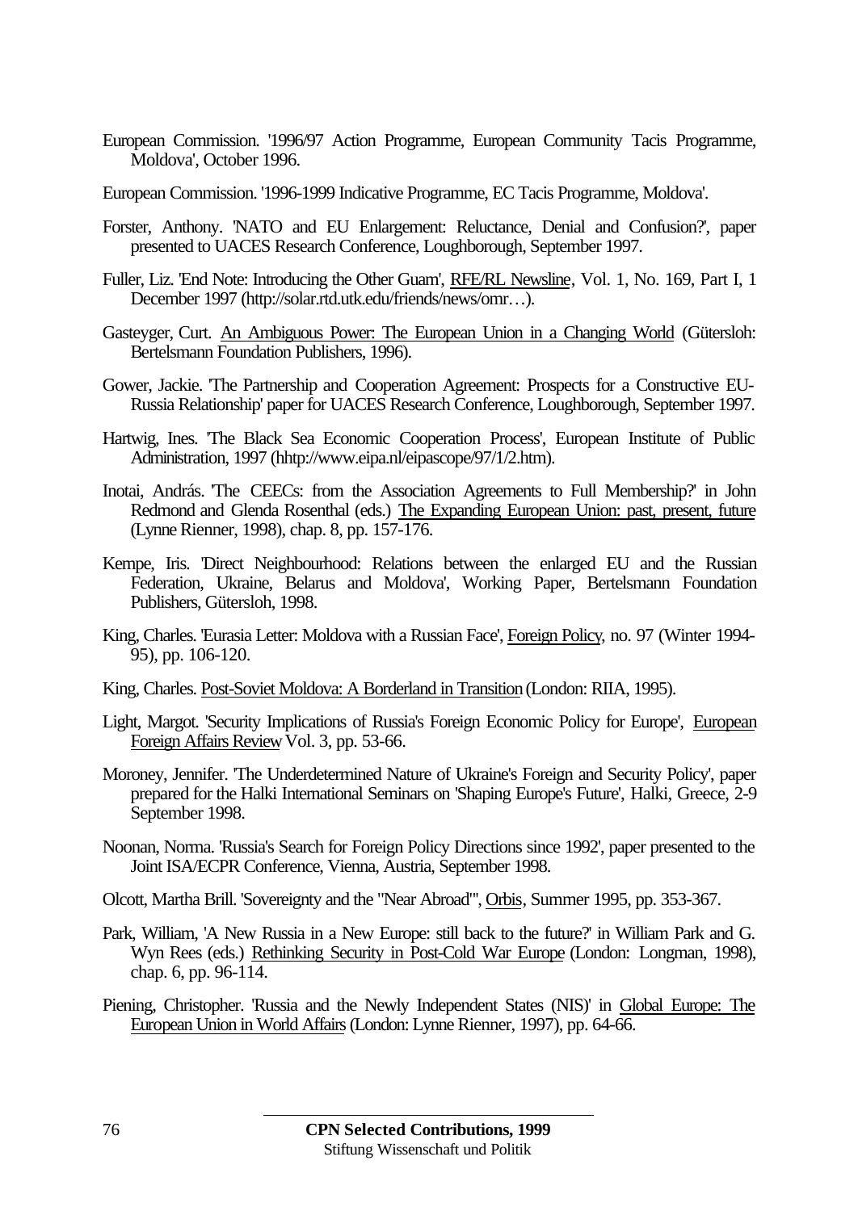European Commission. '1996/97 Action Programme, European Community Tacis Programme, Moldova', October 1996.

European Commission. '1996-1999 Indicative Programme, EC Tacis Programme, Moldova'.

Forster, Anthony. 'NATO and EU Enlargement: Reluctance, Denial and Confusion?', paper presented to UACES Research Conference, Loughborough, September 1997.

Fuller, Liz. 'End Note: Introducing the Other Guam', RFE/RL Newsline, Vol. 1, No. 169, Part I, 1 December 1997 (http://solar.rtd.utk.edu/friends/news/omr…).

Gasteyger, Curt. An Ambiguous Power: The European Union in a Changing World (Gütersloh: Bertelsmann Foundation Publishers, 1996).

Gower, Jackie. 'The Partnership and Cooperation Agreement: Prospects for a Constructive EU-Russia Relationship' paper for UACES Research Conference, Loughborough, September 1997.

Hartwig, Ines. 'The Black Sea Economic Cooperation Process', European Institute of Public Administration, 1997 (hhtp://www.eipa.nl/eipascope/97/1/2.htm).

Inotai, András. 'The CEECs: from the Association Agreements to Full Membership?' in John Redmond and Glenda Rosenthal (eds.) The Expanding European Union: past, present, future (Lynne Rienner, 1998), chap. 8, pp. 157-176.

Kempe, Iris. 'Direct Neighbourhood: Relations between the enlarged EU and the Russian Federation, Ukraine, Belarus and Moldova', Working Paper, Bertelsmann Foundation Publishers, Gütersloh, 1998.

King, Charles. 'Eurasia Letter: Moldova with a Russian Face', Foreign Policy, no. 97 (Winter 1994-95), pp. 106-120.

King, Charles. Post-Soviet Moldova: A Borderland in Transition (London: RIIA, 1995).

Light, Margot. 'Security Implications of Russia's Foreign Economic Policy for Europe', European Foreign Affairs Review Vol. 3, pp. 53-66.

Moroney, Jennifer. 'The Underdetermined Nature of Ukraine's Foreign and Security Policy', paper prepared for the Halki International Seminars on 'Shaping Europe's Future', Halki, Greece, 2-9 September 1998.

Noonan, Norma. 'Russia's Search for Foreign Policy Directions since 1992', paper presented to the Joint ISA/ECPR Conference, Vienna, Austria, September 1998.

Olcott, Martha Brill. 'Sovereignty and the "Near Abroad"', Orbis, Summer 1995, pp. 353-367.

Park, William, 'A New Russia in a New Europe: still back to the future?' in William Park and G. Wyn Rees (eds.) Rethinking Security in Post-Cold War Europe (London: Longman, 1998), chap. 6, pp. 96-114.

Piening, Christopher. 'Russia and the Newly Independent States (NIS)' in Global Europe: The European Union in World Affairs (London: Lynne Rienner, 1997), pp. 64-66.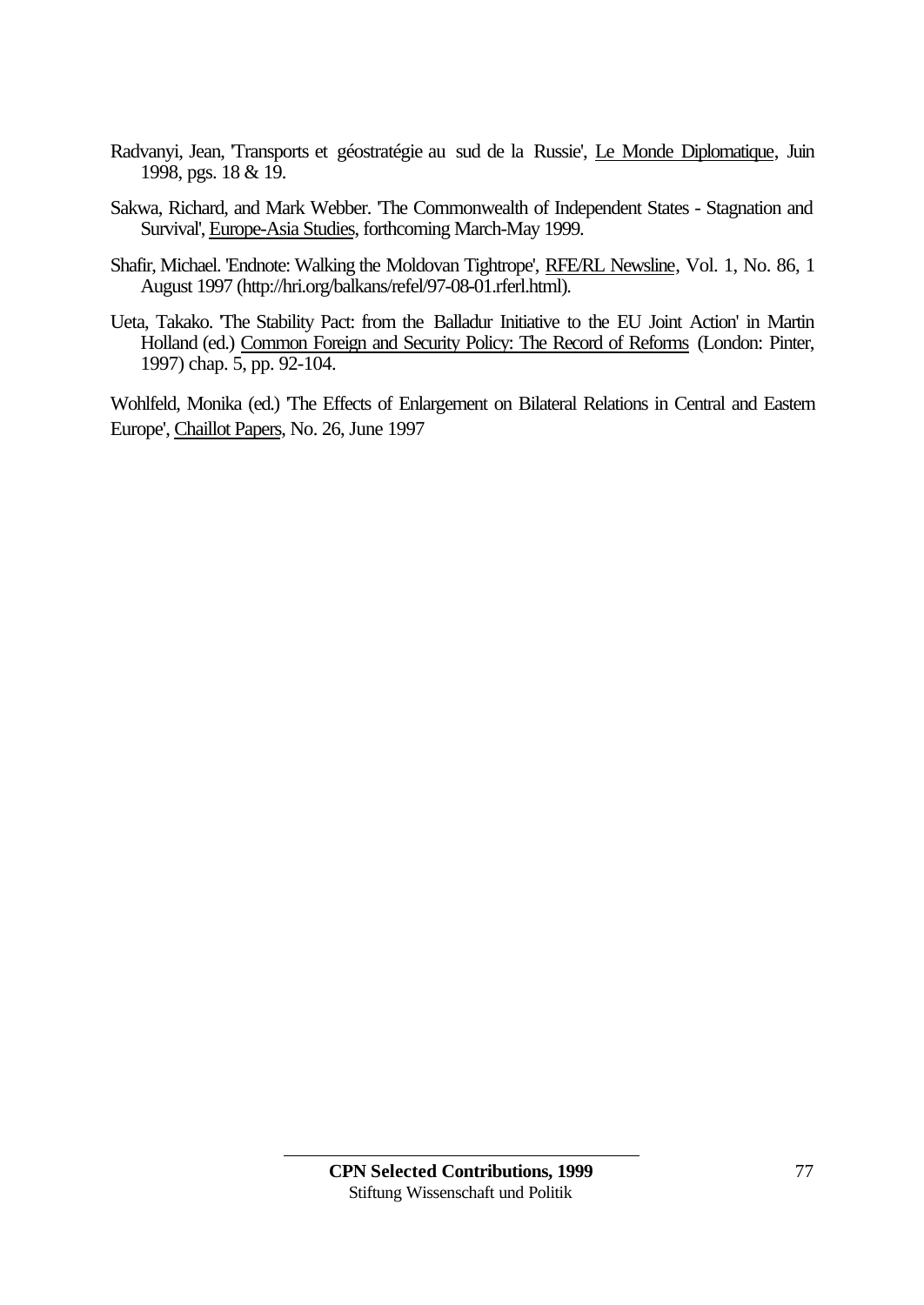Radvanyi, Jean, 'Transports et géostratégie au sud de la Russie', Le Monde Diplomatique, Juin 1998, pgs. 18 & 19.

Sakwa, Richard, and Mark Webber. 'The Commonwealth of Independent States - Stagnation and Survival', Europe-Asia Studies, forthcoming March-May 1999.

Shafir, Michael. 'Endnote: Walking the Moldovan Tightrope', RFE/RL Newsline, Vol. 1, No. 86, 1 August 1997 (http://hri.org/balkans/refel/97-08-01.rferl.html).

Ueta, Takako. 'The Stability Pact: from the Balladur Initiative to the EU Joint Action' in Martin Holland (ed.) Common Foreign and Security Policy: The Record of Reforms (London: Pinter, 1997) chap. 5, pp. 92-104.

Wohlfeld, Monika (ed.) 'The Effects of Enlargement on Bilateral Relations in Central and Eastern Europe', Chaillot Papers, No. 26, June 1997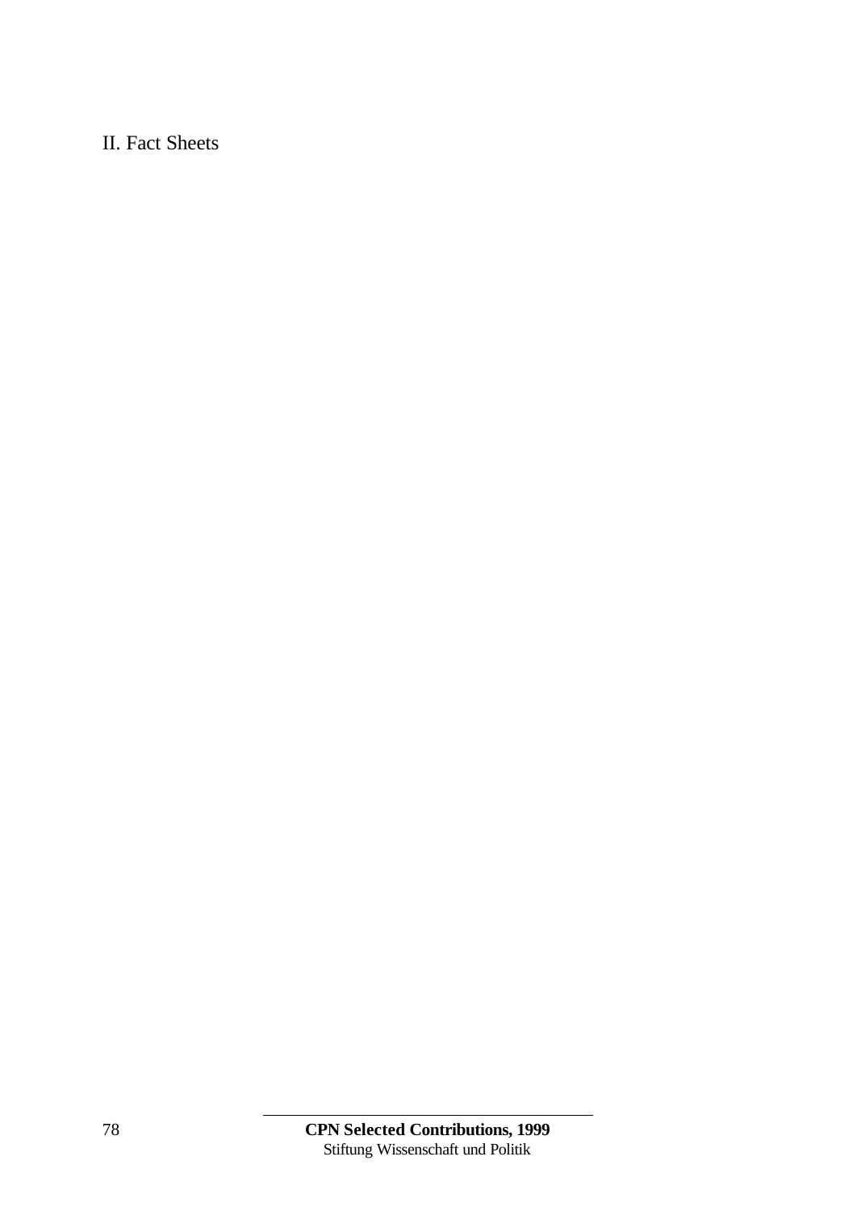# II. Fact Sheets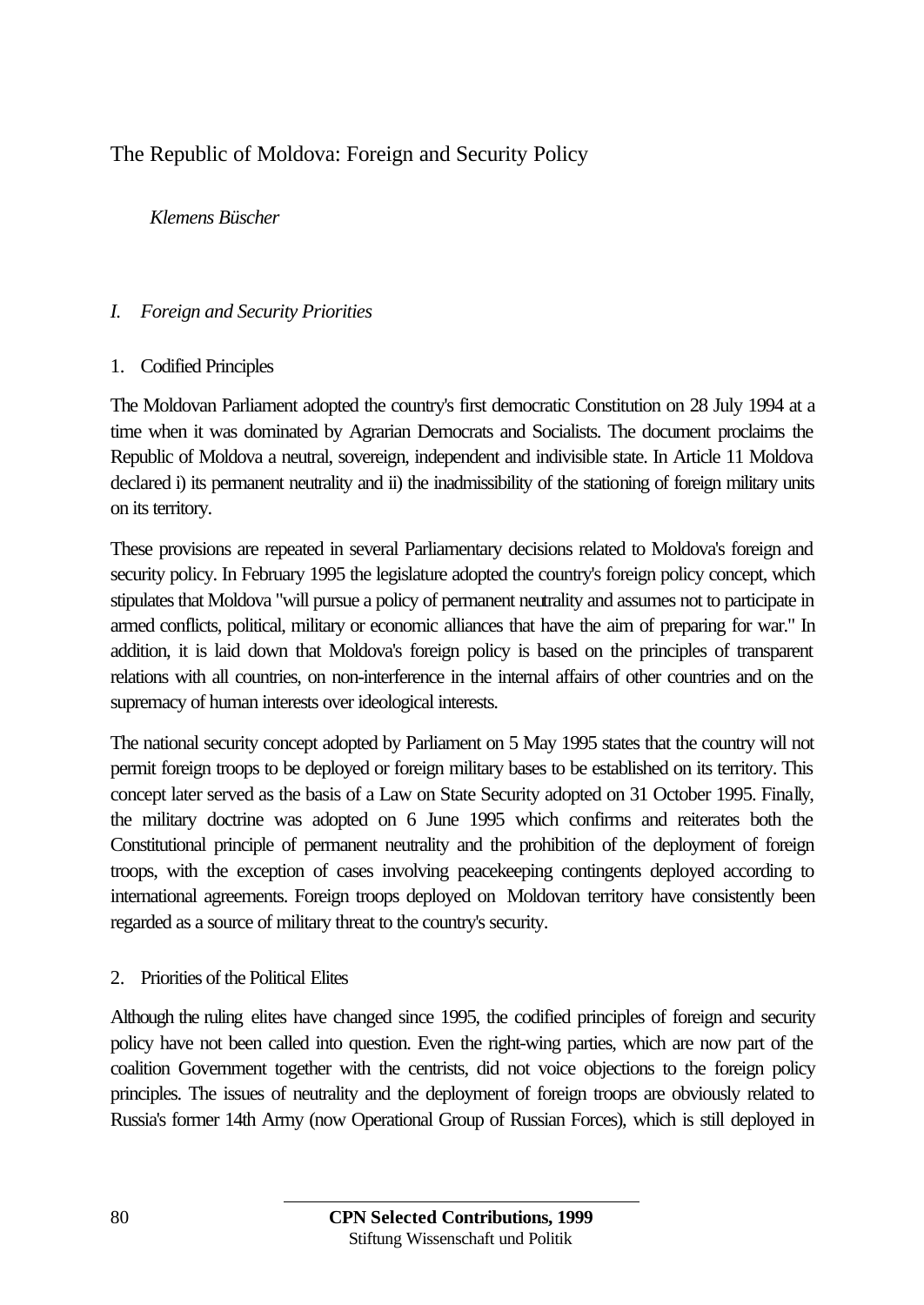# The Republic of Moldova: Foreign and Security Policy

*Klemens Büscher*

## *I. Foreign and Security Priorities*

### 1. Codified Principles

The Moldovan Parliament adopted the country's first democratic Constitution on 28 July 1994 at a time when it was dominated by Agrarian Democrats and Socialists. The document proclaims the Republic of Moldova a neutral, sovereign, independent and indivisible state. In Article 11 Moldova declared i) its permanent neutrality and ii) the inadmissibility of the stationing of foreign military units on its territory.

These provisions are repeated in several Parliamentary decisions related to Moldova's foreign and security policy. In February 1995 the legislature adopted the country's foreign policy concept, which stipulates that Moldova "will pursue a policy of permanent neutrality and assumes not to participate in armed conflicts, political, military or economic alliances that have the aim of preparing for war." In addition, it is laid down that Moldova's foreign policy is based on the principles of transparent relations with all countries, on non-interference in the internal affairs of other countries and on the supremacy of human interests over ideological interests.

The national security concept adopted by Parliament on 5 May 1995 states that the country will not permit foreign troops to be deployed or foreign military bases to be established on its territory. This concept later served as the basis of a Law on State Security adopted on 31 October 1995. Finally, the military doctrine was adopted on 6 June 1995 which confirms and reiterates both the Constitutional principle of permanent neutrality and the prohibition of the deployment of foreign troops, with the exception of cases involving peacekeeping contingents deployed according to international agreements. Foreign troops deployed on Moldovan territory have consistently been regarded as a source of military threat to the country's security.

### 2. Priorities of the Political Elites

Although the ruling elites have changed since 1995, the codified principles of foreign and security policy have not been called into question. Even the right-wing parties, which are now part of the coalition Government together with the centrists, did not voice objections to the foreign policy principles. The issues of neutrality and the deployment of foreign troops are obviously related to Russia's former 14th Army (now Operational Group of Russian Forces), which is still deployed in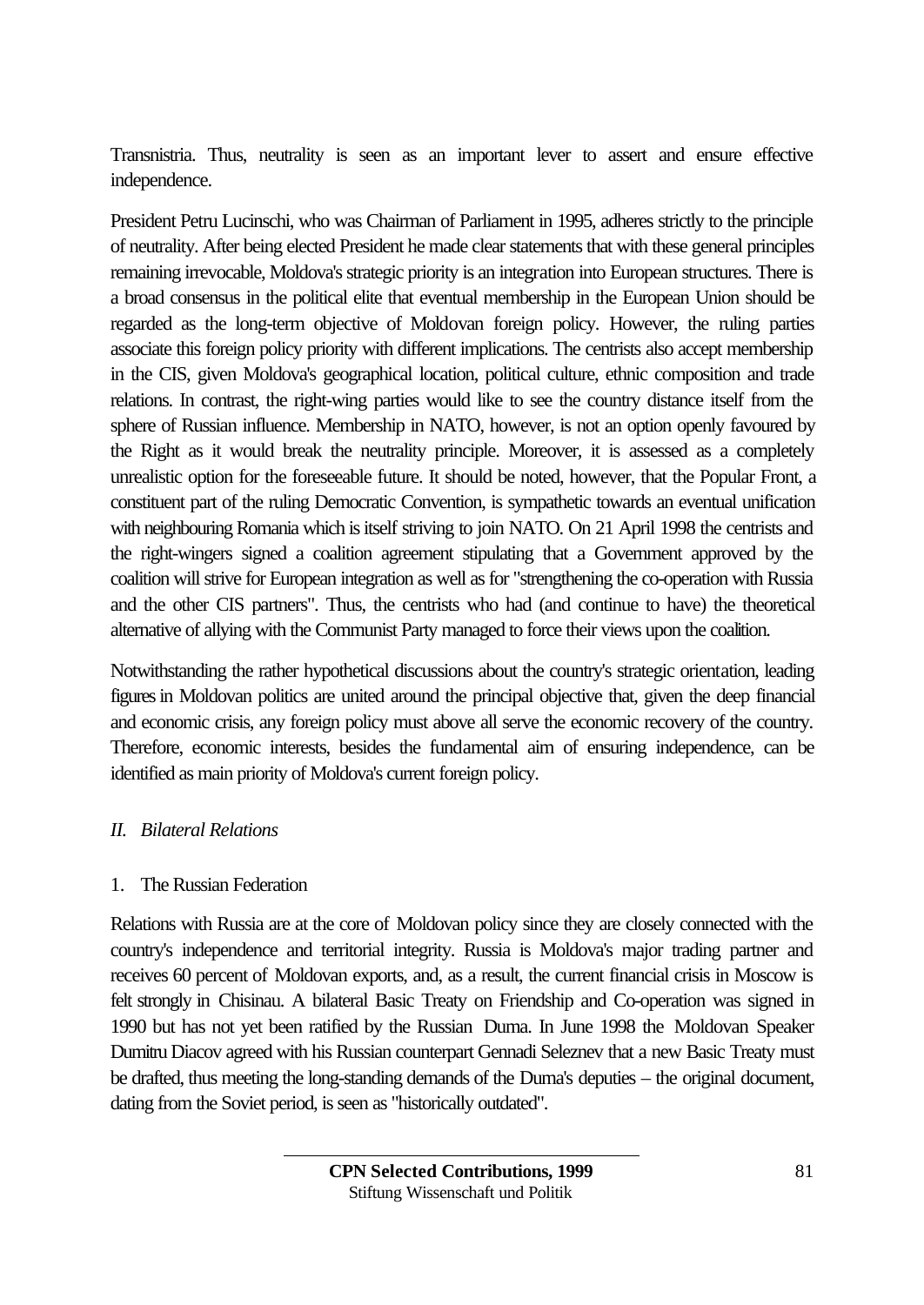Transnistria. Thus, neutrality is seen as an important lever to assert and ensure effective independence.

President Petru Lucinschi, who was Chairman of Parliament in 1995, adheres strictly to the principle of neutrality. After being elected President he made clear statements that with these general principles remaining irrevocable, Moldova's strategic priority is an integration into European structures. There is a broad consensus in the political elite that eventual membership in the European Union should be regarded as the long-term objective of Moldovan foreign policy. However, the ruling parties associate this foreign policy priority with different implications. The centrists also accept membership in the CIS, given Moldova's geographical location, political culture, ethnic composition and trade relations. In contrast, the right-wing parties would like to see the country distance itself from the sphere of Russian influence. Membership in NATO, however, is not an option openly favoured by the Right as it would break the neutrality principle. Moreover, it is assessed as a completely unrealistic option for the foreseeable future. It should be noted, however, that the Popular Front, a constituent part of the ruling Democratic Convention, is sympathetic towards an eventual unification with neighbouring Romania which is itself striving to join NATO. On 21 April 1998 the centrists and the right-wingers signed a coalition agreement stipulating that a Government approved by the coalition will strive for European integration as well as for "strengthening the co-operation with Russia and the other CIS partners". Thus, the centrists who had (and continue to have) the theoretical alternative of allying with the Communist Party managed to force their views upon the coalition.

Notwithstanding the rather hypothetical discussions about the country's strategic orientation, leading figures in Moldovan politics are united around the principal objective that, given the deep financial and economic crisis, any foreign policy must above all serve the economic recovery of the country. Therefore, economic interests, besides the fundamental aim of ensuring independence, can be identified as main priority of Moldova's current foreign policy.

## *II. Bilateral Relations*

### 1. The Russian Federation

Relations with Russia are at the core of Moldovan policy since they are closely connected with the country's independence and territorial integrity. Russia is Moldova's major trading partner and receives 60 percent of Moldovan exports, and, as a result, the current financial crisis in Moscow is felt strongly in Chisinau. A bilateral Basic Treaty on Friendship and Co-operation was signed in 1990 but has not yet been ratified by the Russian Duma. In June 1998 the Moldovan Speaker Dumitru Diacov agreed with his Russian counterpart Gennadi Seleznev that a new Basic Treaty must be drafted, thus meeting the long-standing demands of the Duma's deputies – the original document, dating from the Soviet period, is seen as "historically outdated".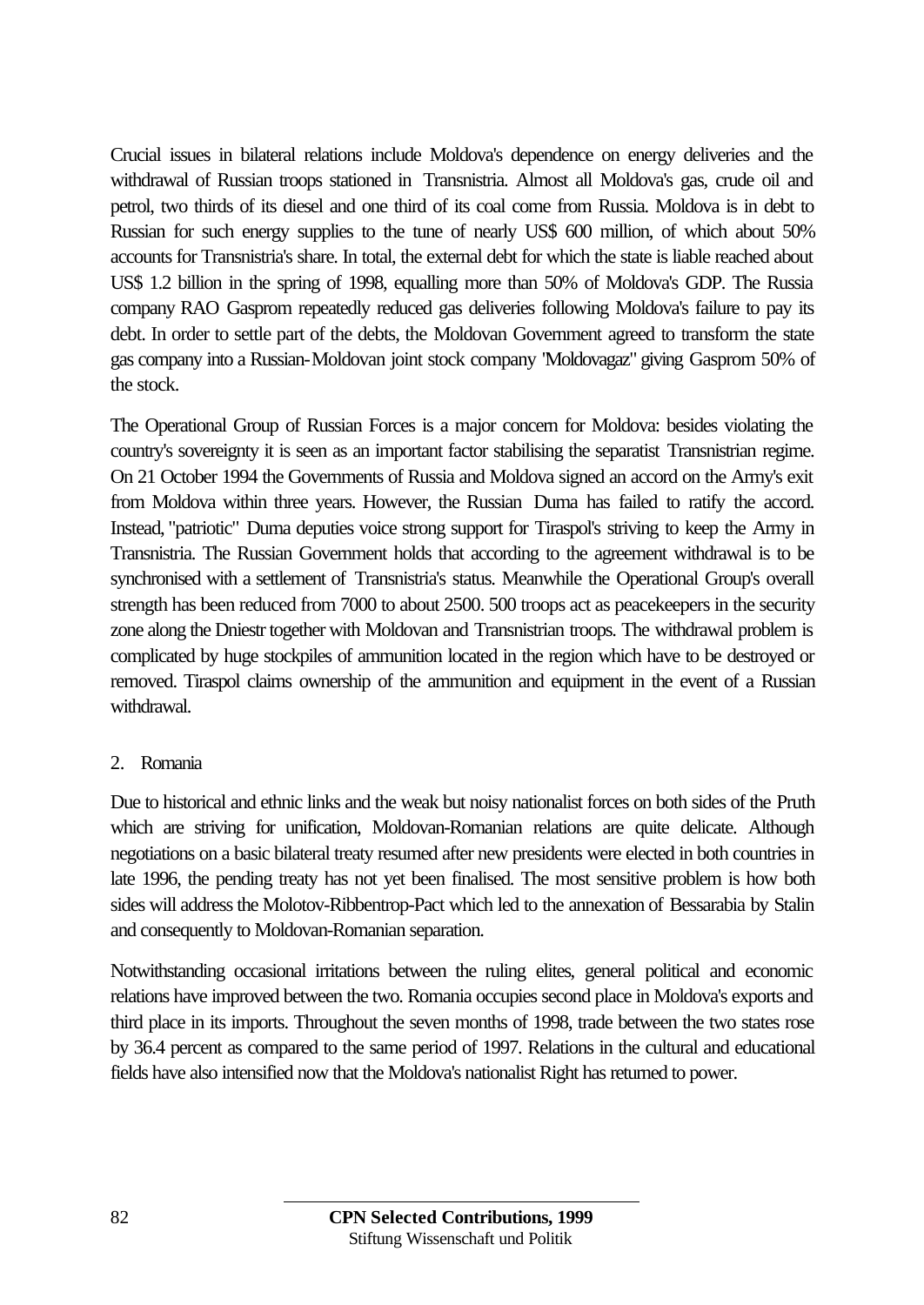Crucial issues in bilateral relations include Moldova's dependence on energy deliveries and the withdrawal of Russian troops stationed in Transnistria. Almost all Moldova's gas, crude oil and petrol, two thirds of its diesel and one third of its coal come from Russia. Moldova is in debt to Russian for such energy supplies to the tune of nearly US$ 600 million, of which about 50% accounts for Transnistria's share. In total, the external debt for which the state is liable reached about US$ 1.2 billion in the spring of 1998, equalling more than 50% of Moldova's GDP. The Russia company RAO Gasprom repeatedly reduced gas deliveries following Moldova's failure to pay its debt. In order to settle part of the debts, the Moldovan Government agreed to transform the state gas company into a Russian-Moldovan joint stock company "Moldovagaz" giving Gasprom 50% of the stock.

The Operational Group of Russian Forces is a major concern for Moldova: besides violating the country's sovereignty it is seen as an important factor stabilising the separatist Transnistrian regime. On 21 October 1994 the Governments of Russia and Moldova signed an accord on the Army's exit from Moldova within three years. However, the Russian Duma has failed to ratify the accord. Instead, "patriotic" Duma deputies voice strong support for Tiraspol's striving to keep the Army in Transnistria. The Russian Government holds that according to the agreement withdrawal is to be synchronised with a settlement of Transnistria's status. Meanwhile the Operational Group's overall strength has been reduced from 7000 to about 2500. 500 troops act as peacekeepers in the security zone along the Dniestr together with Moldovan and Transnistrian troops. The withdrawal problem is complicated by huge stockpiles of ammunition located in the region which have to be destroyed or removed. Tiraspol claims ownership of the ammunition and equipment in the event of a Russian withdrawal.

2. Romania

Due to historical and ethnic links and the weak but noisy nationalist forces on both sides of the Pruth which are striving for unification, Moldovan-Romanian relations are quite delicate. Although negotiations on a basic bilateral treaty resumed after new presidents were elected in both countries in late 1996, the pending treaty has not yet been finalised. The most sensitive problem is how both sides will address the Molotov-Ribbentrop-Pact which led to the annexation of Bessarabia by Stalin and consequently to Moldovan-Romanian separation.

Notwithstanding occasional irritations between the ruling elites, general political and economic relations have improved between the two. Romania occupies second place in Moldova's exports and third place in its imports. Throughout the seven months of 1998, trade between the two states rose by 36.4 percent as compared to the same period of 1997. Relations in the cultural and educational fields have also intensified now that the Moldova's nationalist Right has returned to power.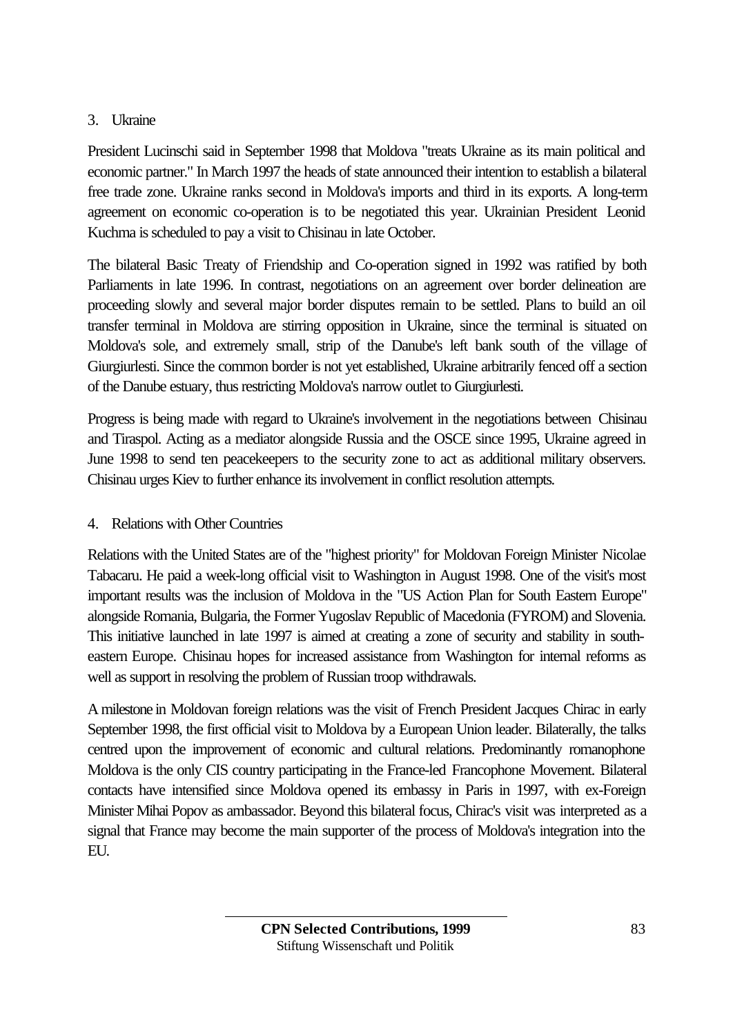### 3. Ukraine

President Lucinschi said in September 1998 that Moldova "treats Ukraine as its main political and economic partner." In March 1997 the heads of state announced their intention to establish a bilateral free trade zone. Ukraine ranks second in Moldova's imports and third in its exports. A long-term agreement on economic co-operation is to be negotiated this year. Ukrainian President Leonid Kuchma is scheduled to pay a visit to Chisinau in late October.

The bilateral Basic Treaty of Friendship and Co-operation signed in 1992 was ratified by both Parliaments in late 1996. In contrast, negotiations on an agreement over border delineation are proceeding slowly and several major border disputes remain to be settled. Plans to build an oil transfer terminal in Moldova are stirring opposition in Ukraine, since the terminal is situated on Moldova's sole, and extremely small, strip of the Danube's left bank south of the village of Giurgiurlesti. Since the common border is not yet established, Ukraine arbitrarily fenced off a section of the Danube estuary, thus restricting Moldova's narrow outlet to Giurgiurlesti.

Progress is being made with regard to Ukraine's involvement in the negotiations between Chisinau and Tiraspol. Acting as a mediator alongside Russia and the OSCE since 1995, Ukraine agreed in June 1998 to send ten peacekeepers to the security zone to act as additional military observers. Chisinau urges Kiev to further enhance its involvement in conflict resolution attempts.

### 4. Relations with Other Countries

Relations with the United States are of the "highest priority" for Moldovan Foreign Minister Nicolae Tabacaru. He paid a week-long official visit to Washington in August 1998. One of the visit's most important results was the inclusion of Moldova in the "US Action Plan for South Eastern Europe" alongside Romania, Bulgaria, the Former Yugoslav Republic of Macedonia (FYROM) and Slovenia. This initiative launched in late 1997 is aimed at creating a zone of security and stability in south-eastern Europe. Chisinau hopes for increased assistance from Washington for internal reforms as well as support in resolving the problem of Russian troop withdrawals.

A milestone in Moldovan foreign relations was the visit of French President Jacques Chirac in early September 1998, the first official visit to Moldova by a European Union leader. Bilaterally, the talks centred upon the improvement of economic and cultural relations. Predominantly romanophone Moldova is the only CIS country participating in the France-led Francophone Movement. Bilateral contacts have intensified since Moldova opened its embassy in Paris in 1997, with ex-Foreign Minister Mihai Popov as ambassador. Beyond this bilateral focus, Chirac's visit was interpreted as a signal that France may become the main supporter of the process of Moldova's integration into the EU.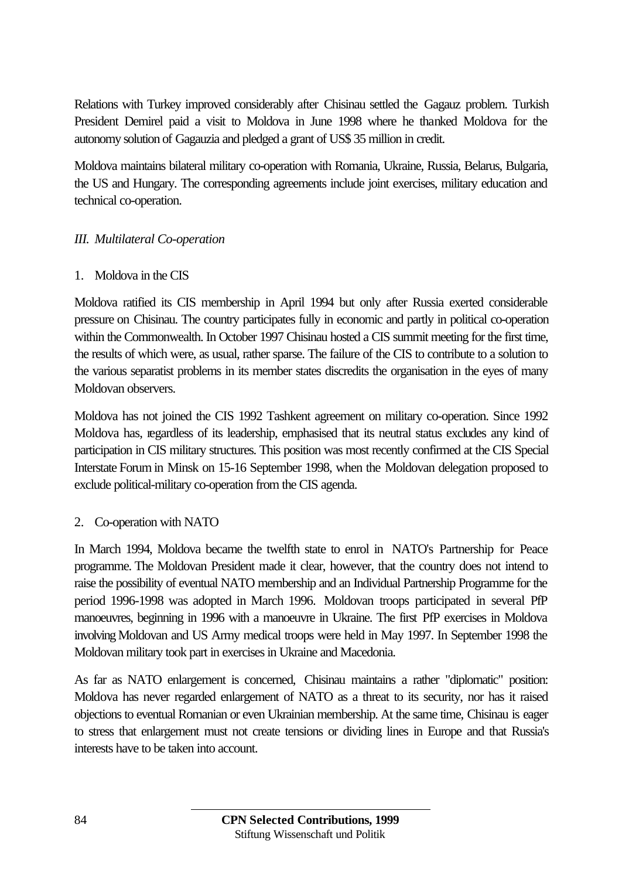Relations with Turkey improved considerably after Chisinau settled the Gagauz problem. Turkish President Demirel paid a visit to Moldova in June 1998 where he thanked Moldova for the autonomy solution of Gagauzia and pledged a grant of US$ 35 million in credit.

Moldova maintains bilateral military co-operation with Romania, Ukraine, Russia, Belarus, Bulgaria, the US and Hungary. The corresponding agreements include joint exercises, military education and technical co-operation.

### *III. Multilateral Co-operation*

#### 1. Moldova in the CIS

Moldova ratified its CIS membership in April 1994 but only after Russia exerted considerable pressure on Chisinau. The country participates fully in economic and partly in political co-operation within the Commonwealth. In October 1997 Chisinau hosted a CIS summit meeting for the first time, the results of which were, as usual, rather sparse. The failure of the CIS to contribute to a solution to the various separatist problems in its member states discredits the organisation in the eyes of many Moldovan observers.

Moldova has not joined the CIS 1992 Tashkent agreement on military co-operation. Since 1992 Moldova has, regardless of its leadership, emphasised that its neutral status excludes any kind of participation in CIS military structures. This position was most recently confirmed at the CIS Special Interstate Forum in Minsk on 15-16 September 1998, when the Moldovan delegation proposed to exclude political-military co-operation from the CIS agenda.

#### 2. Co-operation with NATO

In March 1994, Moldova became the twelfth state to enrol in NATO's Partnership for Peace programme. The Moldovan President made it clear, however, that the country does not intend to raise the possibility of eventual NATO membership and an Individual Partnership Programme for the period 1996-1998 was adopted in March 1996. Moldovan troops participated in several PfP manoeuvres, beginning in 1996 with a manoeuvre in Ukraine. The first PfP exercises in Moldova involving Moldovan and US Army medical troops were held in May 1997. In September 1998 the Moldovan military took part in exercises in Ukraine and Macedonia.

As far as NATO enlargement is concerned, Chisinau maintains a rather "diplomatic" position: Moldova has never regarded enlargement of NATO as a threat to its security, nor has it raised objections to eventual Romanian or even Ukrainian membership. At the same time, Chisinau is eager to stress that enlargement must not create tensions or dividing lines in Europe and that Russia's interests have to be taken into account.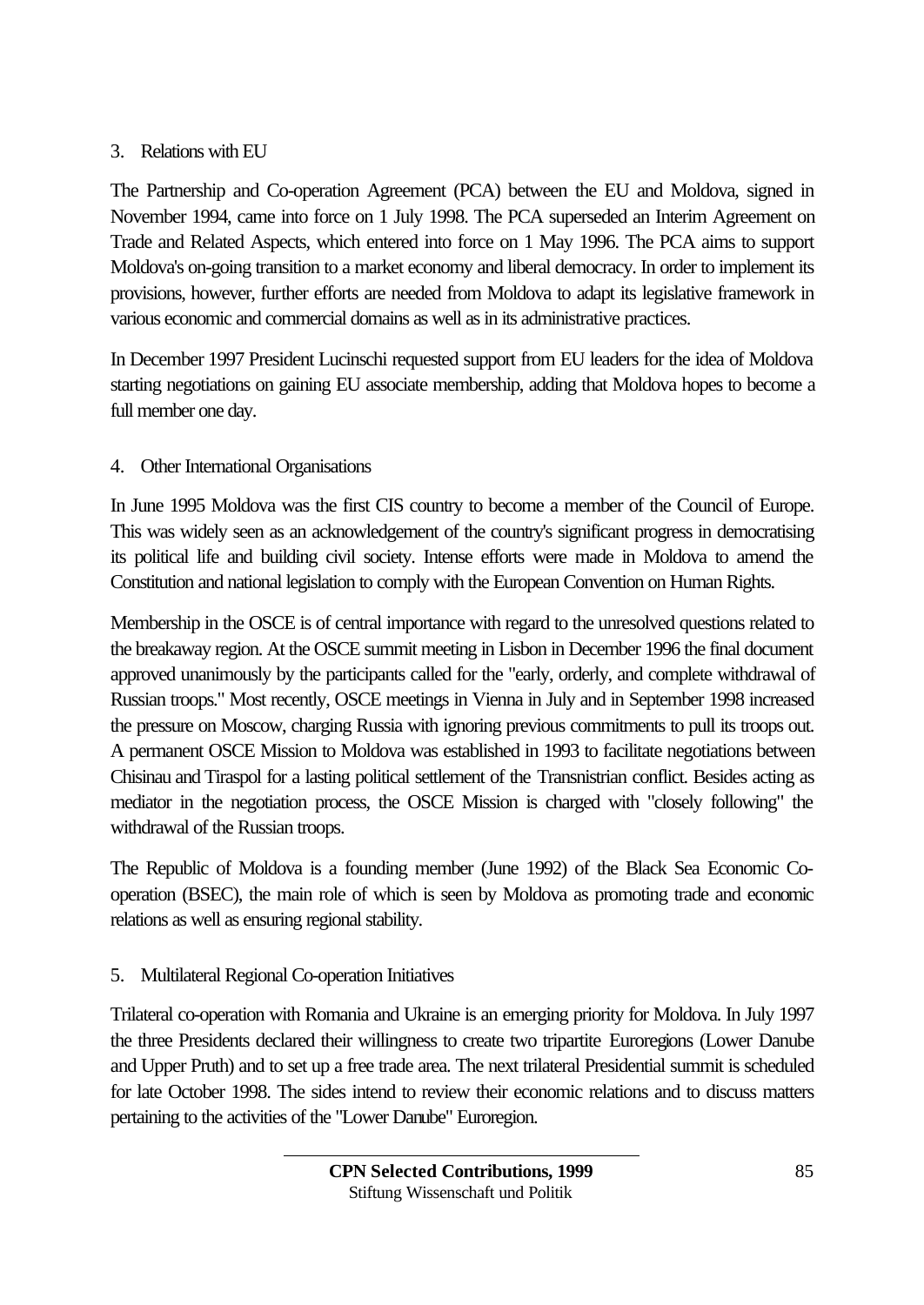### 3. Relations with EU

The Partnership and Co-operation Agreement (PCA) between the EU and Moldova, signed in November 1994, came into force on 1 July 1998. The PCA superseded an Interim Agreement on Trade and Related Aspects, which entered into force on 1 May 1996. The PCA aims to support Moldova's on-going transition to a market economy and liberal democracy. In order to implement its provisions, however, further efforts are needed from Moldova to adapt its legislative framework in various economic and commercial domains as well as in its administrative practices.

In December 1997 President Lucinschi requested support from EU leaders for the idea of Moldova starting negotiations on gaining EU associate membership, adding that Moldova hopes to become a full member one day.

### 4. Other International Organisations

In June 1995 Moldova was the first CIS country to become a member of the Council of Europe. This was widely seen as an acknowledgement of the country's significant progress in democratising its political life and building civil society. Intense efforts were made in Moldova to amend the Constitution and national legislation to comply with the European Convention on Human Rights.

Membership in the OSCE is of central importance with regard to the unresolved questions related to the breakaway region. At the OSCE summit meeting in Lisbon in December 1996 the final document approved unanimously by the participants called for the "early, orderly, and complete withdrawal of Russian troops." Most recently, OSCE meetings in Vienna in July and in September 1998 increased the pressure on Moscow, charging Russia with ignoring previous commitments to pull its troops out. A permanent OSCE Mission to Moldova was established in 1993 to facilitate negotiations between Chisinau and Tiraspol for a lasting political settlement of the Transnistrian conflict. Besides acting as mediator in the negotiation process, the OSCE Mission is charged with "closely following" the withdrawal of the Russian troops.

The Republic of Moldova is a founding member (June 1992) of the Black Sea Economic Co-operation (BSEC), the main role of which is seen by Moldova as promoting trade and economic relations as well as ensuring regional stability.

### 5. Multilateral Regional Co-operation Initiatives

Trilateral co-operation with Romania and Ukraine is an emerging priority for Moldova. In July 1997 the three Presidents declared their willingness to create two tripartite Euroregions (Lower Danube and Upper Pruth) and to set up a free trade area. The next trilateral Presidential summit is scheduled for late October 1998. The sides intend to review their economic relations and to discuss matters pertaining to the activities of the "Lower Danube" Euroregion.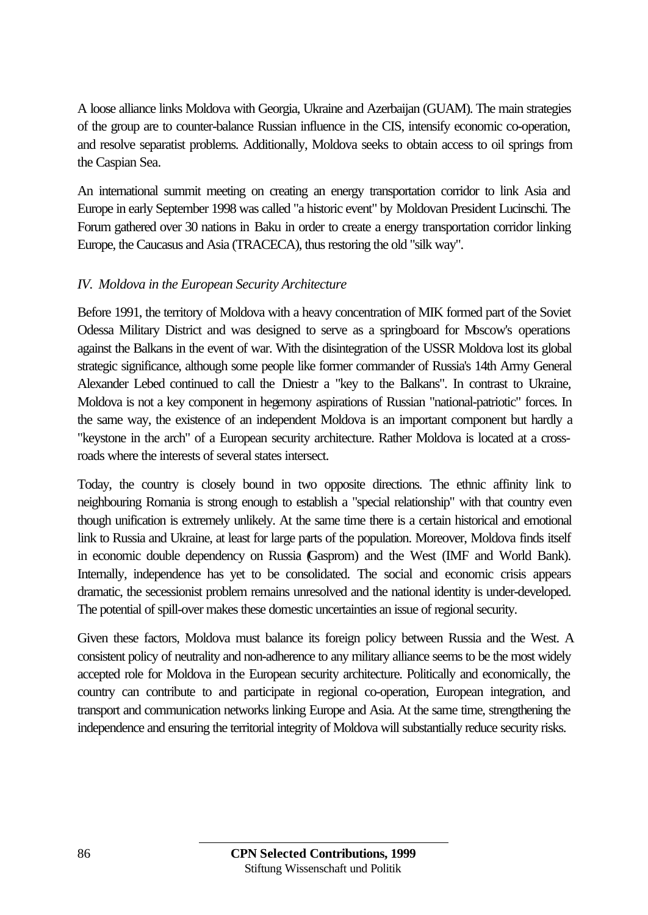A loose alliance links Moldova with Georgia, Ukraine and Azerbaijan (GUAM). The main strategies of the group are to counter-balance Russian influence in the CIS, intensify economic co-operation, and resolve separatist problems. Additionally, Moldova seeks to obtain access to oil springs from the Caspian Sea.

An international summit meeting on creating an energy transportation corridor to link Asia and Europe in early September 1998 was called "a historic event" by Moldovan President Lucinschi. The Forum gathered over 30 nations in Baku in order to create a energy transportation corridor linking Europe, the Caucasus and Asia (TRACECA), thus restoring the old "silk way".

### *IV. Moldova in the European Security Architecture*

Before 1991, the territory of Moldova with a heavy concentration of MIK formed part of the Soviet Odessa Military District and was designed to serve as a springboard for Moscow's operations against the Balkans in the event of war. With the disintegration of the USSR Moldova lost its global strategic significance, although some people like former commander of Russia's 14th Army General Alexander Lebed continued to call the Dniestr a "key to the Balkans". In contrast to Ukraine, Moldova is not a key component in hegemony aspirations of Russian "national-patriotic" forces. In the same way, the existence of an independent Moldova is an important component but hardly a "keystone in the arch" of a European security architecture. Rather Moldova is located at a cross-roads where the interests of several states intersect.

Today, the country is closely bound in two opposite directions. The ethnic affinity link to neighbouring Romania is strong enough to establish a "special relationship" with that country even though unification is extremely unlikely. At the same time there is a certain historical and emotional link to Russia and Ukraine, at least for large parts of the population. Moreover, Moldova finds itself in economic double dependency on Russia (Gasprom) and the West (IMF and World Bank). Internally, independence has yet to be consolidated. The social and economic crisis appears dramatic, the secessionist problem remains unresolved and the national identity is under-developed. The potential of spill-over makes these domestic uncertainties an issue of regional security.

Given these factors, Moldova must balance its foreign policy between Russia and the West. A consistent policy of neutrality and non-adherence to any military alliance seems to be the most widely accepted role for Moldova in the European security architecture. Politically and economically, the country can contribute to and participate in regional co-operation, European integration, and transport and communication networks linking Europe and Asia. At the same time, strengthening the independence and ensuring the territorial integrity of Moldova will substantially reduce security risks.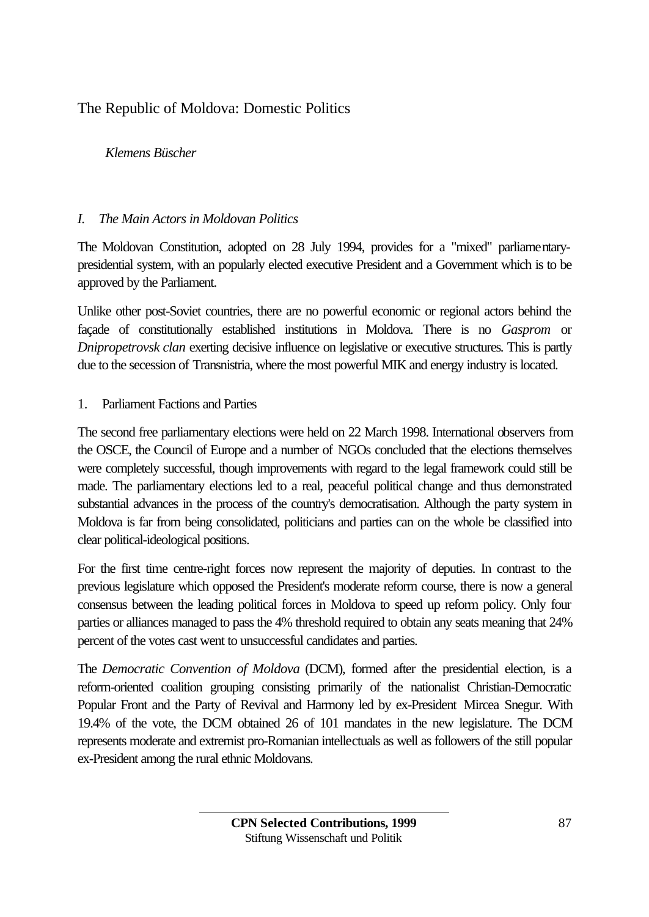# The Republic of Moldova: Domestic Politics

*Klemens Büscher*

## *I. The Main Actors in Moldovan Politics*

The Moldovan Constitution, adopted on 28 July 1994, provides for a "mixed" parliamentary-presidential system, with an popularly elected executive President and a Government which is to be approved by the Parliament.

Unlike other post-Soviet countries, there are no powerful economic or regional actors behind the façade of constitutionally established institutions in Moldova. There is no *Gasprom* or *Dnipropetrovsk clan* exerting decisive influence on legislative or executive structures. This is partly due to the secession of Transnistria, where the most powerful MIK and energy industry is located.

### 1. Parliament Factions and Parties

The second free parliamentary elections were held on 22 March 1998. International observers from the OSCE, the Council of Europe and a number of NGOs concluded that the elections themselves were completely successful, though improvements with regard to the legal framework could still be made. The parliamentary elections led to a real, peaceful political change and thus demonstrated substantial advances in the process of the country's democratisation. Although the party system in Moldova is far from being consolidated, politicians and parties can on the whole be classified into clear political-ideological positions.

For the first time centre-right forces now represent the majority of deputies. In contrast to the previous legislature which opposed the President's moderate reform course, there is now a general consensus between the leading political forces in Moldova to speed up reform policy. Only four parties or alliances managed to pass the 4% threshold required to obtain any seats meaning that 24% percent of the votes cast went to unsuccessful candidates and parties.

The *Democratic Convention of Moldova* (DCM), formed after the presidential election, is a reform-oriented coalition grouping consisting primarily of the nationalist Christian-Democratic Popular Front and the Party of Revival and Harmony led by ex-President Mircea Snegur. With 19.4% of the vote, the DCM obtained 26 of 101 mandates in the new legislature. The DCM represents moderate and extremist pro-Romanian intellectuals as well as followers of the still popular ex-President among the rural ethnic Moldovans.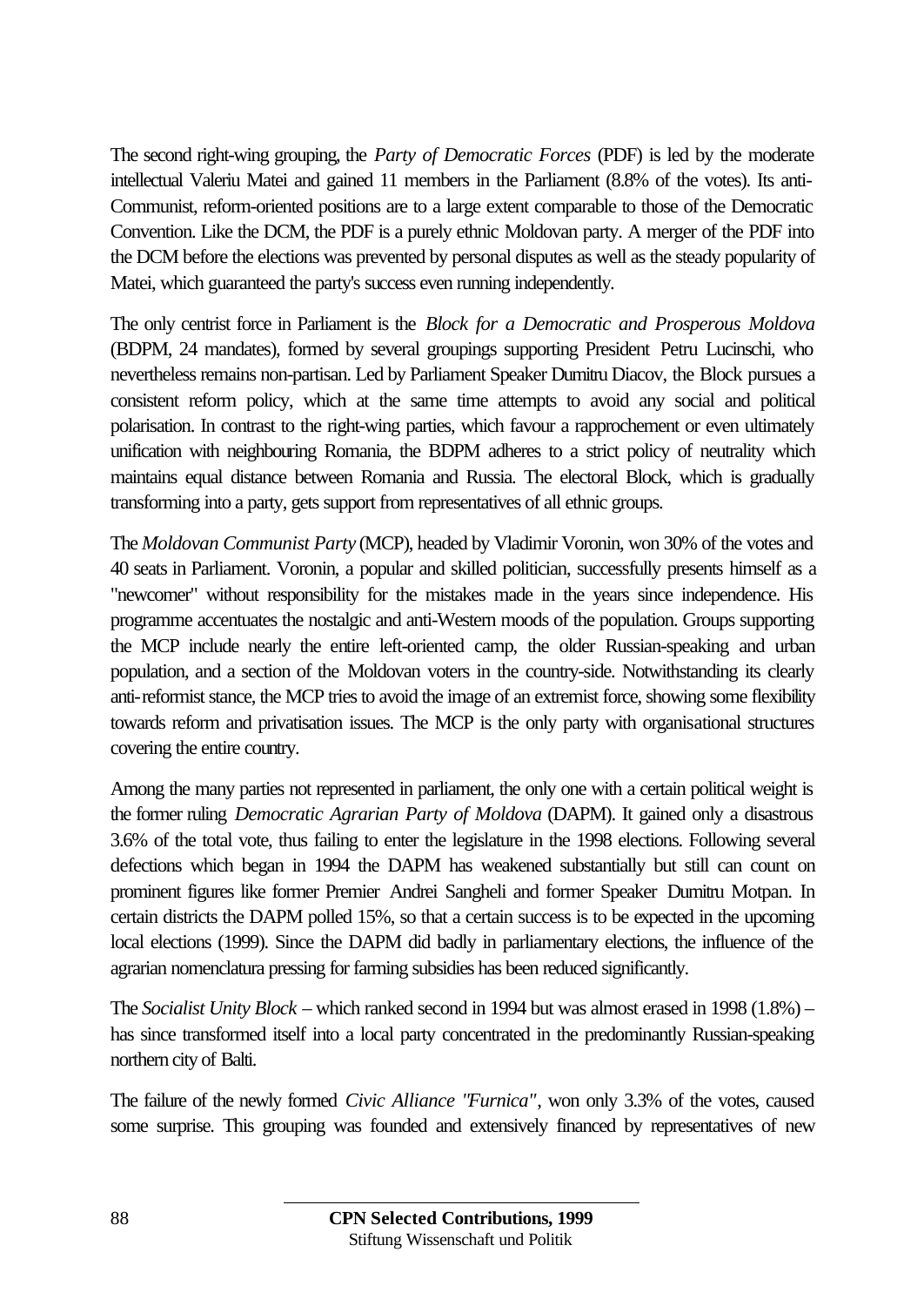The second right-wing grouping, the *Party of Democratic Forces* (PDF) is led by the moderate intellectual Valeriu Matei and gained 11 members in the Parliament (8.8% of the votes). Its anti-Communist, reform-oriented positions are to a large extent comparable to those of the Democratic Convention. Like the DCM, the PDF is a purely ethnic Moldovan party. A merger of the PDF into the DCM before the elections was prevented by personal disputes as well as the steady popularity of Matei, which guaranteed the party's success even running independently.

The only centrist force in Parliament is the *Block for a Democratic and Prosperous Moldova* (BDPM, 24 mandates), formed by several groupings supporting President Petru Lucinschi, who nevertheless remains non-partisan. Led by Parliament Speaker Dumitru Diacov, the Block pursues a consistent reform policy, which at the same time attempts to avoid any social and political polarisation. In contrast to the right-wing parties, which favour a rapprochement or even ultimately unification with neighbouring Romania, the BDPM adheres to a strict policy of neutrality which maintains equal distance between Romania and Russia. The electoral Block, which is gradually transforming into a party, gets support from representatives of all ethnic groups.

The *Moldovan Communist Party* (MCP), headed by Vladimir Voronin, won 30% of the votes and 40 seats in Parliament. Voronin, a popular and skilled politician, successfully presents himself as a "newcomer" without responsibility for the mistakes made in the years since independence. His programme accentuates the nostalgic and anti-Western moods of the population. Groups supporting the MCP include nearly the entire left-oriented camp, the older Russian-speaking and urban population, and a section of the Moldovan voters in the country-side. Notwithstanding its clearly anti-reformist stance, the MCP tries to avoid the image of an extremist force, showing some flexibility towards reform and privatisation issues. The MCP is the only party with organisational structures covering the entire country.

Among the many parties not represented in parliament, the only one with a certain political weight is the former ruling *Democratic Agrarian Party of Moldova* (DAPM). It gained only a disastrous 3.6% of the total vote, thus failing to enter the legislature in the 1998 elections. Following several defections which began in 1994 the DAPM has weakened substantially but still can count on prominent figures like former Premier Andrei Sangheli and former Speaker Dumitru Motpan. In certain districts the DAPM polled 15%, so that a certain success is to be expected in the upcoming local elections (1999). Since the DAPM did badly in parliamentary elections, the influence of the agrarian nomenclatura pressing for farming subsidies has been reduced significantly.

The *Socialist Unity Block* – which ranked second in 1994 but was almost erased in 1998 (1.8%) – has since transformed itself into a local party concentrated in the predominantly Russian-speaking northern city of Balti.

The failure of the newly formed *Civic Alliance "Furnica"*, won only 3.3% of the votes, caused some surprise. This grouping was founded and extensively financed by representatives of new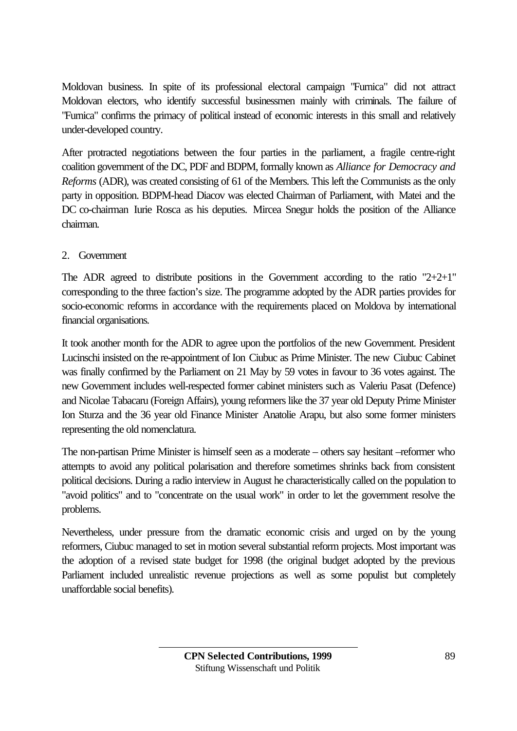Moldovan business. In spite of its professional electoral campaign "Furnica" did not attract Moldovan electors, who identify successful businessmen mainly with criminals. The failure of "Furnica" confirms the primacy of political instead of economic interests in this small and relatively under-developed country.

After protracted negotiations between the four parties in the parliament, a fragile centre-right coalition government of the DC, PDF and BDPM, formally known as *Alliance for Democracy and Reforms* (ADR), was created consisting of 61 of the Members. This left the Communists as the only party in opposition. BDPM-head Diacov was elected Chairman of Parliament, with Matei and the DC co-chairman Iurie Rosca as his deputies. Mircea Snegur holds the position of the Alliance chairman.

2. Government

The ADR agreed to distribute positions in the Government according to the ratio "2+2+1" corresponding to the three faction's size. The programme adopted by the ADR parties provides for socio-economic reforms in accordance with the requirements placed on Moldova by international financial organisations.

It took another month for the ADR to agree upon the portfolios of the new Government. President Lucinschi insisted on the re-appointment of Ion Ciubuc as Prime Minister. The new Ciubuc Cabinet was finally confirmed by the Parliament on 21 May by 59 votes in favour to 36 votes against. The new Government includes well-respected former cabinet ministers such as Valeriu Pasat (Defence) and Nicolae Tabacaru (Foreign Affairs), young reformers like the 37 year old Deputy Prime Minister Ion Sturza and the 36 year old Finance Minister Anatolie Arapu, but also some former ministers representing the old nomenclatura.

The non-partisan Prime Minister is himself seen as a moderate – others say hesitant –reformer who attempts to avoid any political polarisation and therefore sometimes shrinks back from consistent political decisions. During a radio interview in August he characteristically called on the population to "avoid politics" and to "concentrate on the usual work" in order to let the government resolve the problems.

Nevertheless, under pressure from the dramatic economic crisis and urged on by the young reformers, Ciubuc managed to set in motion several substantial reform projects. Most important was the adoption of a revised state budget for 1998 (the original budget adopted by the previous Parliament included unrealistic revenue projections as well as some populist but completely unaffordable social benefits).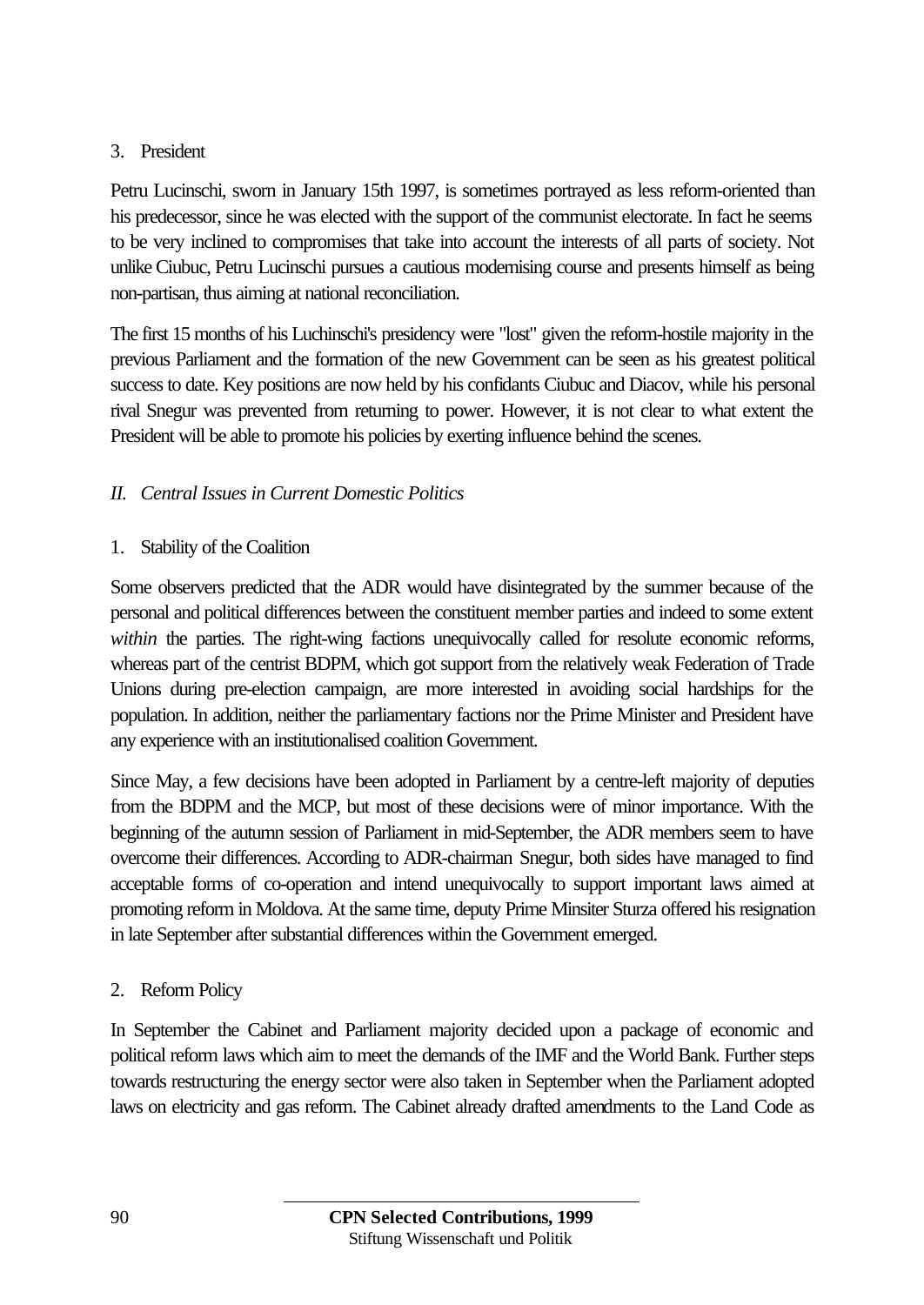3. President

Petru Lucinschi, sworn in January 15th 1997, is sometimes portrayed as less reform-oriented than his predecessor, since he was elected with the support of the communist electorate. In fact he seems to be very inclined to compromises that take into account the interests of all parts of society. Not unlike Ciubuc, Petru Lucinschi pursues a cautious modernising course and presents himself as being non-partisan, thus aiming at national reconciliation.

The first 15 months of his Luchinschi's presidency were "lost" given the reform-hostile majority in the previous Parliament and the formation of the new Government can be seen as his greatest political success to date. Key positions are now held by his confidants Ciubuc and Diacov, while his personal rival Snegur was prevented from returning to power. However, it is not clear to what extent the President will be able to promote his policies by exerting influence behind the scenes.

## *II. Central Issues in Current Domestic Politics*

1. Stability of the Coalition

Some observers predicted that the ADR would have disintegrated by the summer because of the personal and political differences between the constituent member parties and indeed to some extent *within* the parties. The right-wing factions unequivocally called for resolute economic reforms, whereas part of the centrist BDPM, which got support from the relatively weak Federation of Trade Unions during pre-election campaign, are more interested in avoiding social hardships for the population. In addition, neither the parliamentary factions nor the Prime Minister and President have any experience with an institutionalised coalition Government.

Since May, a few decisions have been adopted in Parliament by a centre-left majority of deputies from the BDPM and the MCP, but most of these decisions were of minor importance. With the beginning of the autumn session of Parliament in mid-September, the ADR members seem to have overcome their differences. According to ADR-chairman Snegur, both sides have managed to find acceptable forms of co-operation and intend unequivocally to support important laws aimed at promoting reform in Moldova. At the same time, deputy Prime Minsiter Sturza offered his resignation in late September after substantial differences within the Government emerged.

2. Reform Policy

In September the Cabinet and Parliament majority decided upon a package of economic and political reform laws which aim to meet the demands of the IMF and the World Bank. Further steps towards restructuring the energy sector were also taken in September when the Parliament adopted laws on electricity and gas reform. The Cabinet already drafted amendments to the Land Code as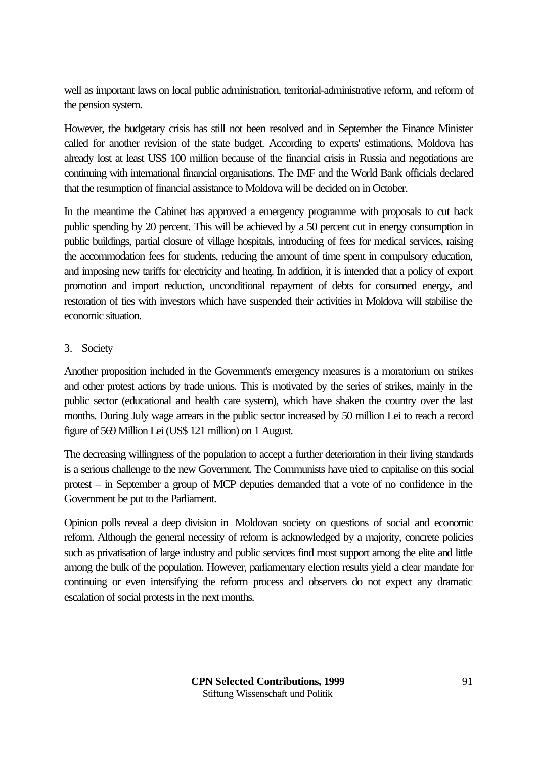well as important laws on local public administration, territorial-administrative reform, and reform of the pension system.

However, the budgetary crisis has still not been resolved and in September the Finance Minister called for another revision of the state budget. According to experts' estimations, Moldova has already lost at least US$ 100 million because of the financial crisis in Russia and negotiations are continuing with international financial organisations. The IMF and the World Bank officials declared that the resumption of financial assistance to Moldova will be decided on in October.

In the meantime the Cabinet has approved a emergency programme with proposals to cut back public spending by 20 percent. This will be achieved by a 50 percent cut in energy consumption in public buildings, partial closure of village hospitals, introducing of fees for medical services, raising the accommodation fees for students, reducing the amount of time spent in compulsory education, and imposing new tariffs for electricity and heating. In addition, it is intended that a policy of export promotion and import reduction, unconditional repayment of debts for consumed energy, and restoration of ties with investors which have suspended their activities in Moldova will stabilise the economic situation.

## 3. Society

Another proposition included in the Government's emergency measures is a moratorium on strikes and other protest actions by trade unions. This is motivated by the series of strikes, mainly in the public sector (educational and health care system), which have shaken the country over the last months. During July wage arrears in the public sector increased by 50 million Lei to reach a record figure of 569 Million Lei (US$ 121 million) on 1 August.

The decreasing willingness of the population to accept a further deterioration in their living standards is a serious challenge to the new Government. The Communists have tried to capitalise on this social protest – in September a group of MCP deputies demanded that a vote of no confidence in the Government be put to the Parliament.

Opinion polls reveal a deep division in Moldovan society on questions of social and economic reform. Although the general necessity of reform is acknowledged by a majority, concrete policies such as privatisation of large industry and public services find most support among the elite and little among the bulk of the population. However, parliamentary election results yield a clear mandate for continuing or even intensifying the reform process and observers do not expect any dramatic escalation of social protests in the next months.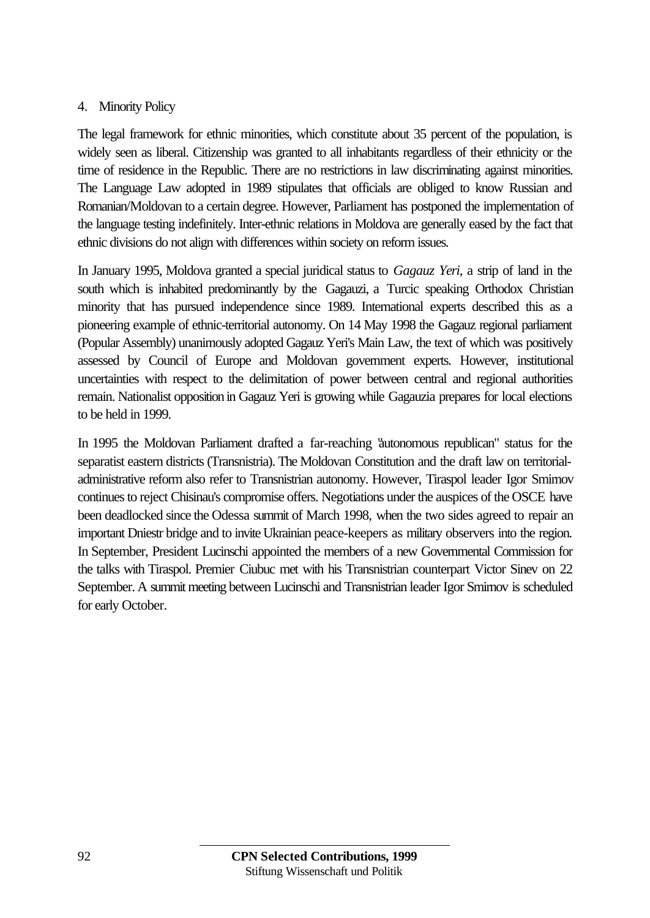4. Minority Policy

The legal framework for ethnic minorities, which constitute about 35 percent of the population, is widely seen as liberal. Citizenship was granted to all inhabitants regardless of their ethnicity or the time of residence in the Republic. There are no restrictions in law discriminating against minorities. The Language Law adopted in 1989 stipulates that officials are obliged to know Russian and Romanian/Moldovan to a certain degree. However, Parliament has postponed the implementation of the language testing indefinitely. Inter-ethnic relations in Moldova are generally eased by the fact that ethnic divisions do not align with differences within society on reform issues.

In January 1995, Moldova granted a special juridical status to *Gagauz Yeri*, a strip of land in the south which is inhabited predominantly by the Gagauzi, a Turcic speaking Orthodox Christian minority that has pursued independence since 1989. International experts described this as a pioneering example of ethnic-territorial autonomy. On 14 May 1998 the Gagauz regional parliament (Popular Assembly) unanimously adopted Gagauz Yeri's Main Law, the text of which was positively assessed by Council of Europe and Moldovan government experts. However, institutional uncertainties with respect to the delimitation of power between central and regional authorities remain. Nationalist opposition in Gagauz Yeri is growing while Gagauzia prepares for local elections to be held in 1999.

In 1995 the Moldovan Parliament drafted a far-reaching "autonomous republican" status for the separatist eastern districts (Transnistria). The Moldovan Constitution and the draft law on territorial-administrative reform also refer to Transnistrian autonomy. However, Tiraspol leader Igor Smirnov continues to reject Chisinau's compromise offers. Negotiations under the auspices of the OSCE have been deadlocked since the Odessa summit of March 1998, when the two sides agreed to repair an important Dniestr bridge and to invite Ukrainian peace-keepers as military observers into the region. In September, President Lucinschi appointed the members of a new Governmental Commission for the talks with Tiraspol. Premier Ciubuc met with his Transnistrian counterpart Victor Sinev on 22 September. A summit meeting between Lucinschi and Transnistrian leader Igor Smirnov is scheduled for early October.